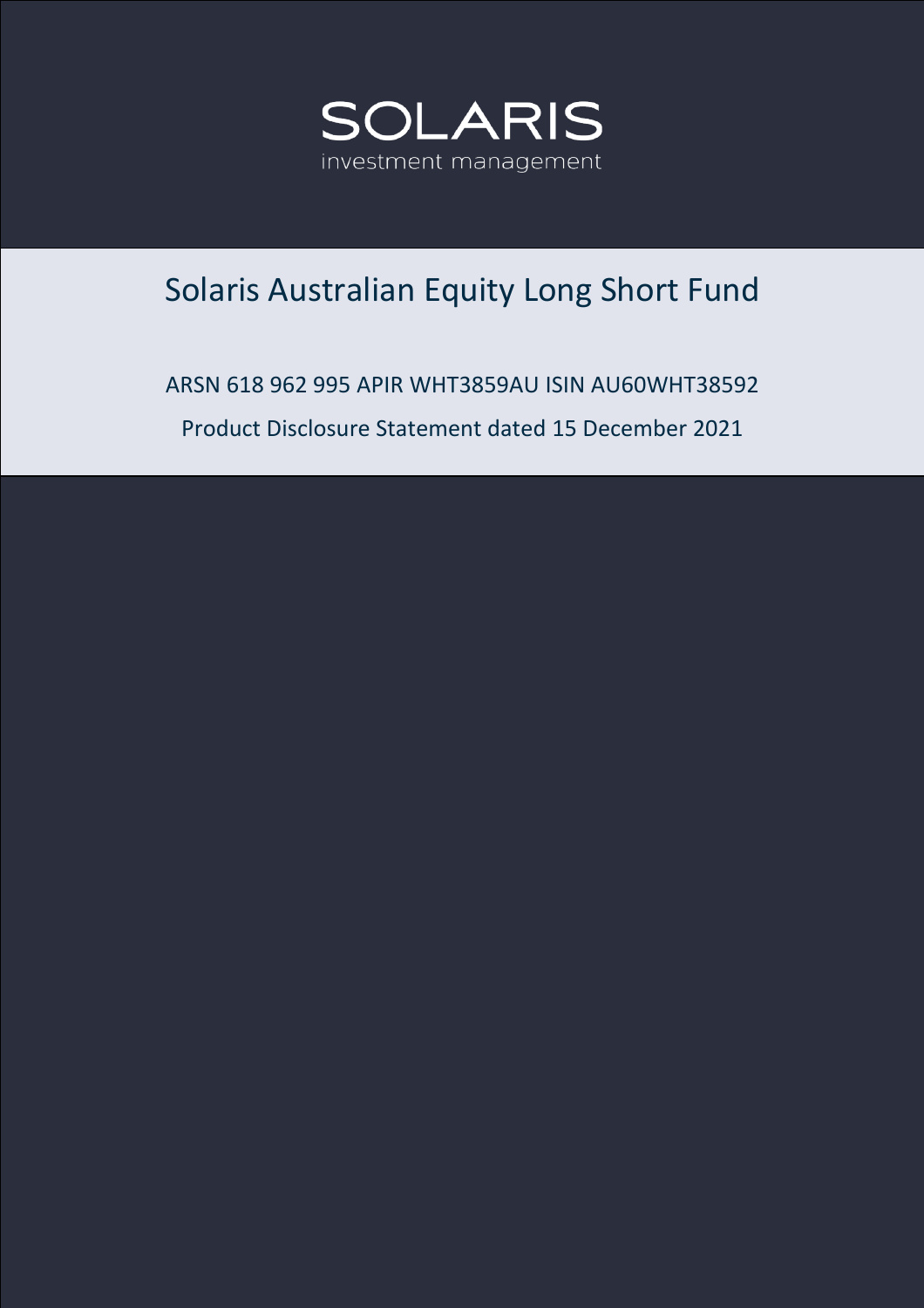SOLARIS

investment management

# Solaris Australian Equity Long Short Fund

ARSN 618 962 995 APIR WHT3859AU ISIN AU60WHT38592

Product Disclosure Statement dated 15 December 2021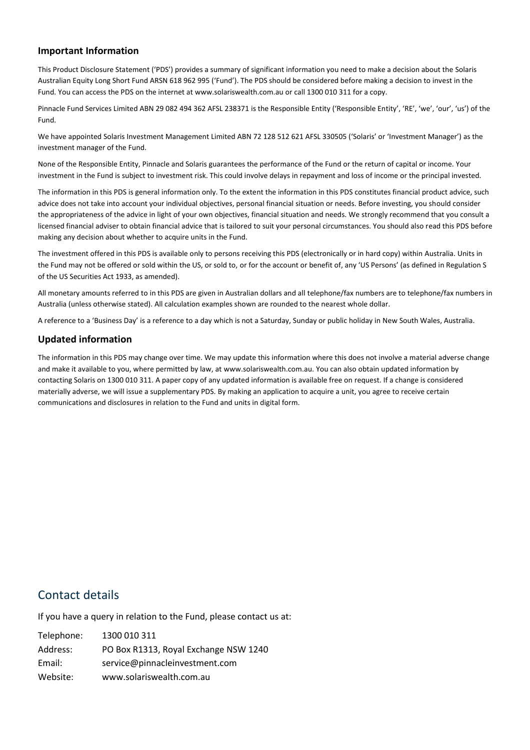## Important Information

This Product Disclosure Statement ('PDS') provides a summary of significant information you need to make a decision about the Solaris Australian Equity Long Short Fund ARSN 618 962 995 ('Fund'). The PDS should be considered before making a decision to invest in the Fund. You can access the PDS on the internet at www.solariswealth.com.au or call 1300 010 311 for a copy.

Pinnacle Fund Services Limited ABN 29 082 494 362 AFSL 238371 is the Responsible Entity ('Responsible Entity', 'RE', 'we', 'our', 'us') of the Fund.

We have appointed Solaris Investment Management Limited ABN 72 128 512 621 AFSL 330505 ('Solaris' or 'Investment Manager') as the investment manager of the Fund.

None of the Responsible Entity, Pinnacle and Solaris guarantees the performance of the Fund or the return of capital or income. Your investment in the Fund is subject to investment risk. This could involve delays in repayment and loss of income or the principal invested.

The information in this PDS is general information only. To the extent the information in this PDS constitutes financial product advice, such advice does not take into account your individual objectives, personal financial situation or needs. Before investing, you should consider the appropriateness of the advice in light of your own objectives, financial situation and needs. We strongly recommend that you consult a licensed financial adviser to obtain financial advice that is tailored to suit your personal circumstances. You should also read this PDS before making any decision about whether to acquire units in the Fund.

The investment offered in this PDS is available only to persons receiving this PDS (electronically or in hard copy) within Australia. Units in the Fund may not be offered or sold within the US, or sold to, or for the account or benefit of, any 'US Persons' (as defined in Regulation S of the US Securities Act 1933, as amended).

All monetary amounts referred to in this PDS are given in Australian dollars and all telephone/fax numbers are to telephone/fax numbers in Australia (unless otherwise stated). All calculation examples shown are rounded to the nearest whole dollar.

A reference to a 'Business Day' is a reference to a day which is not a Saturday, Sunday or public holiday in New South Wales, Australia.

## Updated information

The information in this PDS may change over time. We may update this information where this does not involve a material adverse change and make it available to you, where permitted by law, at www.solariswealth.com.au. You can also obtain updated information by contacting Solaris on 1300 010 311. A paper copy of any updated information is available free on request. If a change is considered materially adverse, we will issue a supplementary PDS. By making an application to acquire a unit, you agree to receive certain communications and disclosures in relation to the Fund and units in digital form.

# Contact details

If you have a query in relation to the Fund, please contact us at:

| | |
|---|---|
| Telephone: | 1300 010 311 |
| Address: | PO Box R1313, Royal Exchange NSW 1240 |
| Email: | service@pinnacleinvestment.com |
| Website: | www.solariswealth.com.au |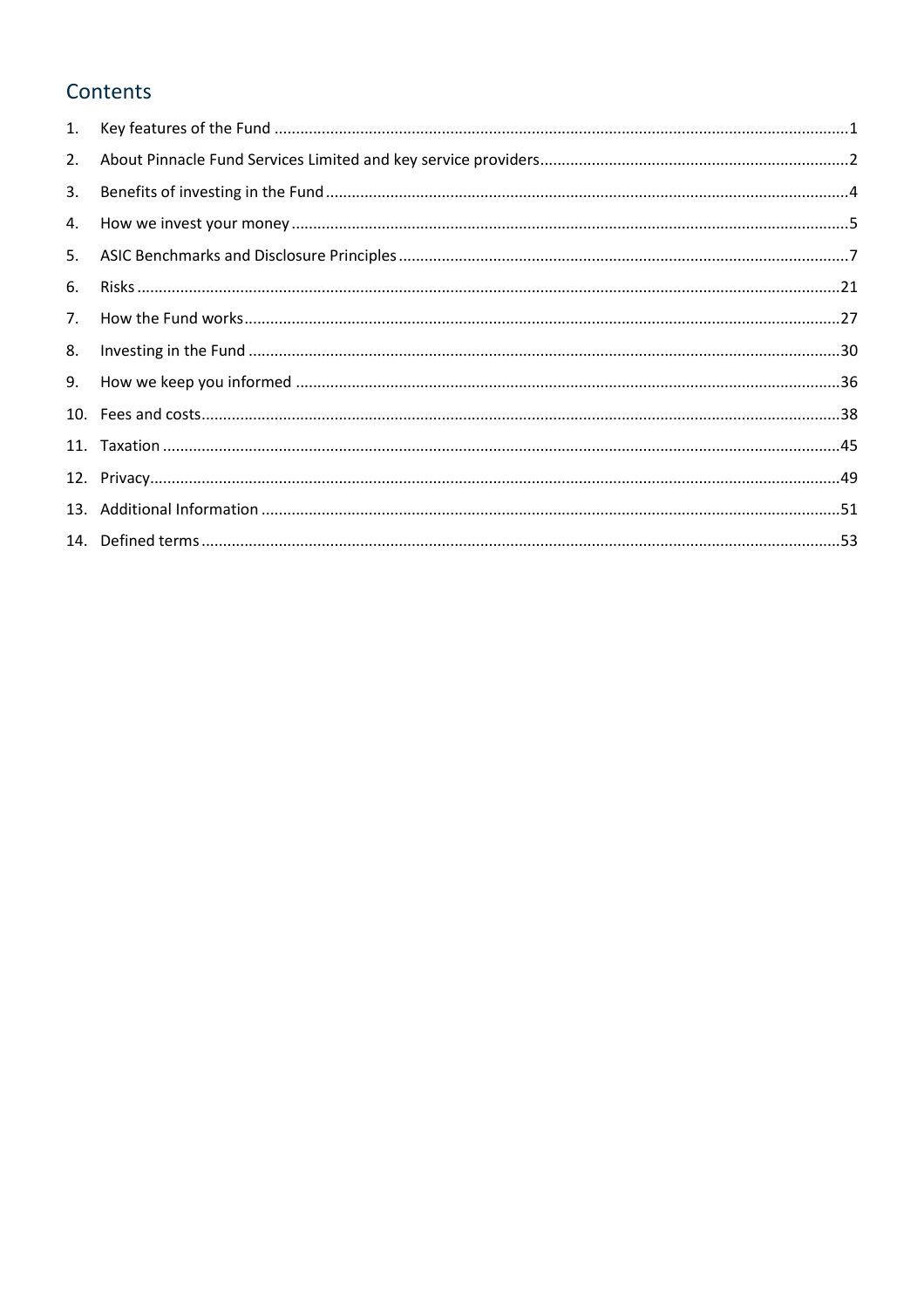## Contents

1. Key features of the Fund ....................................................................................................................................1
2. About Pinnacle Fund Services Limited and key service providers.......................................................................2
3. Benefits of investing in the Fund ........................................................................................................................4
4. How we invest your money ................................................................................................................................5
5. ASIC Benchmarks and Disclosure Principles .......................................................................................................7
6. Risks .................................................................................................................................................................21
7. How the Fund works.........................................................................................................................................27
8. Investing in the Fund ........................................................................................................................................30
9. How we keep you informed .............................................................................................................................36
10. Fees and costs..................................................................................................................................................38
11. Taxation ...........................................................................................................................................................45
12. Privacy..............................................................................................................................................................49
13. Additional Information .....................................................................................................................................51
14. Defined terms ..................................................................................................................................................53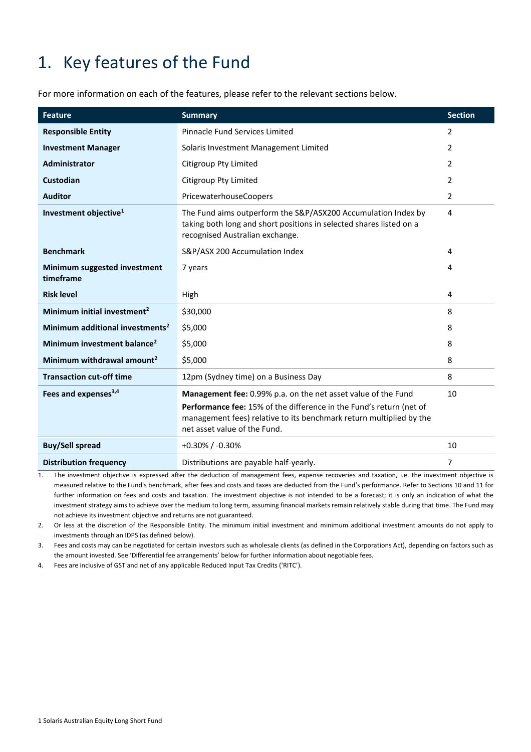# 1. Key features of the Fund

For more information on each of the features, please refer to the relevant sections below.

| Feature | Summary | Section |
|---|---|---|
| **Responsible Entity** | Pinnacle Fund Services Limited | 2 |
| **Investment Manager** | Solaris Investment Management Limited | 2 |
| **Administrator** | Citigroup Pty Limited | 2 |
| **Custodian** | Citigroup Pty Limited | 2 |
| **Auditor** | PricewaterhouseCoopers | 2 |
| **Investment objective[1]** | The Fund aims outperform the S&P/ASX200 Accumulation Index by taking both long and short positions in selected shares listed on a recognised Australian exchange. | 4 |
| **Benchmark** | S&P/ASX 200 Accumulation Index | 4 |
| **Minimum suggested investment timeframe** | 7 years | 4 |
| **Risk level** | High | 4 |
| **Minimum initial investment[2]** | $30,000 | 8 |
| **Minimum additional investments[2]** | $5,000 | 8 |
| **Minimum investment balance[2]** | $5,000 | 8 |
| **Minimum withdrawal amount[2]** | $5,000 | 8 |
| **Transaction cut-off time** | 12pm (Sydney time) on a Business Day | 8 |
| **Fees and expenses[3,4]** | **Management fee:** 0.99% p.a. on the net asset value of the Fund<br>**Performance fee:** 15% of the difference in the Fund's return (net of management fees) relative to its benchmark return multiplied by the net asset value of the Fund. | 10 |
| **Buy/Sell spread** | +0.30% / -0.30% | 10 |
| **Distribution frequency** | Distributions are payable half-yearly. | 7 |

1. The investment objective is expressed after the deduction of management fees, expense recoveries and taxation, i.e. the investment objective is measured relative to the Fund's benchmark, after fees and costs and taxes are deducted from the Fund's performance. Refer to Sections 10 and 11 for further information on fees and costs and taxation. The investment objective is not intended to be a forecast; it is only an indication of what the investment strategy aims to achieve over the medium to long term, assuming financial markets remain relatively stable during that time. The Fund may not achieve its investment objective and returns are not guaranteed.
2. Or less at the discretion of the Responsible Entity. The minimum initial investment and minimum additional investment amounts do not apply to investments through an IDPS (as defined below).
3. Fees and costs may can be negotiated for certain investors such as wholesale clients (as defined in the Corporations Act), depending on factors such as the amount invested. See 'Differential fee arrangements' below for further information about negotiable fees.
4. Fees are inclusive of GST and net of any applicable Reduced Input Tax Credits ('RITC').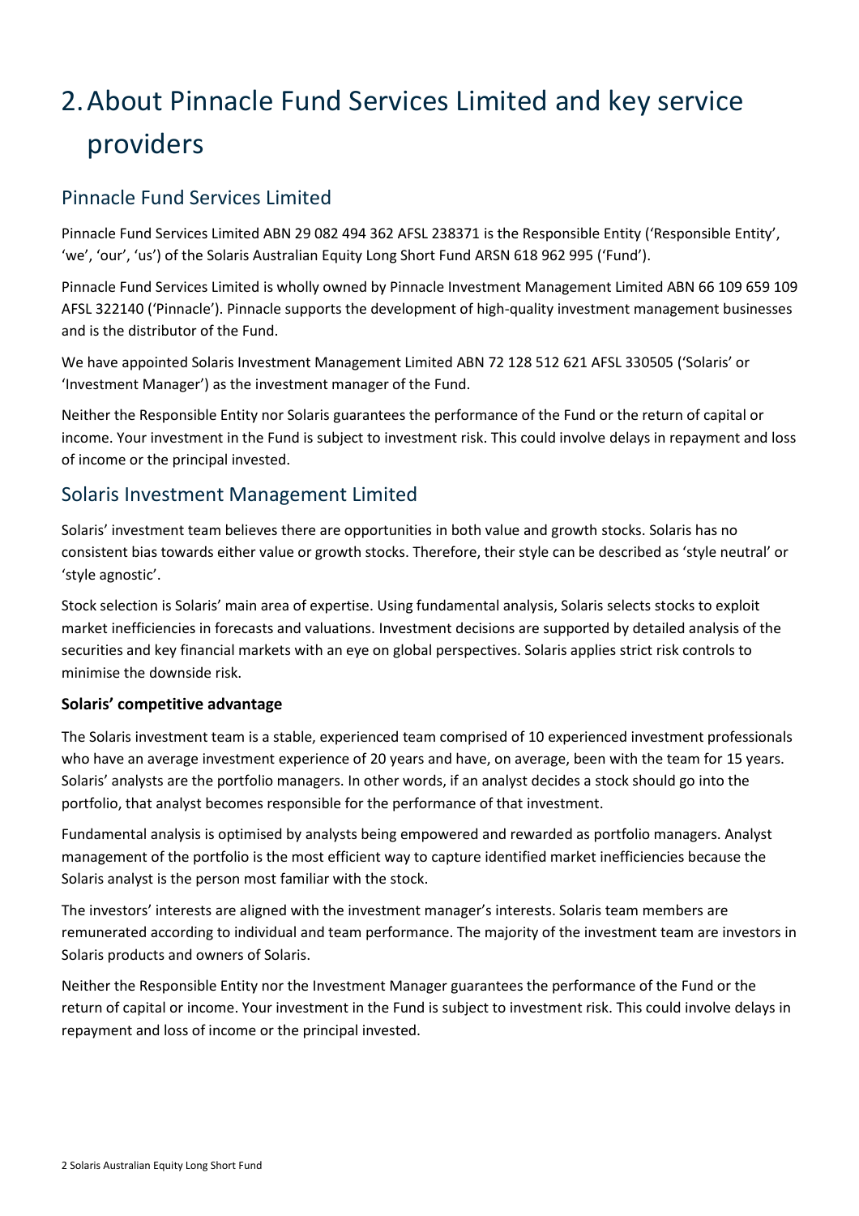# 2. About Pinnacle Fund Services Limited and key service providers

## Pinnacle Fund Services Limited

Pinnacle Fund Services Limited ABN 29 082 494 362 AFSL 238371 is the Responsible Entity ('Responsible Entity', 'we', 'our', 'us') of the Solaris Australian Equity Long Short Fund ARSN 618 962 995 ('Fund').

Pinnacle Fund Services Limited is wholly owned by Pinnacle Investment Management Limited ABN 66 109 659 109 AFSL 322140 ('Pinnacle'). Pinnacle supports the development of high-quality investment management businesses and is the distributor of the Fund.

We have appointed Solaris Investment Management Limited ABN 72 128 512 621 AFSL 330505 ('Solaris' or 'Investment Manager') as the investment manager of the Fund.

Neither the Responsible Entity nor Solaris guarantees the performance of the Fund or the return of capital or income. Your investment in the Fund is subject to investment risk. This could involve delays in repayment and loss of income or the principal invested.

## Solaris Investment Management Limited

Solaris' investment team believes there are opportunities in both value and growth stocks. Solaris has no consistent bias towards either value or growth stocks. Therefore, their style can be described as 'style neutral' or 'style agnostic'.

Stock selection is Solaris' main area of expertise. Using fundamental analysis, Solaris selects stocks to exploit market inefficiencies in forecasts and valuations. Investment decisions are supported by detailed analysis of the securities and key financial markets with an eye on global perspectives. Solaris applies strict risk controls to minimise the downside risk.

**Solaris' competitive advantage**

The Solaris investment team is a stable, experienced team comprised of 10 experienced investment professionals who have an average investment experience of 20 years and have, on average, been with the team for 15 years. Solaris' analysts are the portfolio managers. In other words, if an analyst decides a stock should go into the portfolio, that analyst becomes responsible for the performance of that investment.

Fundamental analysis is optimised by analysts being empowered and rewarded as portfolio managers. Analyst management of the portfolio is the most efficient way to capture identified market inefficiencies because the Solaris analyst is the person most familiar with the stock.

The investors' interests are aligned with the investment manager's interests. Solaris team members are remunerated according to individual and team performance. The majority of the investment team are investors in Solaris products and owners of Solaris.

Neither the Responsible Entity nor the Investment Manager guarantees the performance of the Fund or the return of capital or income. Your investment in the Fund is subject to investment risk. This could involve delays in repayment and loss of income or the principal invested.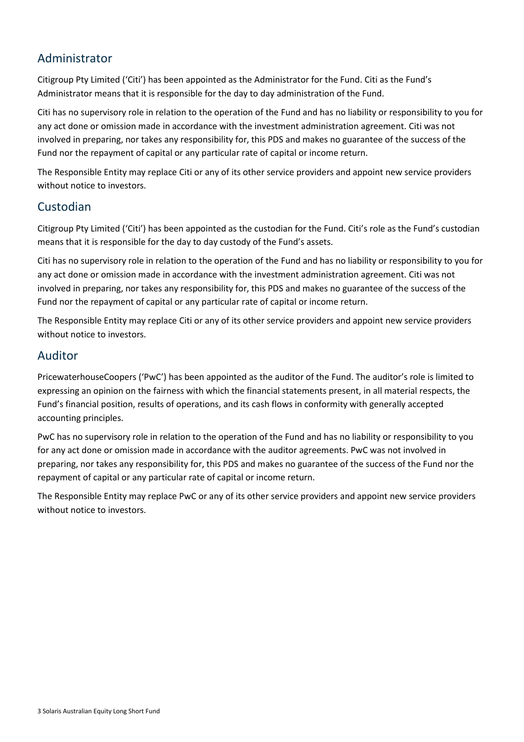## Administrator

Citigroup Pty Limited ('Citi') has been appointed as the Administrator for the Fund. Citi as the Fund's Administrator means that it is responsible for the day to day administration of the Fund.

Citi has no supervisory role in relation to the operation of the Fund and has no liability or responsibility to you for any act done or omission made in accordance with the investment administration agreement. Citi was not involved in preparing, nor takes any responsibility for, this PDS and makes no guarantee of the success of the Fund nor the repayment of capital or any particular rate of capital or income return.

The Responsible Entity may replace Citi or any of its other service providers and appoint new service providers without notice to investors.

## Custodian

Citigroup Pty Limited ('Citi') has been appointed as the custodian for the Fund. Citi's role as the Fund's custodian means that it is responsible for the day to day custody of the Fund's assets.

Citi has no supervisory role in relation to the operation of the Fund and has no liability or responsibility to you for any act done or omission made in accordance with the investment administration agreement. Citi was not involved in preparing, nor takes any responsibility for, this PDS and makes no guarantee of the success of the Fund nor the repayment of capital or any particular rate of capital or income return.

The Responsible Entity may replace Citi or any of its other service providers and appoint new service providers without notice to investors.

## Auditor

PricewaterhouseCoopers ('PwC') has been appointed as the auditor of the Fund. The auditor's role is limited to expressing an opinion on the fairness with which the financial statements present, in all material respects, the Fund's financial position, results of operations, and its cash flows in conformity with generally accepted accounting principles.

PwC has no supervisory role in relation to the operation of the Fund and has no liability or responsibility to you for any act done or omission made in accordance with the auditor agreements. PwC was not involved in preparing, nor takes any responsibility for, this PDS and makes no guarantee of the success of the Fund nor the repayment of capital or any particular rate of capital or income return.

The Responsible Entity may replace PwC or any of its other service providers and appoint new service providers without notice to investors.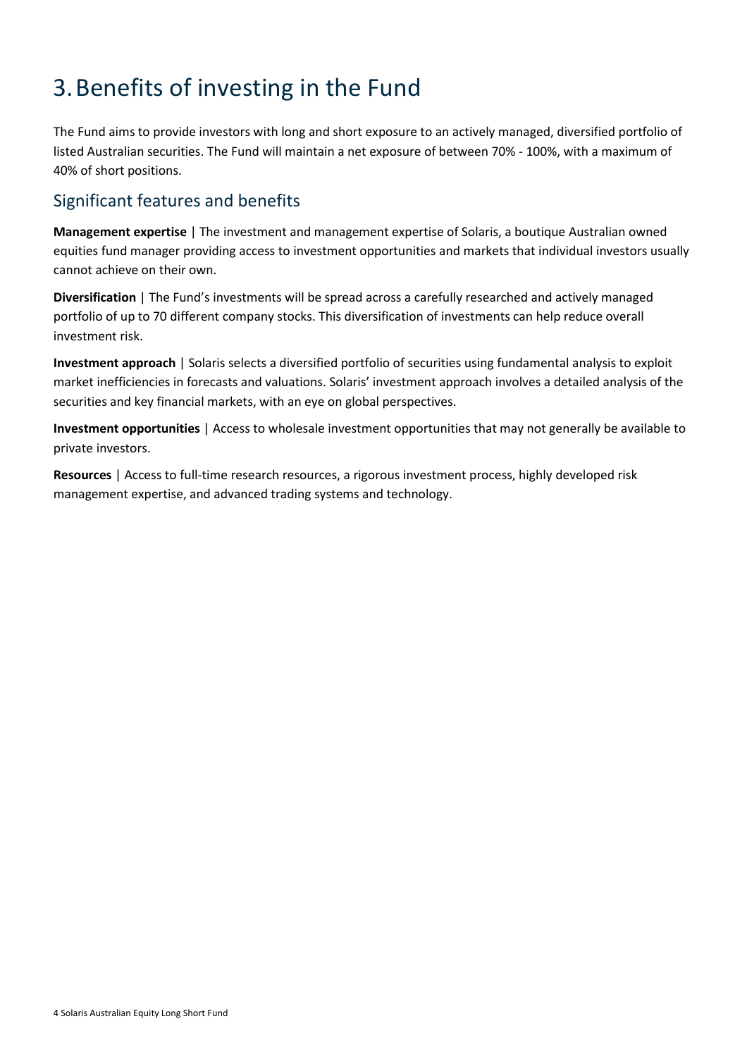# 3. Benefits of investing in the Fund

The Fund aims to provide investors with long and short exposure to an actively managed, diversified portfolio of listed Australian securities. The Fund will maintain a net exposure of between 70% - 100%, with a maximum of 40% of short positions.

## Significant features and benefits

**Management expertise** | The investment and management expertise of Solaris, a boutique Australian owned equities fund manager providing access to investment opportunities and markets that individual investors usually cannot achieve on their own.

**Diversification** | The Fund's investments will be spread across a carefully researched and actively managed portfolio of up to 70 different company stocks. This diversification of investments can help reduce overall investment risk.

**Investment approach** | Solaris selects a diversified portfolio of securities using fundamental analysis to exploit market inefficiencies in forecasts and valuations. Solaris' investment approach involves a detailed analysis of the securities and key financial markets, with an eye on global perspectives.

**Investment opportunities** | Access to wholesale investment opportunities that may not generally be available to private investors.

**Resources** | Access to full-time research resources, a rigorous investment process, highly developed risk management expertise, and advanced trading systems and technology.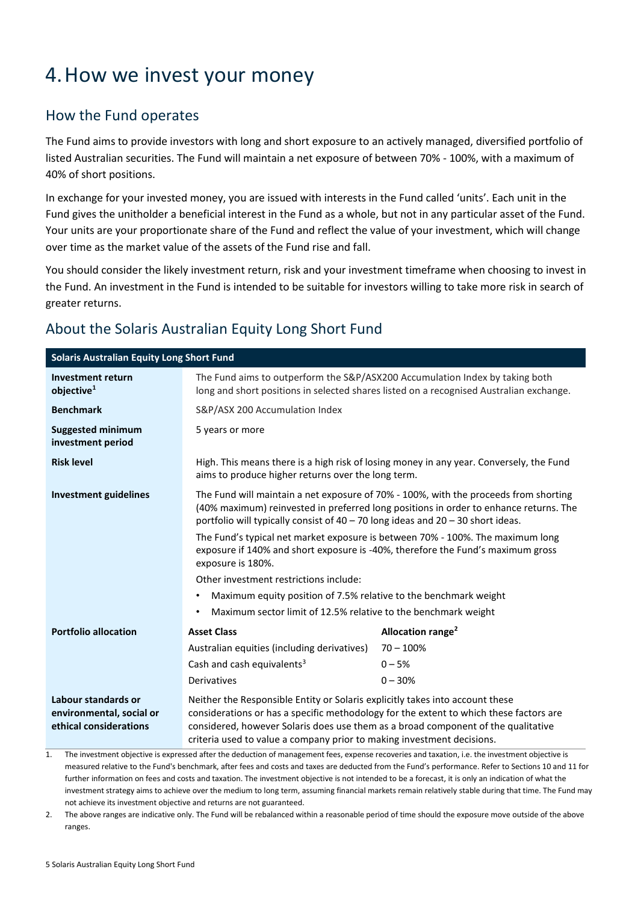# 4. How we invest your money

## How the Fund operates

The Fund aims to provide investors with long and short exposure to an actively managed, diversified portfolio of listed Australian securities. The Fund will maintain a net exposure of between 70% - 100%, with a maximum of 40% of short positions.

In exchange for your invested money, you are issued with interests in the Fund called 'units'. Each unit in the Fund gives the unitholder a beneficial interest in the Fund as a whole, but not in any particular asset of the Fund. Your units are your proportionate share of the Fund and reflect the value of your investment, which will change over time as the market value of the assets of the Fund rise and fall.

You should consider the likely investment return, risk and your investment timeframe when choosing to invest in the Fund. An investment in the Fund is intended to be suitable for investors willing to take more risk in search of greater returns.

## About the Solaris Australian Equity Long Short Fund

| **Solaris Australian Equity Long Short Fund** | | |
|---|---|---|
| **Investment return objective**[1] | The Fund aims to outperform the S&P/ASX200 Accumulation Index by taking both long and short positions in selected shares listed on a recognised Australian exchange. | |
| **Benchmark** | S&P/ASX 200 Accumulation Index | |
| **Suggested minimum investment period** | 5 years or more | |
| **Risk level** | High. This means there is a high risk of losing money in any year. Conversely, the Fund aims to produce higher returns over the long term. | |
| **Investment guidelines** | The Fund will maintain a net exposure of 70% - 100%, with the proceeds from shorting (40% maximum) reinvested in preferred long positions in order to enhance returns. The portfolio will typically consist of 40 – 70 long ideas and 20 – 30 short ideas.<br><br>The Fund's typical net market exposure is between 70% - 100%. The maximum long exposure if 140% and short exposure is -40%, therefore the Fund's maximum gross exposure is 180%.<br><br>Other investment restrictions include:<br>• Maximum equity position of 7.5% relative to the benchmark weight<br>• Maximum sector limit of 12.5% relative to the benchmark weight | |
| **Portfolio allocation** | **Asset Class** | **Allocation range**[2] |
| | Australian equities (including derivatives) | 70 – 100% |
| | Cash and cash equivalents[3] | 0 – 5% |
| | Derivatives | 0 – 30% |
| **Labour standards or environmental, social or ethical considerations** | Neither the Responsible Entity or Solaris explicitly takes into account these considerations or has a specific methodology for the extent to which these factors are considered, however Solaris does use them as a broad component of the qualitative criteria used to value a company prior to making investment decisions. | |

1. The investment objective is expressed after the deduction of management fees, expense recoveries and taxation, i.e. the investment objective is measured relative to the Fund's benchmark, after fees and costs and taxes are deducted from the Fund's performance. Refer to Sections 10 and 11 for further information on fees and costs and taxation. The investment objective is not intended to be a forecast, it is only an indication of what the investment strategy aims to achieve over the medium to long term, assuming financial markets remain relatively stable during that time. The Fund may not achieve its investment objective and returns are not guaranteed.
2. The above ranges are indicative only. The Fund will be rebalanced within a reasonable period of time should the exposure move outside of the above ranges.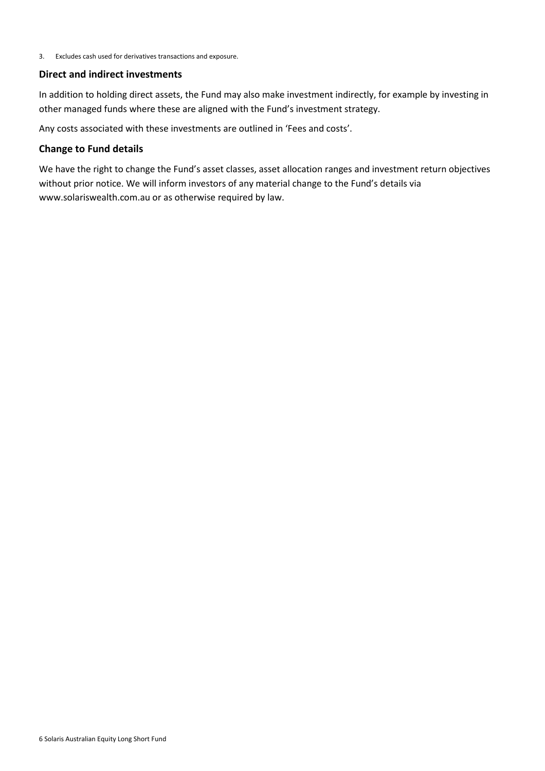3. Excludes cash used for derivatives transactions and exposure.

## Direct and indirect investments

In addition to holding direct assets, the Fund may also make investment indirectly, for example by investing in other managed funds where these are aligned with the Fund's investment strategy.

Any costs associated with these investments are outlined in 'Fees and costs'.

## Change to Fund details

We have the right to change the Fund's asset classes, asset allocation ranges and investment return objectives without prior notice. We will inform investors of any material change to the Fund's details via www.solariswealth.com.au or as otherwise required by law.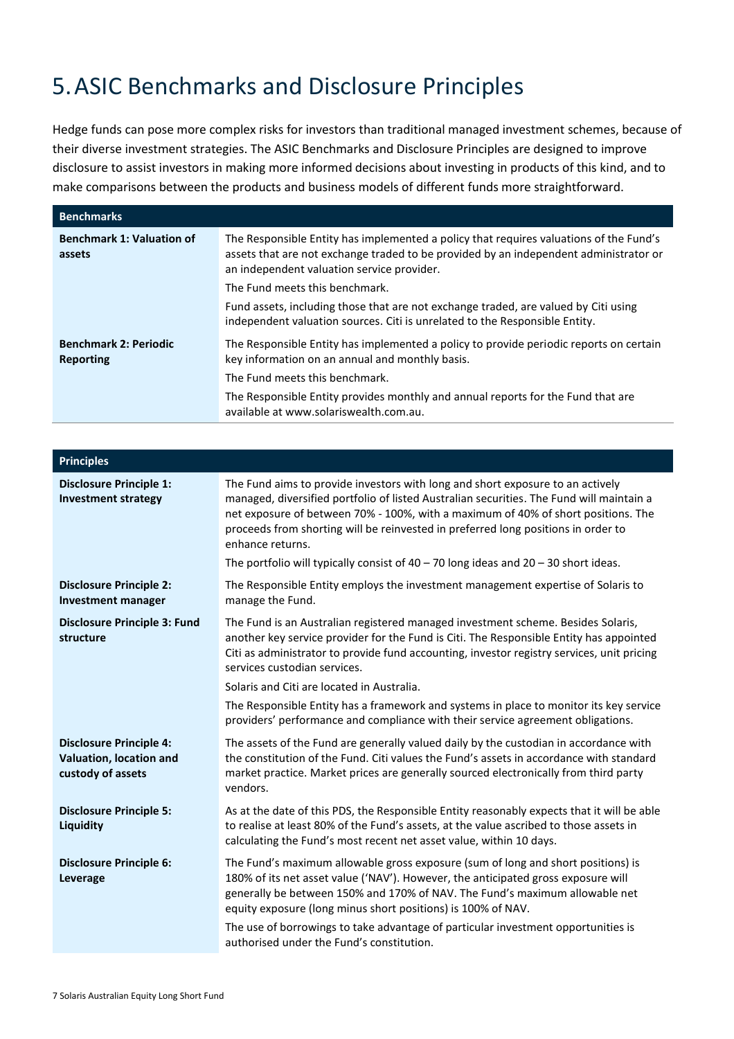# 5. ASIC Benchmarks and Disclosure Principles

Hedge funds can pose more complex risks for investors than traditional managed investment schemes, because of their diverse investment strategies. The ASIC Benchmarks and Disclosure Principles are designed to improve disclosure to assist investors in making more informed decisions about investing in products of this kind, and to make comparisons between the products and business models of different funds more straightforward.

| Benchmarks | |
|---|---|
| **Benchmark 1: Valuation of assets** | The Responsible Entity has implemented a policy that requires valuations of the Fund's assets that are not exchange traded to be provided by an independent administrator or an independent valuation service provider.<br><br>The Fund meets this benchmark.<br><br>Fund assets, including those that are not exchange traded, are valued by Citi using independent valuation sources. Citi is unrelated to the Responsible Entity. |
| **Benchmark 2: Periodic Reporting** | The Responsible Entity has implemented a policy to provide periodic reports on certain key information on an annual and monthly basis.<br><br>The Fund meets this benchmark.<br><br>The Responsible Entity provides monthly and annual reports for the Fund that are available at www.solariswealth.com.au. |

| Principles | |
|---|---|
| **Disclosure Principle 1: Investment strategy** | The Fund aims to provide investors with long and short exposure to an actively managed, diversified portfolio of listed Australian securities. The Fund will maintain a net exposure of between 70% - 100%, with a maximum of 40% of short positions. The proceeds from shorting will be reinvested in preferred long positions in order to enhance returns.<br><br>The portfolio will typically consist of 40 – 70 long ideas and 20 – 30 short ideas. |
| **Disclosure Principle 2: Investment manager** | The Responsible Entity employs the investment management expertise of Solaris to manage the Fund. |
| **Disclosure Principle 3: Fund structure** | The Fund is an Australian registered managed investment scheme. Besides Solaris, another key service provider for the Fund is Citi. The Responsible Entity has appointed Citi as administrator to provide fund accounting, investor registry services, unit pricing services custodian services.<br><br>Solaris and Citi are located in Australia.<br><br>The Responsible Entity has a framework and systems in place to monitor its key service providers' performance and compliance with their service agreement obligations. |
| **Disclosure Principle 4: Valuation, location and custody of assets** | The assets of the Fund are generally valued daily by the custodian in accordance with the constitution of the Fund. Citi values the Fund's assets in accordance with standard market practice. Market prices are generally sourced electronically from third party vendors. |
| **Disclosure Principle 5: Liquidity** | As at the date of this PDS, the Responsible Entity reasonably expects that it will be able to realise at least 80% of the Fund's assets, at the value ascribed to those assets in calculating the Fund's most recent net asset value, within 10 days. |
| **Disclosure Principle 6: Leverage** | The Fund's maximum allowable gross exposure (sum of long and short positions) is 180% of its net asset value ('NAV'). However, the anticipated gross exposure will generally be between 150% and 170% of NAV. The Fund's maximum allowable net equity exposure (long minus short positions) is 100% of NAV.<br><br>The use of borrowings to take advantage of particular investment opportunities is authorised under the Fund's constitution. |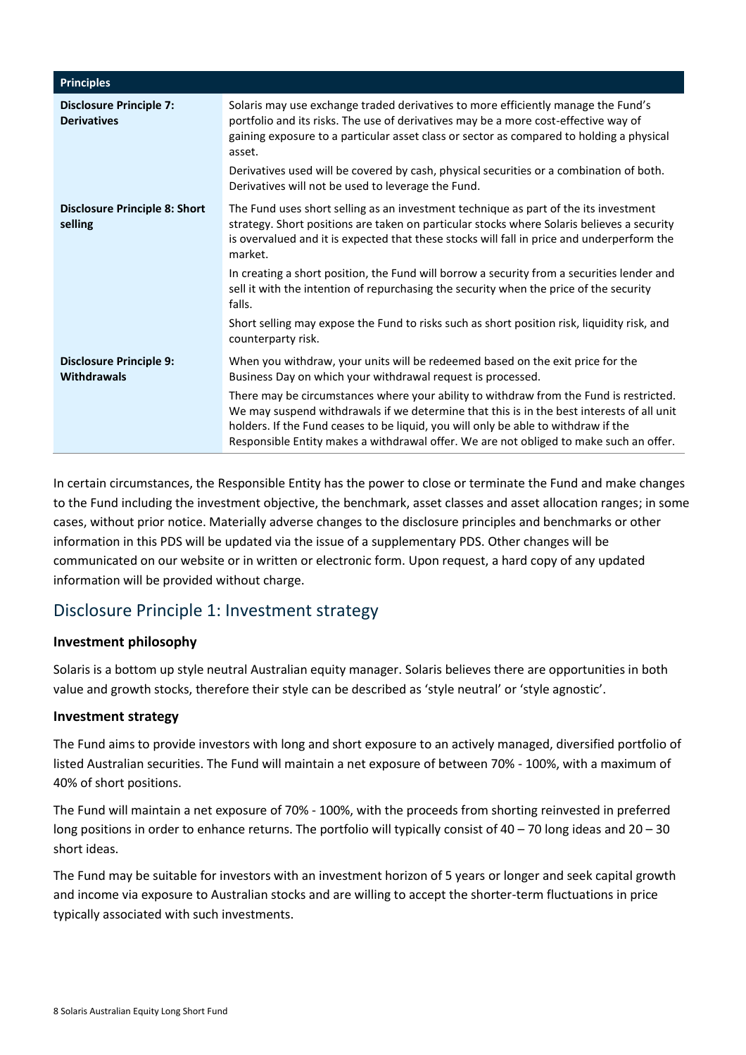| Principles | |
|---|---|
| **Disclosure Principle 7: Derivatives** | Solaris may use exchange traded derivatives to more efficiently manage the Fund's portfolio and its risks. The use of derivatives may be a more cost-effective way of gaining exposure to a particular asset class or sector as compared to holding a physical asset.<br><br>Derivatives used will be covered by cash, physical securities or a combination of both. Derivatives will not be used to leverage the Fund. |
| **Disclosure Principle 8: Short selling** | The Fund uses short selling as an investment technique as part of the its investment strategy. Short positions are taken on particular stocks where Solaris believes a security is overvalued and it is expected that these stocks will fall in price and underperform the market.<br><br>In creating a short position, the Fund will borrow a security from a securities lender and sell it with the intention of repurchasing the security when the price of the security falls.<br><br>Short selling may expose the Fund to risks such as short position risk, liquidity risk, and counterparty risk. |
| **Disclosure Principle 9: Withdrawals** | When you withdraw, your units will be redeemed based on the exit price for the Business Day on which your withdrawal request is processed.<br><br>There may be circumstances where your ability to withdraw from the Fund is restricted. We may suspend withdrawals if we determine that this is in the best interests of all unit holders. If the Fund ceases to be liquid, you will only be able to withdraw if the Responsible Entity makes a withdrawal offer. We are not obliged to make such an offer. |

In certain circumstances, the Responsible Entity has the power to close or terminate the Fund and make changes to the Fund including the investment objective, the benchmark, asset classes and asset allocation ranges; in some cases, without prior notice. Materially adverse changes to the disclosure principles and benchmarks or other information in this PDS will be updated via the issue of a supplementary PDS. Other changes will be communicated on our website or in written or electronic form. Upon request, a hard copy of any updated information will be provided without charge.

## Disclosure Principle 1: Investment strategy

### Investment philosophy

Solaris is a bottom up style neutral Australian equity manager. Solaris believes there are opportunities in both value and growth stocks, therefore their style can be described as 'style neutral' or 'style agnostic'.

### Investment strategy

The Fund aims to provide investors with long and short exposure to an actively managed, diversified portfolio of listed Australian securities. The Fund will maintain a net exposure of between 70% - 100%, with a maximum of 40% of short positions.

The Fund will maintain a net exposure of 70% - 100%, with the proceeds from shorting reinvested in preferred long positions in order to enhance returns. The portfolio will typically consist of 40 – 70 long ideas and 20 – 30 short ideas.

The Fund may be suitable for investors with an investment horizon of 5 years or longer and seek capital growth and income via exposure to Australian stocks and are willing to accept the shorter-term fluctuations in price typically associated with such investments.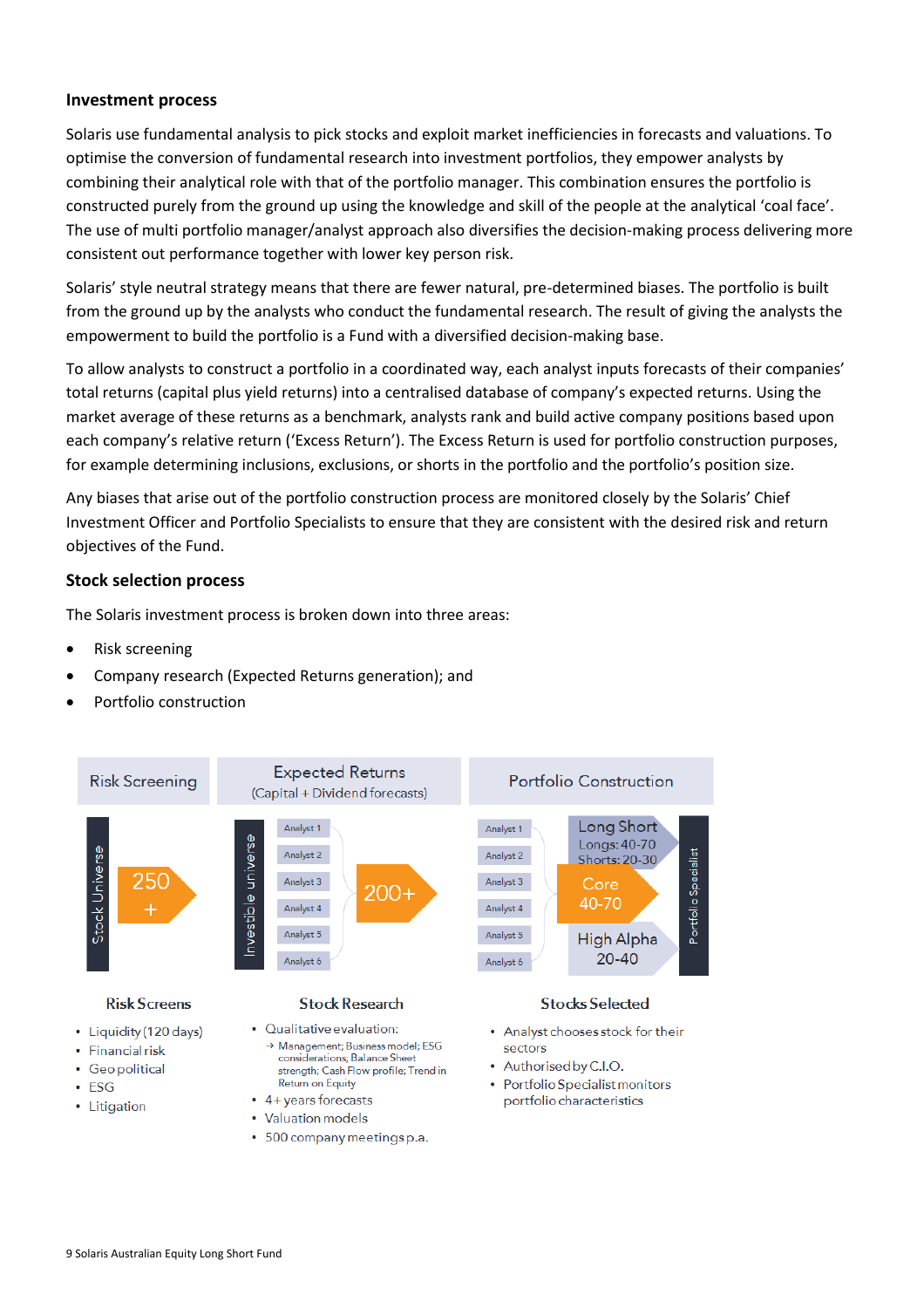## Investment process

Solaris use fundamental analysis to pick stocks and exploit market inefficiencies in forecasts and valuations. To optimise the conversion of fundamental research into investment portfolios, they empower analysts by combining their analytical role with that of the portfolio manager. This combination ensures the portfolio is constructed purely from the ground up using the knowledge and skill of the people at the analytical 'coal face'. The use of multi portfolio manager/analyst approach also diversifies the decision-making process delivering more consistent out performance together with lower key person risk.

Solaris' style neutral strategy means that there are fewer natural, pre-determined biases. The portfolio is built from the ground up by the analysts who conduct the fundamental research. The result of giving the analysts the empowerment to build the portfolio is a Fund with a diversified decision-making base.

To allow analysts to construct a portfolio in a coordinated way, each analyst inputs forecasts of their companies' total returns (capital plus yield returns) into a centralised database of company's expected returns. Using the market average of these returns as a benchmark, analysts rank and build active company positions based upon each company's relative return ('Excess Return'). The Excess Return is used for portfolio construction purposes, for example determining inclusions, exclusions, or shorts in the portfolio and the portfolio's position size.

Any biases that arise out of the portfolio construction process are monitored closely by the Solaris' Chief Investment Officer and Portfolio Specialists to ensure that they are consistent with the desired risk and return objectives of the Fund.

## Stock selection process

The Solaris investment process is broken down into three areas:

- Risk screening
- Company research (Expected Returns generation); and
- Portfolio construction

**Risk Screening**

Stock Universe → 250 +

**Risk Screens**

- Liquidity (120 days)
- Financial risk
- Geo political
- ESG
- Litigation

**Expected Returns** (Capital + Dividend forecasts)

Investible universe: Analyst 1, Analyst 2, Analyst 3, Analyst 4, Analyst 5, Analyst 6 → 200+

**Stock Research**

- Qualitative evaluation:
  - → Management; Business model; ESG considerations; Balance Sheet strength; Cash Flow profile; Trend in Return on Equity
- 4+ years forecasts
- Valuation models
- 500 company meetings p.a.

**Portfolio Construction**

Analyst 1, Analyst 2, Analyst 3, Analyst 4, Analyst 5, Analyst 6 → Long Short (Longs: 40-70, Shorts: 20-30); Core 40-70; High Alpha 20-40 → Portfolio Specialist

**Stocks Selected**

- Analyst chooses stock for their sectors
- Authorised by C.I.O.
- Portfolio Specialist monitors portfolio characteristics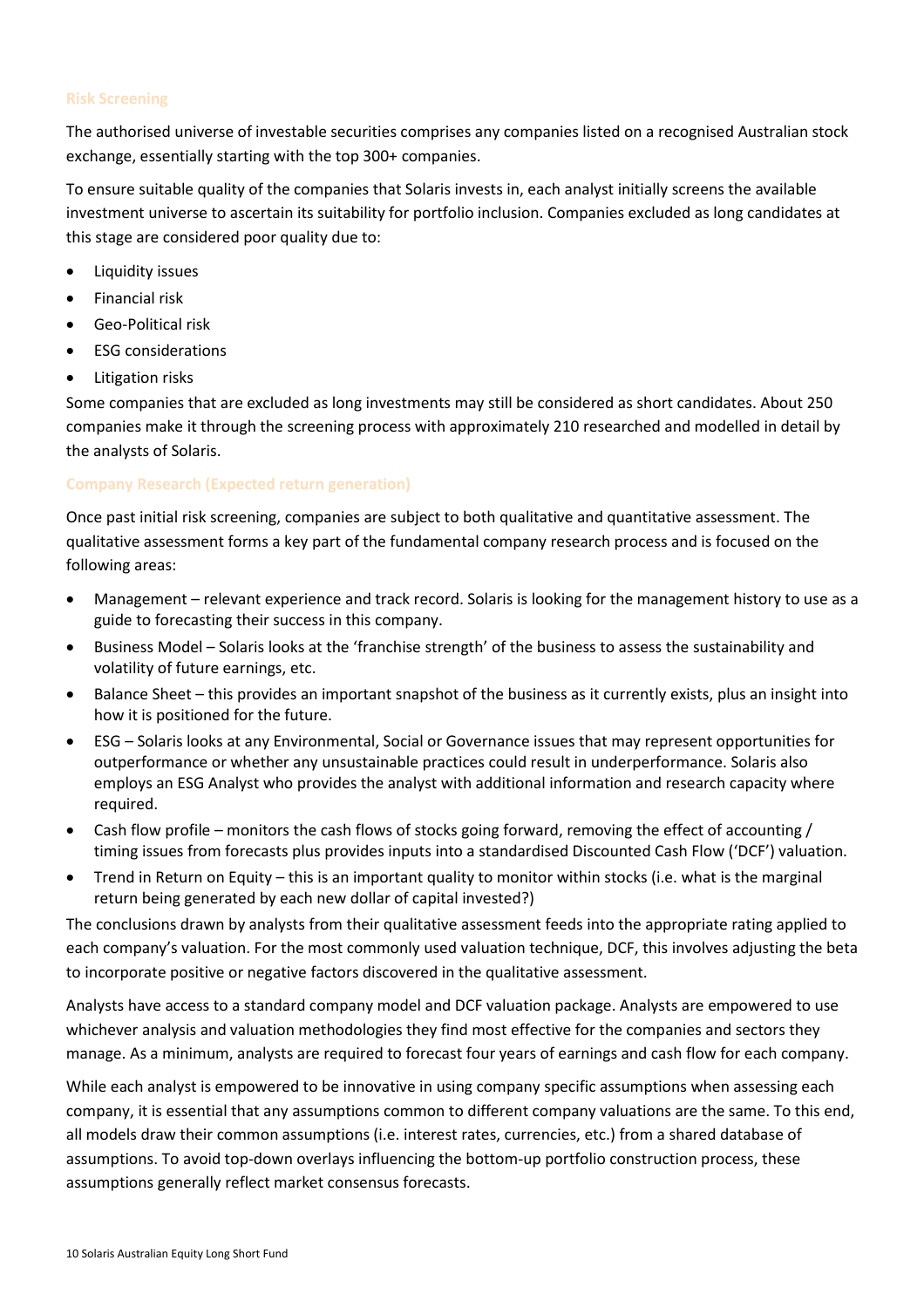### Risk Screening

The authorised universe of investable securities comprises any companies listed on a recognised Australian stock exchange, essentially starting with the top 300+ companies.

To ensure suitable quality of the companies that Solaris invests in, each analyst initially screens the available investment universe to ascertain its suitability for portfolio inclusion. Companies excluded as long candidates at this stage are considered poor quality due to:

- Liquidity issues
- Financial risk
- Geo-Political risk
- ESG considerations
- Litigation risks

Some companies that are excluded as long investments may still be considered as short candidates. About 250 companies make it through the screening process with approximately 210 researched and modelled in detail by the analysts of Solaris.

### Company Research (Expected return generation)

Once past initial risk screening, companies are subject to both qualitative and quantitative assessment. The qualitative assessment forms a key part of the fundamental company research process and is focused on the following areas:

- Management – relevant experience and track record. Solaris is looking for the management history to use as a guide to forecasting their success in this company.
- Business Model – Solaris looks at the 'franchise strength' of the business to assess the sustainability and volatility of future earnings, etc.
- Balance Sheet – this provides an important snapshot of the business as it currently exists, plus an insight into how it is positioned for the future.
- ESG – Solaris looks at any Environmental, Social or Governance issues that may represent opportunities for outperformance or whether any unsustainable practices could result in underperformance. Solaris also employs an ESG Analyst who provides the analyst with additional information and research capacity where required.
- Cash flow profile – monitors the cash flows of stocks going forward, removing the effect of accounting / timing issues from forecasts plus provides inputs into a standardised Discounted Cash Flow ('DCF') valuation.
- Trend in Return on Equity – this is an important quality to monitor within stocks (i.e. what is the marginal return being generated by each new dollar of capital invested?)

The conclusions drawn by analysts from their qualitative assessment feeds into the appropriate rating applied to each company's valuation. For the most commonly used valuation technique, DCF, this involves adjusting the beta to incorporate positive or negative factors discovered in the qualitative assessment.

Analysts have access to a standard company model and DCF valuation package. Analysts are empowered to use whichever analysis and valuation methodologies they find most effective for the companies and sectors they manage. As a minimum, analysts are required to forecast four years of earnings and cash flow for each company.

While each analyst is empowered to be innovative in using company specific assumptions when assessing each company, it is essential that any assumptions common to different company valuations are the same. To this end, all models draw their common assumptions (i.e. interest rates, currencies, etc.) from a shared database of assumptions. To avoid top-down overlays influencing the bottom-up portfolio construction process, these assumptions generally reflect market consensus forecasts.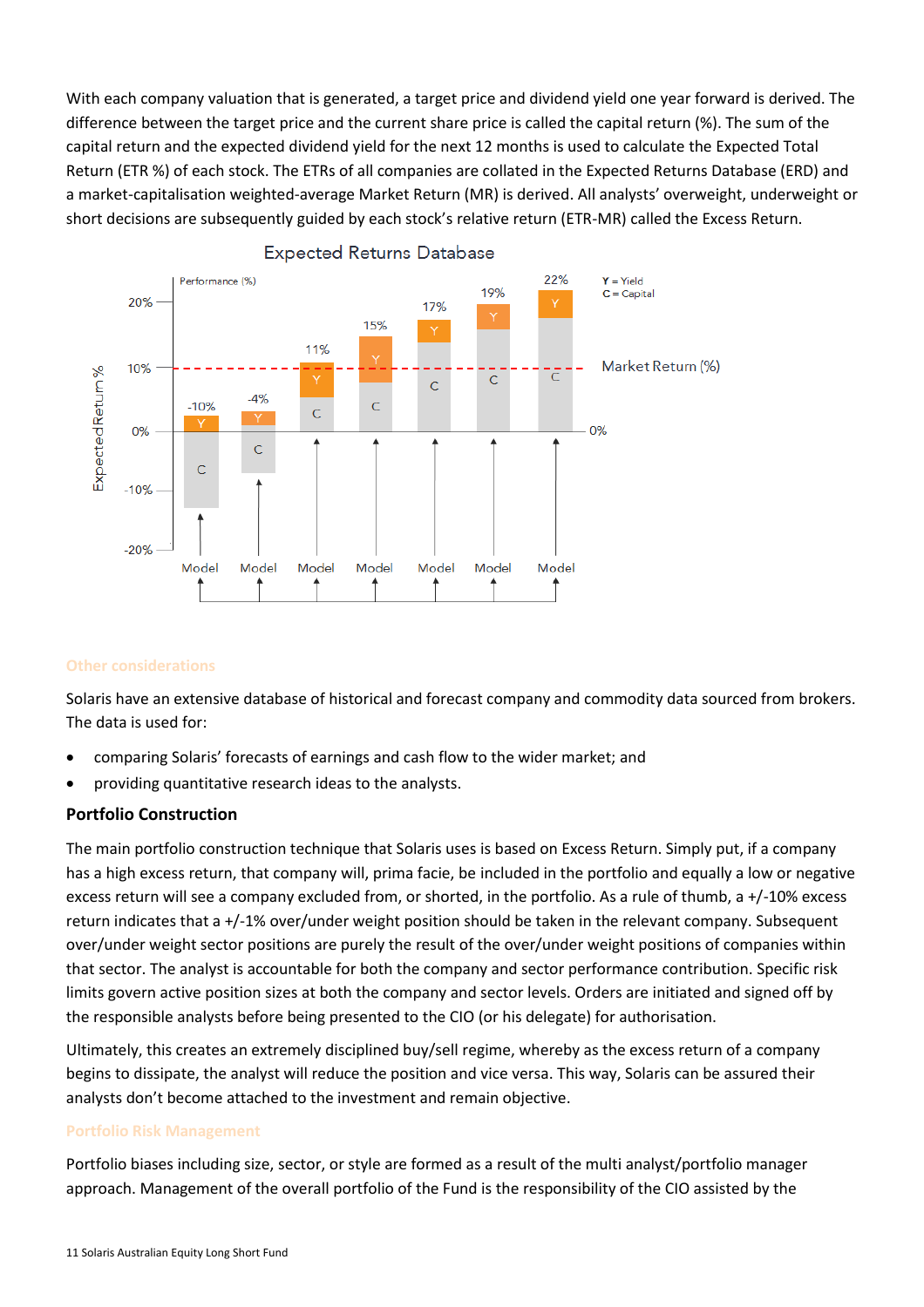With each company valuation that is generated, a target price and dividend yield one year forward is derived. The difference between the target price and the current share price is called the capital return (%). The sum of the capital return and the expected dividend yield for the next 12 months is used to calculate the Expected Total Return (ETR %) of each stock. The ETRs of all companies are collated in the Expected Returns Database (ERD) and a market-capitalisation weighted-average Market Return (MR) is derived. All analysts' overweight, underweight or short decisions are subsequently guided by each stock's relative return (ETR-MR) called the Excess Return.

Expected Returns Database

### Other considerations

Solaris have an extensive database of historical and forecast company and commodity data sourced from brokers. The data is used for:

- comparing Solaris' forecasts of earnings and cash flow to the wider market; and
- providing quantitative research ideas to the analysts.

### Portfolio Construction

The main portfolio construction technique that Solaris uses is based on Excess Return. Simply put, if a company has a high excess return, that company will, prima facie, be included in the portfolio and equally a low or negative excess return will see a company excluded from, or shorted, in the portfolio. As a rule of thumb, a +/-10% excess return indicates that a +/-1% over/under weight position should be taken in the relevant company. Subsequent over/under weight sector positions are purely the result of the over/under weight positions of companies within that sector. The analyst is accountable for both the company and sector performance contribution. Specific risk limits govern active position sizes at both the company and sector levels. Orders are initiated and signed off by the responsible analysts before being presented to the CIO (or his delegate) for authorisation.

Ultimately, this creates an extremely disciplined buy/sell regime, whereby as the excess return of a company begins to dissipate, the analyst will reduce the position and vice versa. This way, Solaris can be assured their analysts don't become attached to the investment and remain objective.

### Portfolio Risk Management

Portfolio biases including size, sector, or style are formed as a result of the multi analyst/portfolio manager approach. Management of the overall portfolio of the Fund is the responsibility of the CIO assisted by the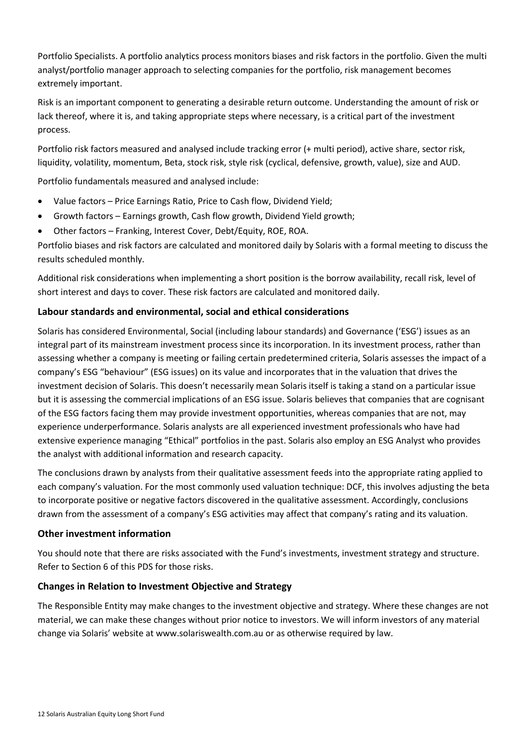Portfolio Specialists. A portfolio analytics process monitors biases and risk factors in the portfolio. Given the multi analyst/portfolio manager approach to selecting companies for the portfolio, risk management becomes extremely important.

Risk is an important component to generating a desirable return outcome. Understanding the amount of risk or lack thereof, where it is, and taking appropriate steps where necessary, is a critical part of the investment process.

Portfolio risk factors measured and analysed include tracking error (+ multi period), active share, sector risk, liquidity, volatility, momentum, Beta, stock risk, style risk (cyclical, defensive, growth, value), size and AUD.

Portfolio fundamentals measured and analysed include:

- Value factors – Price Earnings Ratio, Price to Cash flow, Dividend Yield;
- Growth factors – Earnings growth, Cash flow growth, Dividend Yield growth;
- Other factors – Franking, Interest Cover, Debt/Equity, ROE, ROA.

Portfolio biases and risk factors are calculated and monitored daily by Solaris with a formal meeting to discuss the results scheduled monthly.

Additional risk considerations when implementing a short position is the borrow availability, recall risk, level of short interest and days to cover. These risk factors are calculated and monitored daily.

### Labour standards and environmental, social and ethical considerations

Solaris has considered Environmental, Social (including labour standards) and Governance ('ESG') issues as an integral part of its mainstream investment process since its incorporation. In its investment process, rather than assessing whether a company is meeting or failing certain predetermined criteria, Solaris assesses the impact of a company's ESG "behaviour" (ESG issues) on its value and incorporates that in the valuation that drives the investment decision of Solaris. This doesn't necessarily mean Solaris itself is taking a stand on a particular issue but it is assessing the commercial implications of an ESG issue. Solaris believes that companies that are cognisant of the ESG factors facing them may provide investment opportunities, whereas companies that are not, may experience underperformance. Solaris analysts are all experienced investment professionals who have had extensive experience managing "Ethical" portfolios in the past. Solaris also employ an ESG Analyst who provides the analyst with additional information and research capacity.

The conclusions drawn by analysts from their qualitative assessment feeds into the appropriate rating applied to each company's valuation. For the most commonly used valuation technique: DCF, this involves adjusting the beta to incorporate positive or negative factors discovered in the qualitative assessment. Accordingly, conclusions drawn from the assessment of a company's ESG activities may affect that company's rating and its valuation.

### Other investment information

You should note that there are risks associated with the Fund's investments, investment strategy and structure. Refer to Section 6 of this PDS for those risks.

### Changes in Relation to Investment Objective and Strategy

The Responsible Entity may make changes to the investment objective and strategy. Where these changes are not material, we can make these changes without prior notice to investors. We will inform investors of any material change via Solaris' website at www.solariswealth.com.au or as otherwise required by law.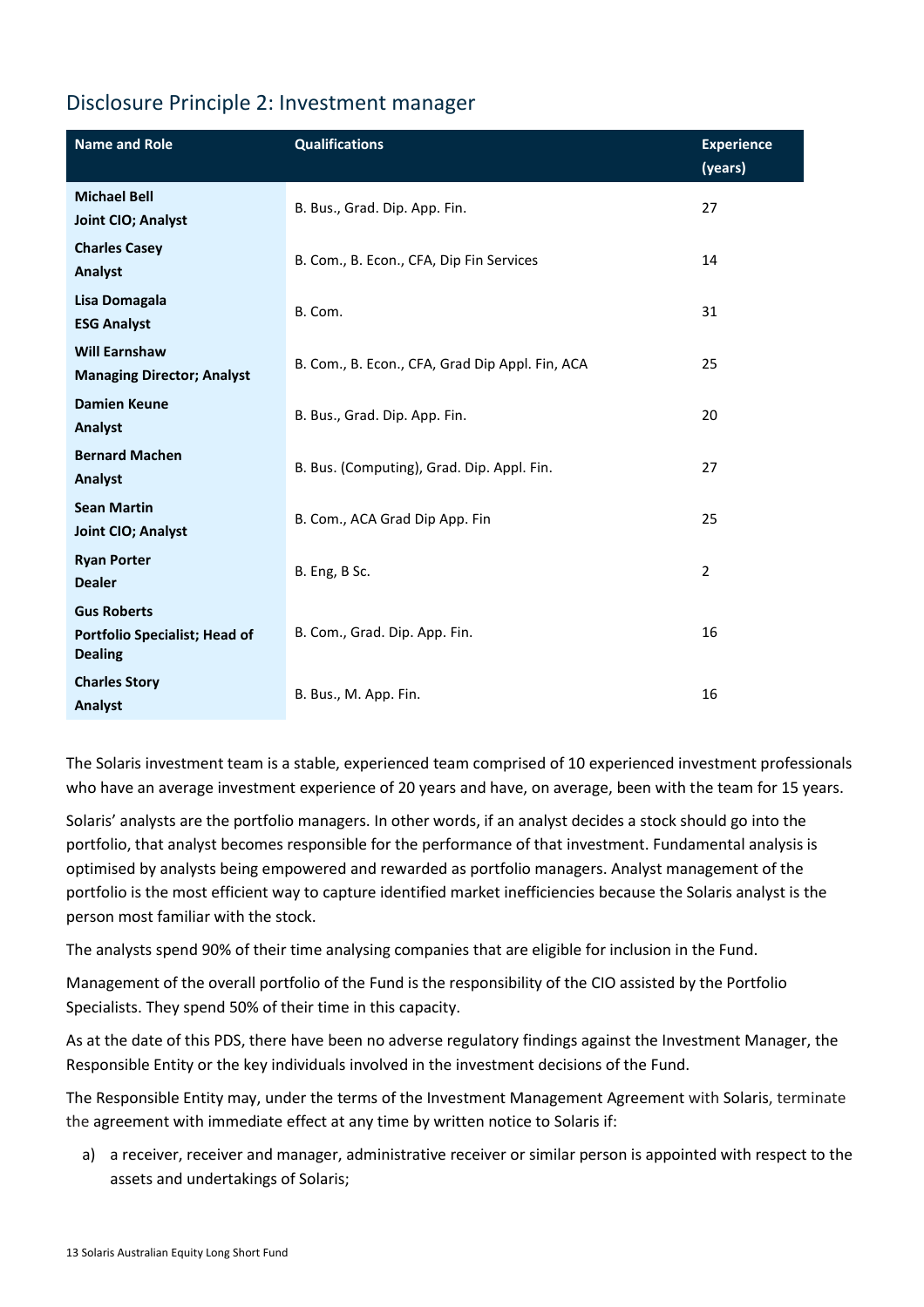## Disclosure Principle 2: Investment manager

| Name and Role | Qualifications | Experience (years) |
|---|---|---|
| **Michael Bell**<br>**Joint CIO; Analyst** | B. Bus., Grad. Dip. App. Fin. | 27 |
| **Charles Casey**<br>**Analyst** | B. Com., B. Econ., CFA, Dip Fin Services | 14 |
| **Lisa Domagala**<br>**ESG Analyst** | B. Com. | 31 |
| **Will Earnshaw**<br>**Managing Director; Analyst** | B. Com., B. Econ., CFA, Grad Dip Appl. Fin, ACA | 25 |
| **Damien Keune**<br>**Analyst** | B. Bus., Grad. Dip. App. Fin. | 20 |
| **Bernard Machen**<br>**Analyst** | B. Bus. (Computing), Grad. Dip. Appl. Fin. | 27 |
| **Sean Martin**<br>**Joint CIO; Analyst** | B. Com., ACA Grad Dip App. Fin | 25 |
| **Ryan Porter**<br>**Dealer** | B. Eng, B Sc. | 2 |
| **Gus Roberts**<br>**Portfolio Specialist; Head of Dealing** | B. Com., Grad. Dip. App. Fin. | 16 |
| **Charles Story**<br>**Analyst** | B. Bus., M. App. Fin. | 16 |

The Solaris investment team is a stable, experienced team comprised of 10 experienced investment professionals who have an average investment experience of 20 years and have, on average, been with the team for 15 years.

Solaris' analysts are the portfolio managers. In other words, if an analyst decides a stock should go into the portfolio, that analyst becomes responsible for the performance of that investment. Fundamental analysis is optimised by analysts being empowered and rewarded as portfolio managers. Analyst management of the portfolio is the most efficient way to capture identified market inefficiencies because the Solaris analyst is the person most familiar with the stock.

The analysts spend 90% of their time analysing companies that are eligible for inclusion in the Fund.

Management of the overall portfolio of the Fund is the responsibility of the CIO assisted by the Portfolio Specialists. They spend 50% of their time in this capacity.

As at the date of this PDS, there have been no adverse regulatory findings against the Investment Manager, the Responsible Entity or the key individuals involved in the investment decisions of the Fund.

The Responsible Entity may, under the terms of the Investment Management Agreement with Solaris, terminate the agreement with immediate effect at any time by written notice to Solaris if:

a) a receiver, receiver and manager, administrative receiver or similar person is appointed with respect to the assets and undertakings of Solaris;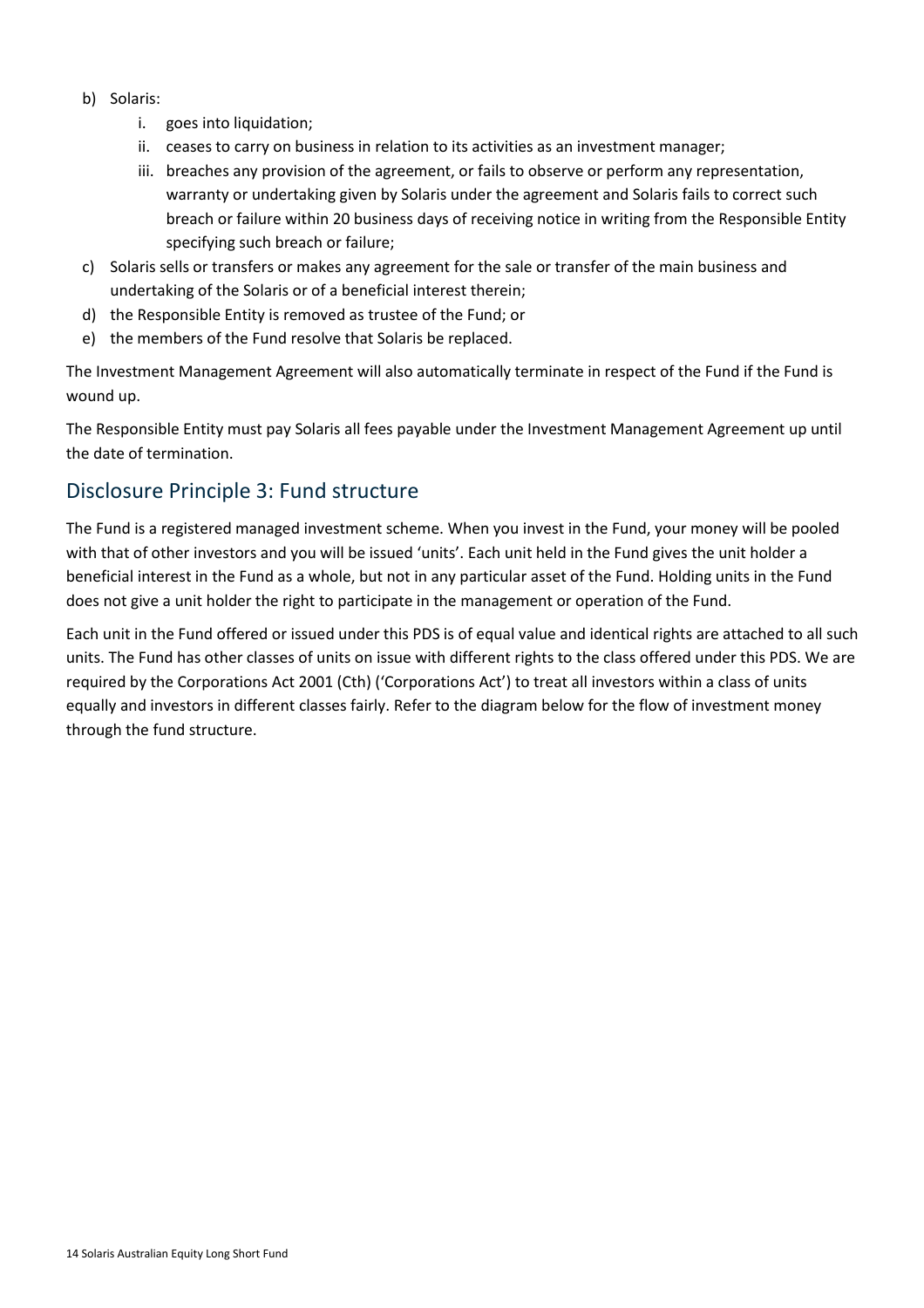b) Solaris:
    i. goes into liquidation;
    ii. ceases to carry on business in relation to its activities as an investment manager;
    iii. breaches any provision of the agreement, or fails to observe or perform any representation, warranty or undertaking given by Solaris under the agreement and Solaris fails to correct such breach or failure within 20 business days of receiving notice in writing from the Responsible Entity specifying such breach or failure;

c) Solaris sells or transfers or makes any agreement for the sale or transfer of the main business and undertaking of the Solaris or of a beneficial interest therein;

d) the Responsible Entity is removed as trustee of the Fund; or

e) the members of the Fund resolve that Solaris be replaced.

The Investment Management Agreement will also automatically terminate in respect of the Fund if the Fund is wound up.

The Responsible Entity must pay Solaris all fees payable under the Investment Management Agreement up until the date of termination.

## Disclosure Principle 3: Fund structure

The Fund is a registered managed investment scheme. When you invest in the Fund, your money will be pooled with that of other investors and you will be issued 'units'. Each unit held in the Fund gives the unit holder a beneficial interest in the Fund as a whole, but not in any particular asset of the Fund. Holding units in the Fund does not give a unit holder the right to participate in the management or operation of the Fund.

Each unit in the Fund offered or issued under this PDS is of equal value and identical rights are attached to all such units. The Fund has other classes of units on issue with different rights to the class offered under this PDS. We are required by the Corporations Act 2001 (Cth) ('Corporations Act') to treat all investors within a class of units equally and investors in different classes fairly. Refer to the diagram below for the flow of investment money through the fund structure.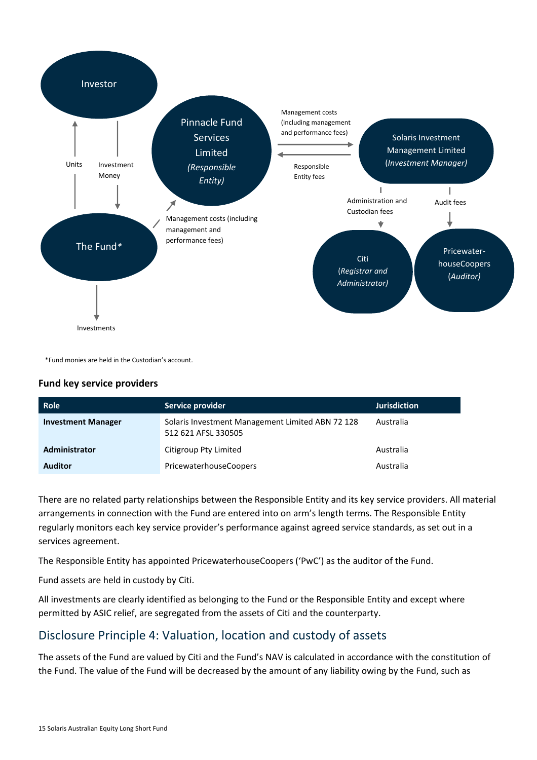Investor

Units

Investment Money

The Fund*

Investments

Pinnacle Fund Services Limited *(Responsible Entity)*

Management costs (including management and performance fees)

Management costs (including management and performance fees)

Responsible Entity fees

Solaris Investment Management Limited (*Investment Manager)*

Administration and Custodian fees

Audit fees

Citi (*Registrar and Administrator)*

Pricewater-houseCoopers (*Auditor)*

*Fund monies are held in the Custodian's account.

### Fund key service providers

| Role | Service provider | Jurisdiction |
|---|---|---|
| **Investment Manager** | Solaris Investment Management Limited ABN 72 128 512 621 AFSL 330505 | Australia |
| **Administrator** | Citigroup Pty Limited | Australia |
| **Auditor** | PricewaterhouseCoopers | Australia |

There are no related party relationships between the Responsible Entity and its key service providers. All material arrangements in connection with the Fund are entered into on arm's length terms. The Responsible Entity regularly monitors each key service provider's performance against agreed service standards, as set out in a services agreement.

The Responsible Entity has appointed PricewaterhouseCoopers ('PwC') as the auditor of the Fund.

Fund assets are held in custody by Citi.

All investments are clearly identified as belonging to the Fund or the Responsible Entity and except where permitted by ASIC relief, are segregated from the assets of Citi and the counterparty.

## Disclosure Principle 4: Valuation, location and custody of assets

The assets of the Fund are valued by Citi and the Fund's NAV is calculated in accordance with the constitution of the Fund. The value of the Fund will be decreased by the amount of any liability owing by the Fund, such as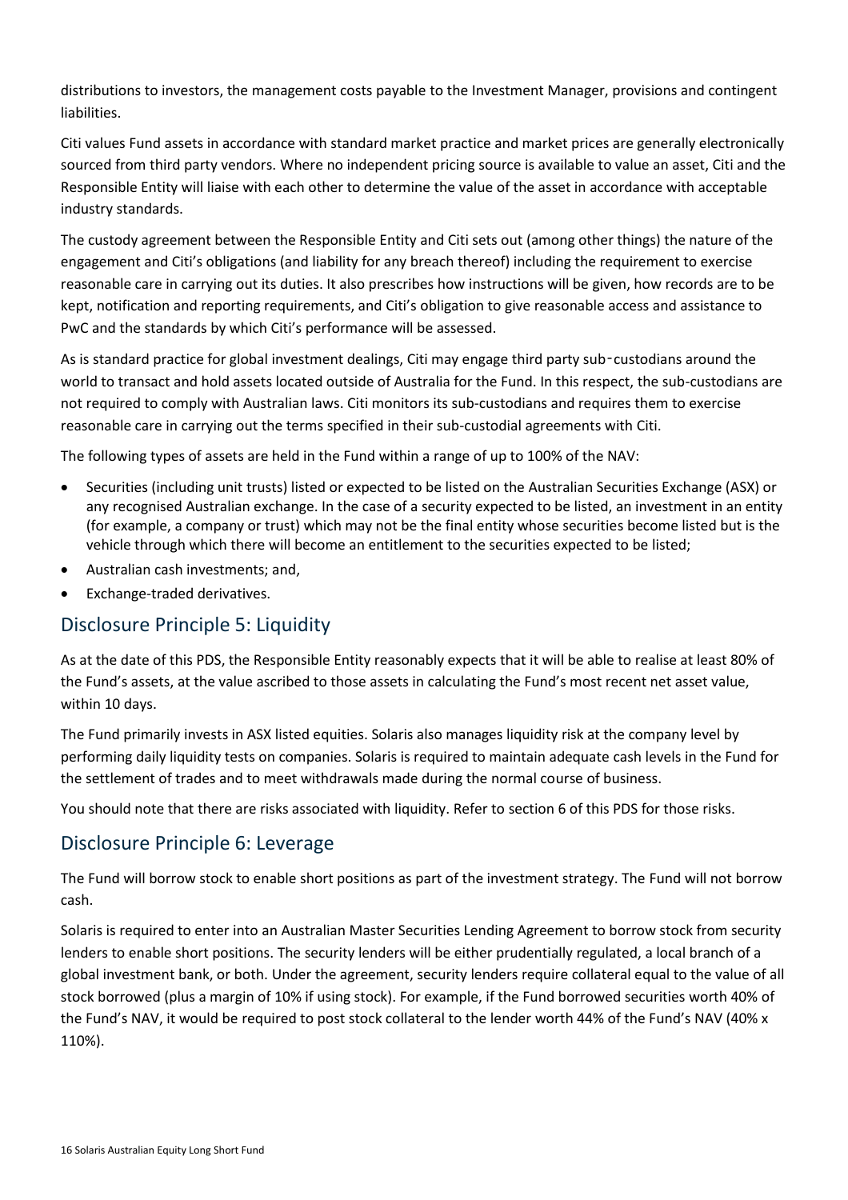distributions to investors, the management costs payable to the Investment Manager, provisions and contingent liabilities.

Citi values Fund assets in accordance with standard market practice and market prices are generally electronically sourced from third party vendors. Where no independent pricing source is available to value an asset, Citi and the Responsible Entity will liaise with each other to determine the value of the asset in accordance with acceptable industry standards.

The custody agreement between the Responsible Entity and Citi sets out (among other things) the nature of the engagement and Citi's obligations (and liability for any breach thereof) including the requirement to exercise reasonable care in carrying out its duties. It also prescribes how instructions will be given, how records are to be kept, notification and reporting requirements, and Citi's obligation to give reasonable access and assistance to PwC and the standards by which Citi's performance will be assessed.

As is standard practice for global investment dealings, Citi may engage third party sub-custodians around the world to transact and hold assets located outside of Australia for the Fund. In this respect, the sub-custodians are not required to comply with Australian laws. Citi monitors its sub-custodians and requires them to exercise reasonable care in carrying out the terms specified in their sub-custodial agreements with Citi.

The following types of assets are held in the Fund within a range of up to 100% of the NAV:

- Securities (including unit trusts) listed or expected to be listed on the Australian Securities Exchange (ASX) or any recognised Australian exchange. In the case of a security expected to be listed, an investment in an entity (for example, a company or trust) which may not be the final entity whose securities become listed but is the vehicle through which there will become an entitlement to the securities expected to be listed;
- Australian cash investments; and,
- Exchange-traded derivatives.

## Disclosure Principle 5: Liquidity

As at the date of this PDS, the Responsible Entity reasonably expects that it will be able to realise at least 80% of the Fund's assets, at the value ascribed to those assets in calculating the Fund's most recent net asset value, within 10 days.

The Fund primarily invests in ASX listed equities. Solaris also manages liquidity risk at the company level by performing daily liquidity tests on companies. Solaris is required to maintain adequate cash levels in the Fund for the settlement of trades and to meet withdrawals made during the normal course of business.

You should note that there are risks associated with liquidity. Refer to section 6 of this PDS for those risks.

## Disclosure Principle 6: Leverage

The Fund will borrow stock to enable short positions as part of the investment strategy. The Fund will not borrow cash.

Solaris is required to enter into an Australian Master Securities Lending Agreement to borrow stock from security lenders to enable short positions. The security lenders will be either prudentially regulated, a local branch of a global investment bank, or both. Under the agreement, security lenders require collateral equal to the value of all stock borrowed (plus a margin of 10% if using stock). For example, if the Fund borrowed securities worth 40% of the Fund's NAV, it would be required to post stock collateral to the lender worth 44% of the Fund's NAV (40% x 110%).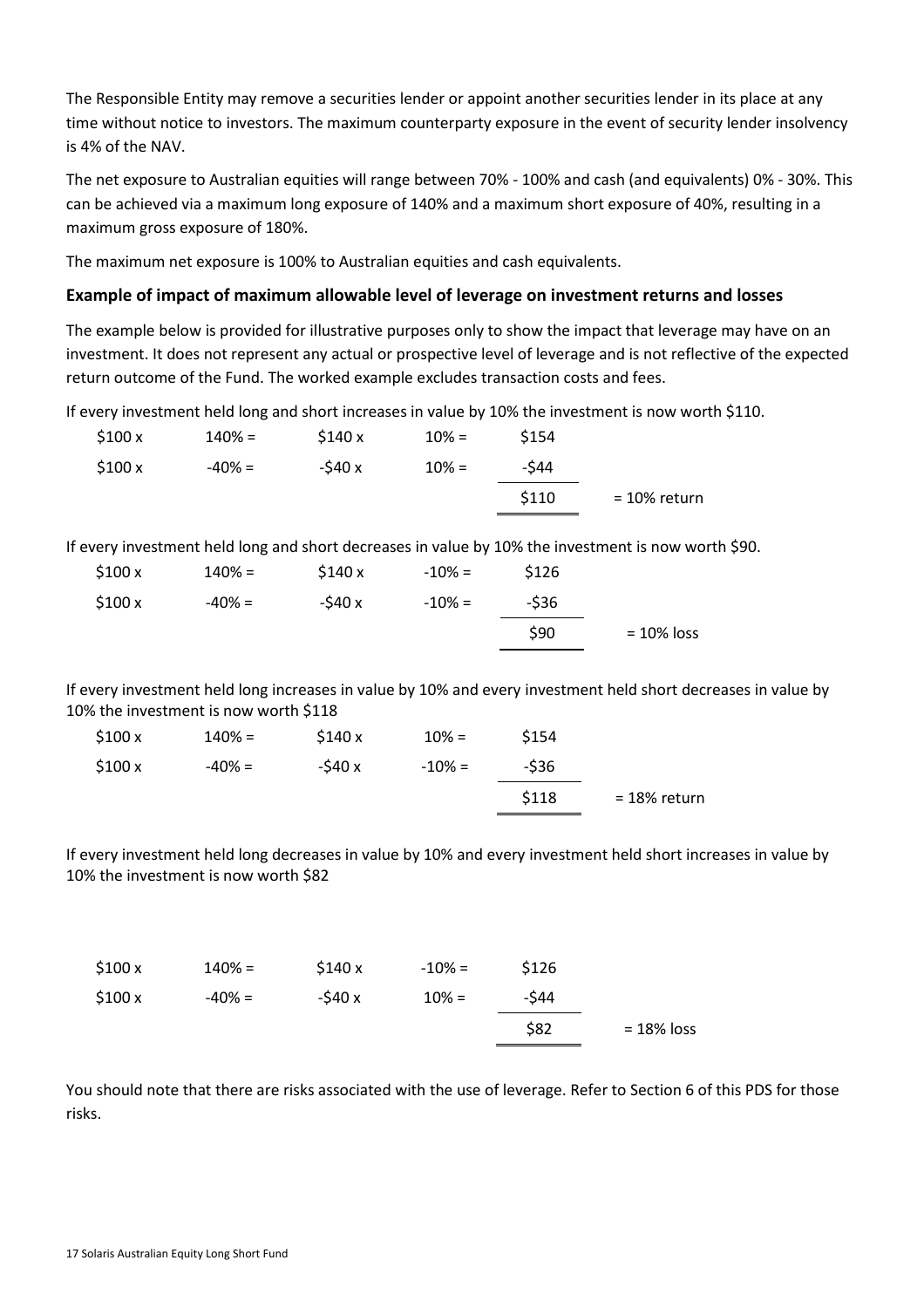The Responsible Entity may remove a securities lender or appoint another securities lender in its place at any time without notice to investors. The maximum counterparty exposure in the event of security lender insolvency is 4% of the NAV.

The net exposure to Australian equities will range between 70% - 100% and cash (and equivalents) 0% - 30%. This can be achieved via a maximum long exposure of 140% and a maximum short exposure of 40%, resulting in a maximum gross exposure of 180%.

The maximum net exposure is 100% to Australian equities and cash equivalents.

### Example of impact of maximum allowable level of leverage on investment returns and losses

The example below is provided for illustrative purposes only to show the impact that leverage may have on an investment. It does not represent any actual or prospective level of leverage and is not reflective of the expected return outcome of the Fund. The worked example excludes transaction costs and fees.

If every investment held long and short increases in value by 10% the investment is now worth $110.

| | | | | | |
|---|---|---|---|---|---|
| $100 x | 140% = | $140 x | 10% = | $154 | |
| $100 x | -40% = | -$40 x | 10% = | -$44 | |
| | | | | $110 | = 10% return |

If every investment held long and short decreases in value by 10% the investment is now worth $90.

| | | | | | |
|---|---|---|---|---|---|
| $100 x | 140% = | $140 x | -10% = | $126 | |
| $100 x | -40% = | -$40 x | -10% = | -$36 | |
| | | | | $90 | = 10% loss |

If every investment held long increases in value by 10% and every investment held short decreases in value by 10% the investment is now worth $118

| | | | | | |
|---|---|---|---|---|---|
| $100 x | 140% = | $140 x | 10% = | $154 | |
| $100 x | -40% = | -$40 x | -10% = | -$36 | |
| | | | | $118 | = 18% return |

If every investment held long decreases in value by 10% and every investment held short increases in value by 10% the investment is now worth $82

| | | | | | |
|---|---|---|---|---|---|
| $100 x | 140% = | $140 x | -10% = | $126 | |
| $100 x | -40% = | -$40 x | 10% = | -$44 | |
| | | | | $82 | = 18% loss |

You should note that there are risks associated with the use of leverage. Refer to Section 6 of this PDS for those risks.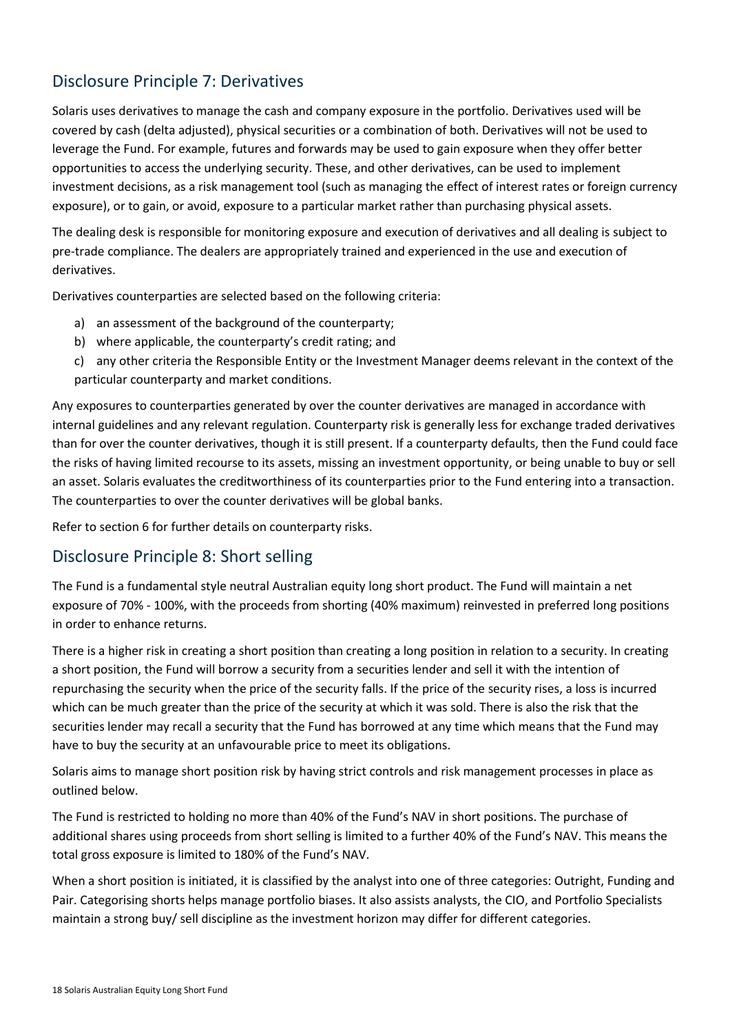## Disclosure Principle 7: Derivatives

Solaris uses derivatives to manage the cash and company exposure in the portfolio. Derivatives used will be covered by cash (delta adjusted), physical securities or a combination of both. Derivatives will not be used to leverage the Fund. For example, futures and forwards may be used to gain exposure when they offer better opportunities to access the underlying security. These, and other derivatives, can be used to implement investment decisions, as a risk management tool (such as managing the effect of interest rates or foreign currency exposure), or to gain, or avoid, exposure to a particular market rather than purchasing physical assets.

The dealing desk is responsible for monitoring exposure and execution of derivatives and all dealing is subject to pre-trade compliance. The dealers are appropriately trained and experienced in the use and execution of derivatives.

Derivatives counterparties are selected based on the following criteria:

a) an assessment of the background of the counterparty;
b) where applicable, the counterparty's credit rating; and
c) any other criteria the Responsible Entity or the Investment Manager deems relevant in the context of the particular counterparty and market conditions.

Any exposures to counterparties generated by over the counter derivatives are managed in accordance with internal guidelines and any relevant regulation. Counterparty risk is generally less for exchange traded derivatives than for over the counter derivatives, though it is still present. If a counterparty defaults, then the Fund could face the risks of having limited recourse to its assets, missing an investment opportunity, or being unable to buy or sell an asset. Solaris evaluates the creditworthiness of its counterparties prior to the Fund entering into a transaction. The counterparties to over the counter derivatives will be global banks.

Refer to section 6 for further details on counterparty risks.

## Disclosure Principle 8: Short selling

The Fund is a fundamental style neutral Australian equity long short product. The Fund will maintain a net exposure of 70% - 100%, with the proceeds from shorting (40% maximum) reinvested in preferred long positions in order to enhance returns.

There is a higher risk in creating a short position than creating a long position in relation to a security. In creating a short position, the Fund will borrow a security from a securities lender and sell it with the intention of repurchasing the security when the price of the security falls. If the price of the security rises, a loss is incurred which can be much greater than the price of the security at which it was sold. There is also the risk that the securities lender may recall a security that the Fund has borrowed at any time which means that the Fund may have to buy the security at an unfavourable price to meet its obligations.

Solaris aims to manage short position risk by having strict controls and risk management processes in place as outlined below.

The Fund is restricted to holding no more than 40% of the Fund's NAV in short positions. The purchase of additional shares using proceeds from short selling is limited to a further 40% of the Fund's NAV. This means the total gross exposure is limited to 180% of the Fund's NAV.

When a short position is initiated, it is classified by the analyst into one of three categories: Outright, Funding and Pair. Categorising shorts helps manage portfolio biases. It also assists analysts, the CIO, and Portfolio Specialists maintain a strong buy/ sell discipline as the investment horizon may differ for different categories.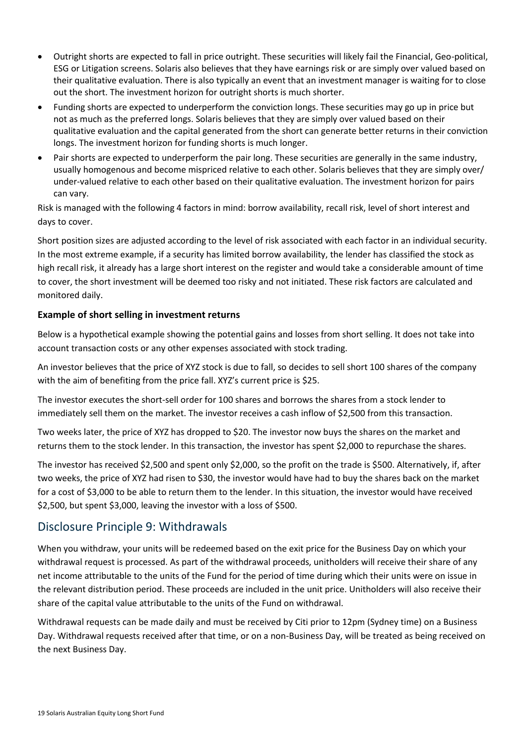- Outright shorts are expected to fall in price outright. These securities will likely fail the Financial, Geo-political, ESG or Litigation screens. Solaris also believes that they have earnings risk or are simply over valued based on their qualitative evaluation. There is also typically an event that an investment manager is waiting for to close out the short. The investment horizon for outright shorts is much shorter.
- Funding shorts are expected to underperform the conviction longs. These securities may go up in price but not as much as the preferred longs. Solaris believes that they are simply over valued based on their qualitative evaluation and the capital generated from the short can generate better returns in their conviction longs. The investment horizon for funding shorts is much longer.
- Pair shorts are expected to underperform the pair long. These securities are generally in the same industry, usually homogenous and become mispriced relative to each other. Solaris believes that they are simply over/ under-valued relative to each other based on their qualitative evaluation. The investment horizon for pairs can vary.

Risk is managed with the following 4 factors in mind: borrow availability, recall risk, level of short interest and days to cover.

Short position sizes are adjusted according to the level of risk associated with each factor in an individual security. In the most extreme example, if a security has limited borrow availability, the lender has classified the stock as high recall risk, it already has a large short interest on the register and would take a considerable amount of time to cover, the short investment will be deemed too risky and not initiated. These risk factors are calculated and monitored daily.

**Example of short selling in investment returns**

Below is a hypothetical example showing the potential gains and losses from short selling. It does not take into account transaction costs or any other expenses associated with stock trading.

An investor believes that the price of XYZ stock is due to fall, so decides to sell short 100 shares of the company with the aim of benefiting from the price fall. XYZ's current price is $25.

The investor executes the short-sell order for 100 shares and borrows the shares from a stock lender to immediately sell them on the market. The investor receives a cash inflow of $2,500 from this transaction.

Two weeks later, the price of XYZ has dropped to $20. The investor now buys the shares on the market and returns them to the stock lender. In this transaction, the investor has spent $2,000 to repurchase the shares.

The investor has received $2,500 and spent only $2,000, so the profit on the trade is $500. Alternatively, if, after two weeks, the price of XYZ had risen to $30, the investor would have had to buy the shares back on the market for a cost of $3,000 to be able to return them to the lender. In this situation, the investor would have received $2,500, but spent $3,000, leaving the investor with a loss of $500.

## Disclosure Principle 9: Withdrawals

When you withdraw, your units will be redeemed based on the exit price for the Business Day on which your withdrawal request is processed. As part of the withdrawal proceeds, unitholders will receive their share of any net income attributable to the units of the Fund for the period of time during which their units were on issue in the relevant distribution period. These proceeds are included in the unit price. Unitholders will also receive their share of the capital value attributable to the units of the Fund on withdrawal.

Withdrawal requests can be made daily and must be received by Citi prior to 12pm (Sydney time) on a Business Day. Withdrawal requests received after that time, or on a non-Business Day, will be treated as being received on the next Business Day.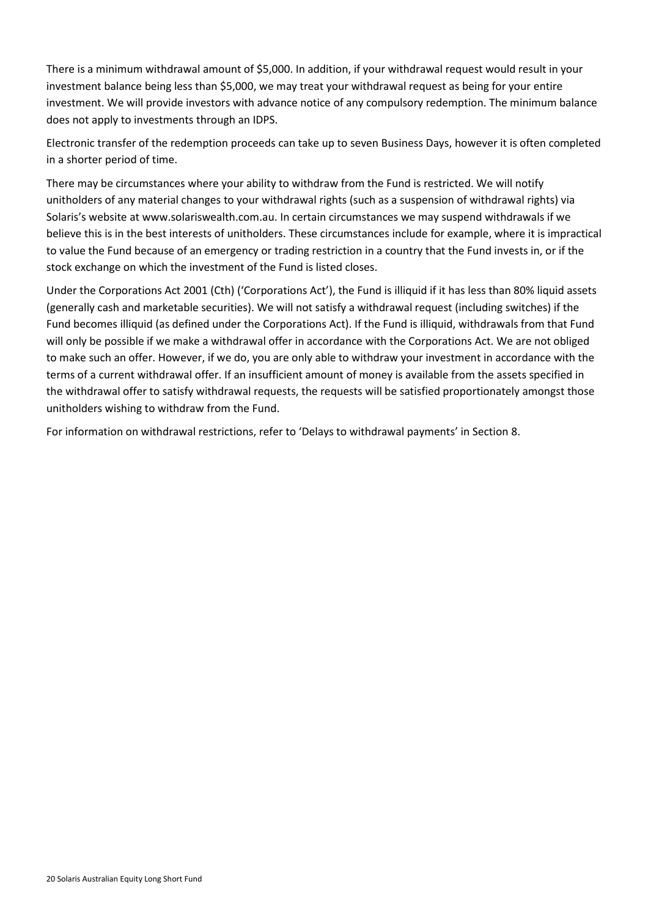There is a minimum withdrawal amount of $5,000. In addition, if your withdrawal request would result in your investment balance being less than $5,000, we may treat your withdrawal request as being for your entire investment. We will provide investors with advance notice of any compulsory redemption. The minimum balance does not apply to investments through an IDPS.

Electronic transfer of the redemption proceeds can take up to seven Business Days, however it is often completed in a shorter period of time.

There may be circumstances where your ability to withdraw from the Fund is restricted. We will notify unitholders of any material changes to your withdrawal rights (such as a suspension of withdrawal rights) via Solaris's website at www.solariswealth.com.au. In certain circumstances we may suspend withdrawals if we believe this is in the best interests of unitholders. These circumstances include for example, where it is impractical to value the Fund because of an emergency or trading restriction in a country that the Fund invests in, or if the stock exchange on which the investment of the Fund is listed closes.

Under the Corporations Act 2001 (Cth) ('Corporations Act'), the Fund is illiquid if it has less than 80% liquid assets (generally cash and marketable securities). We will not satisfy a withdrawal request (including switches) if the Fund becomes illiquid (as defined under the Corporations Act). If the Fund is illiquid, withdrawals from that Fund will only be possible if we make a withdrawal offer in accordance with the Corporations Act. We are not obliged to make such an offer. However, if we do, you are only able to withdraw your investment in accordance with the terms of a current withdrawal offer. If an insufficient amount of money is available from the assets specified in the withdrawal offer to satisfy withdrawal requests, the requests will be satisfied proportionately amongst those unitholders wishing to withdraw from the Fund.

For information on withdrawal restrictions, refer to 'Delays to withdrawal payments' in Section 8.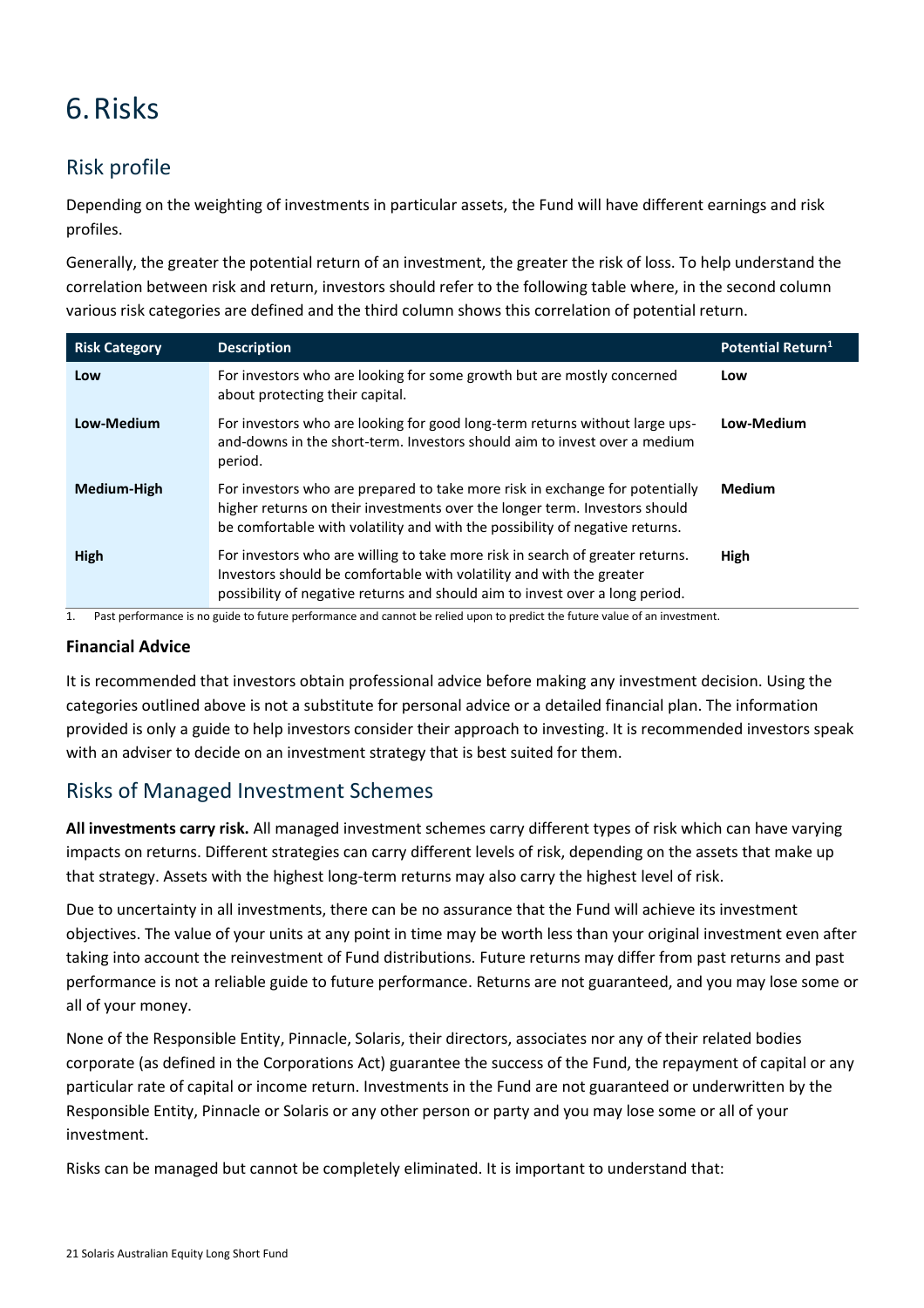# 6. Risks

## Risk profile

Depending on the weighting of investments in particular assets, the Fund will have different earnings and risk profiles.

Generally, the greater the potential return of an investment, the greater the risk of loss. To help understand the correlation between risk and return, investors should refer to the following table where, in the second column various risk categories are defined and the third column shows this correlation of potential return.

| Risk Category | Description | Potential Return[1] |
|---|---|---|
| **Low** | For investors who are looking for some growth but are mostly concerned about protecting their capital. | **Low** |
| **Low-Medium** | For investors who are looking for good long-term returns without large ups-and-downs in the short-term. Investors should aim to invest over a medium period. | **Low-Medium** |
| **Medium-High** | For investors who are prepared to take more risk in exchange for potentially higher returns on their investments over the longer term. Investors should be comfortable with volatility and with the possibility of negative returns. | **Medium** |
| **High** | For investors who are willing to take more risk in search of greater returns. Investors should be comfortable with volatility and with the greater possibility of negative returns and should aim to invest over a long period. | **High** |

1. Past performance is no guide to future performance and cannot be relied upon to predict the future value of an investment.

### Financial Advice

It is recommended that investors obtain professional advice before making any investment decision. Using the categories outlined above is not a substitute for personal advice or a detailed financial plan. The information provided is only a guide to help investors consider their approach to investing. It is recommended investors speak with an adviser to decide on an investment strategy that is best suited for them.

## Risks of Managed Investment Schemes

**All investments carry risk.** All managed investment schemes carry different types of risk which can have varying impacts on returns. Different strategies can carry different levels of risk, depending on the assets that make up that strategy. Assets with the highest long-term returns may also carry the highest level of risk.

Due to uncertainty in all investments, there can be no assurance that the Fund will achieve its investment objectives. The value of your units at any point in time may be worth less than your original investment even after taking into account the reinvestment of Fund distributions. Future returns may differ from past returns and past performance is not a reliable guide to future performance. Returns are not guaranteed, and you may lose some or all of your money.

None of the Responsible Entity, Pinnacle, Solaris, their directors, associates nor any of their related bodies corporate (as defined in the Corporations Act) guarantee the success of the Fund, the repayment of capital or any particular rate of capital or income return. Investments in the Fund are not guaranteed or underwritten by the Responsible Entity, Pinnacle or Solaris or any other person or party and you may lose some or all of your investment.

Risks can be managed but cannot be completely eliminated. It is important to understand that: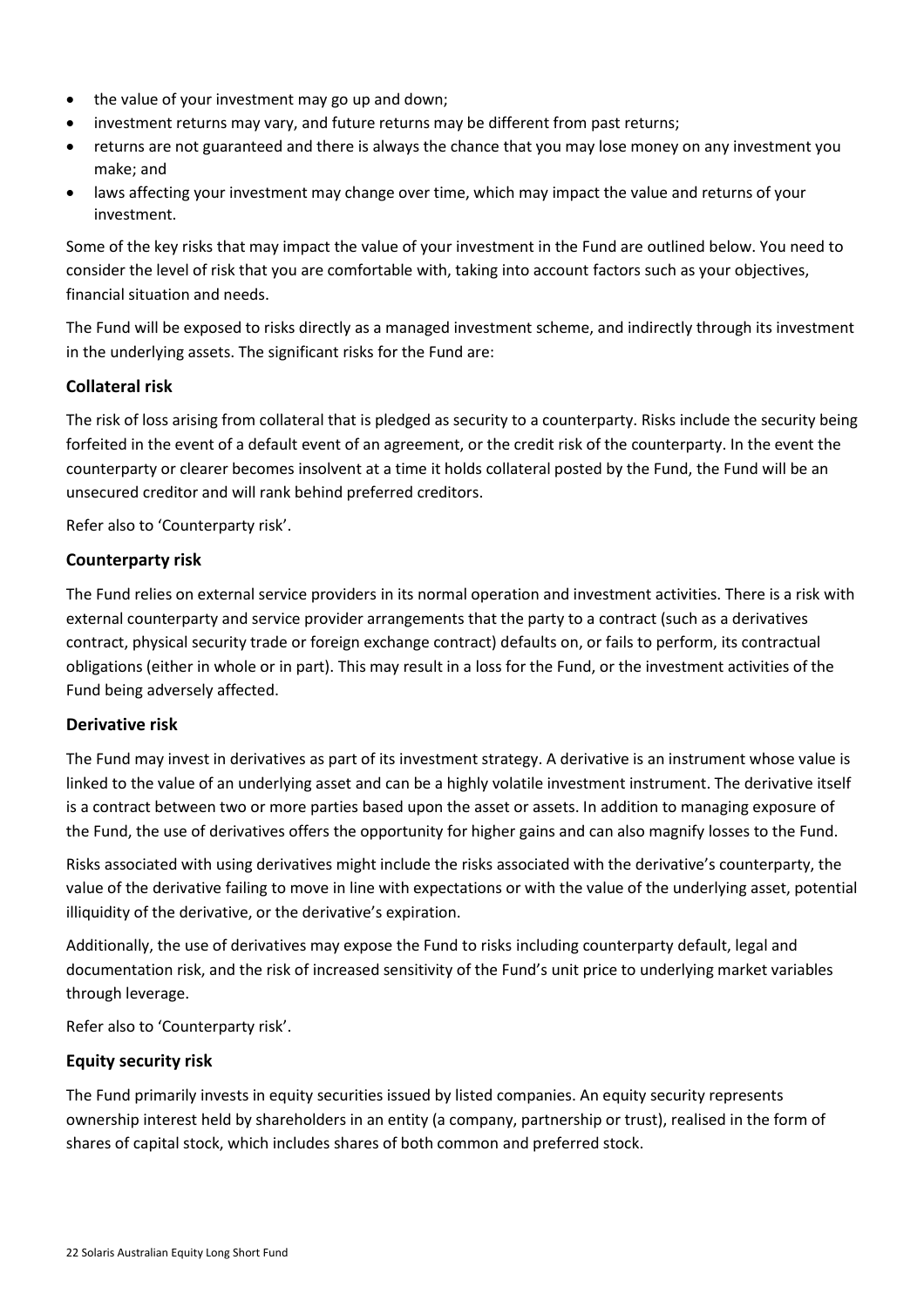- the value of your investment may go up and down;
- investment returns may vary, and future returns may be different from past returns;
- returns are not guaranteed and there is always the chance that you may lose money on any investment you make; and
- laws affecting your investment may change over time, which may impact the value and returns of your investment.

Some of the key risks that may impact the value of your investment in the Fund are outlined below. You need to consider the level of risk that you are comfortable with, taking into account factors such as your objectives, financial situation and needs.

The Fund will be exposed to risks directly as a managed investment scheme, and indirectly through its investment in the underlying assets. The significant risks for the Fund are:

### Collateral risk

The risk of loss arising from collateral that is pledged as security to a counterparty. Risks include the security being forfeited in the event of a default event of an agreement, or the credit risk of the counterparty. In the event the counterparty or clearer becomes insolvent at a time it holds collateral posted by the Fund, the Fund will be an unsecured creditor and will rank behind preferred creditors.

Refer also to 'Counterparty risk'.

### Counterparty risk

The Fund relies on external service providers in its normal operation and investment activities. There is a risk with external counterparty and service provider arrangements that the party to a contract (such as a derivatives contract, physical security trade or foreign exchange contract) defaults on, or fails to perform, its contractual obligations (either in whole or in part). This may result in a loss for the Fund, or the investment activities of the Fund being adversely affected.

### Derivative risk

The Fund may invest in derivatives as part of its investment strategy. A derivative is an instrument whose value is linked to the value of an underlying asset and can be a highly volatile investment instrument. The derivative itself is a contract between two or more parties based upon the asset or assets. In addition to managing exposure of the Fund, the use of derivatives offers the opportunity for higher gains and can also magnify losses to the Fund.

Risks associated with using derivatives might include the risks associated with the derivative's counterparty, the value of the derivative failing to move in line with expectations or with the value of the underlying asset, potential illiquidity of the derivative, or the derivative's expiration.

Additionally, the use of derivatives may expose the Fund to risks including counterparty default, legal and documentation risk, and the risk of increased sensitivity of the Fund's unit price to underlying market variables through leverage.

Refer also to 'Counterparty risk'.

### Equity security risk

The Fund primarily invests in equity securities issued by listed companies. An equity security represents ownership interest held by shareholders in an entity (a company, partnership or trust), realised in the form of shares of capital stock, which includes shares of both common and preferred stock.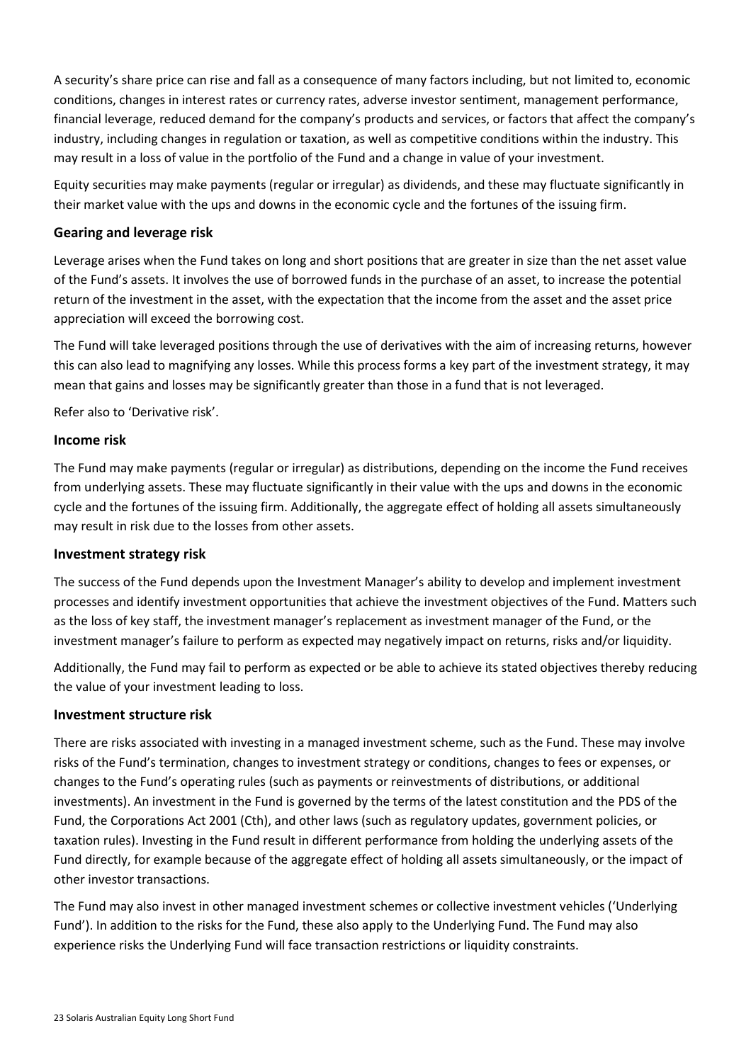A security's share price can rise and fall as a consequence of many factors including, but not limited to, economic conditions, changes in interest rates or currency rates, adverse investor sentiment, management performance, financial leverage, reduced demand for the company's products and services, or factors that affect the company's industry, including changes in regulation or taxation, as well as competitive conditions within the industry. This may result in a loss of value in the portfolio of the Fund and a change in value of your investment.

Equity securities may make payments (regular or irregular) as dividends, and these may fluctuate significantly in their market value with the ups and downs in the economic cycle and the fortunes of the issuing firm.

### Gearing and leverage risk

Leverage arises when the Fund takes on long and short positions that are greater in size than the net asset value of the Fund's assets. It involves the use of borrowed funds in the purchase of an asset, to increase the potential return of the investment in the asset, with the expectation that the income from the asset and the asset price appreciation will exceed the borrowing cost.

The Fund will take leveraged positions through the use of derivatives with the aim of increasing returns, however this can also lead to magnifying any losses. While this process forms a key part of the investment strategy, it may mean that gains and losses may be significantly greater than those in a fund that is not leveraged.

Refer also to 'Derivative risk'.

### Income risk

The Fund may make payments (regular or irregular) as distributions, depending on the income the Fund receives from underlying assets. These may fluctuate significantly in their value with the ups and downs in the economic cycle and the fortunes of the issuing firm. Additionally, the aggregate effect of holding all assets simultaneously may result in risk due to the losses from other assets.

### Investment strategy risk

The success of the Fund depends upon the Investment Manager's ability to develop and implement investment processes and identify investment opportunities that achieve the investment objectives of the Fund. Matters such as the loss of key staff, the investment manager's replacement as investment manager of the Fund, or the investment manager's failure to perform as expected may negatively impact on returns, risks and/or liquidity.

Additionally, the Fund may fail to perform as expected or be able to achieve its stated objectives thereby reducing the value of your investment leading to loss.

### Investment structure risk

There are risks associated with investing in a managed investment scheme, such as the Fund. These may involve risks of the Fund's termination, changes to investment strategy or conditions, changes to fees or expenses, or changes to the Fund's operating rules (such as payments or reinvestments of distributions, or additional investments). An investment in the Fund is governed by the terms of the latest constitution and the PDS of the Fund, the Corporations Act 2001 (Cth), and other laws (such as regulatory updates, government policies, or taxation rules). Investing in the Fund result in different performance from holding the underlying assets of the Fund directly, for example because of the aggregate effect of holding all assets simultaneously, or the impact of other investor transactions.

The Fund may also invest in other managed investment schemes or collective investment vehicles ('Underlying Fund'). In addition to the risks for the Fund, these also apply to the Underlying Fund. The Fund may also experience risks the Underlying Fund will face transaction restrictions or liquidity constraints.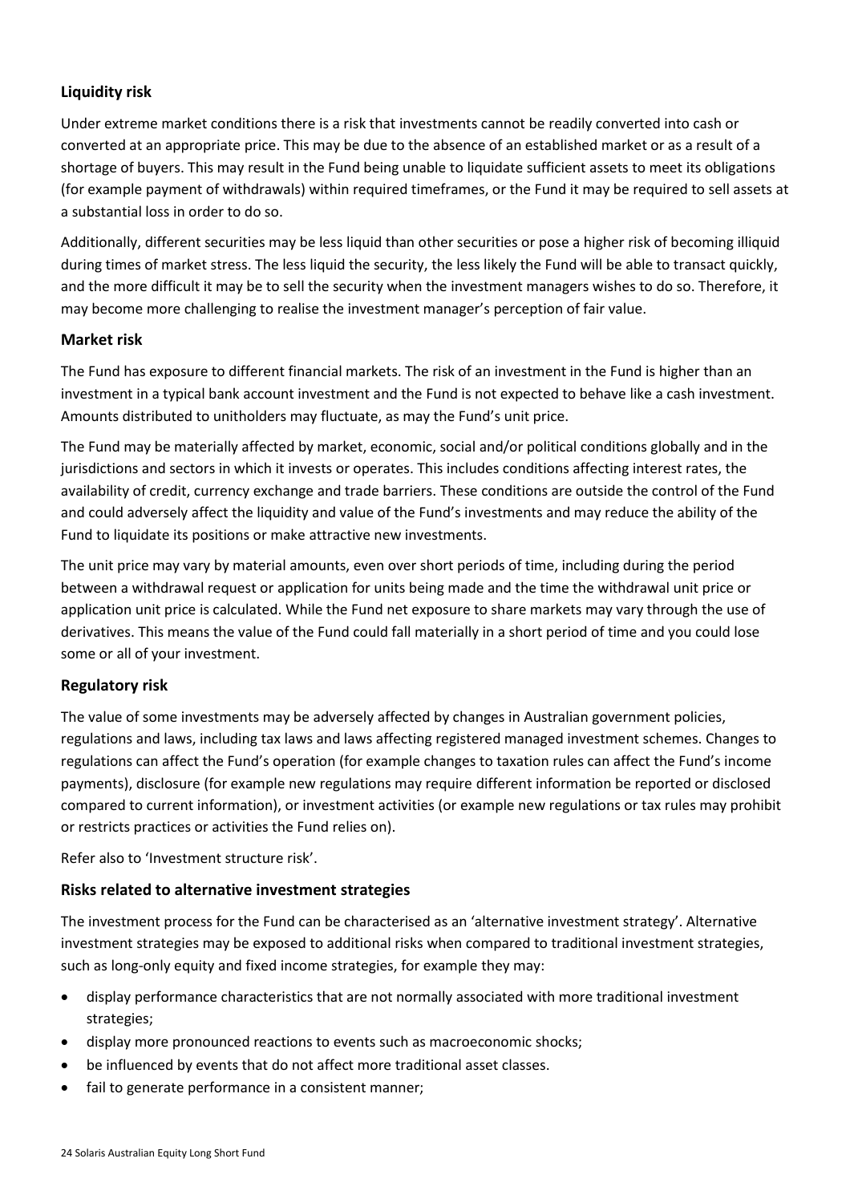### Liquidity risk

Under extreme market conditions there is a risk that investments cannot be readily converted into cash or converted at an appropriate price. This may be due to the absence of an established market or as a result of a shortage of buyers. This may result in the Fund being unable to liquidate sufficient assets to meet its obligations (for example payment of withdrawals) within required timeframes, or the Fund it may be required to sell assets at a substantial loss in order to do so.

Additionally, different securities may be less liquid than other securities or pose a higher risk of becoming illiquid during times of market stress. The less liquid the security, the less likely the Fund will be able to transact quickly, and the more difficult it may be to sell the security when the investment managers wishes to do so. Therefore, it may become more challenging to realise the investment manager's perception of fair value.

### Market risk

The Fund has exposure to different financial markets. The risk of an investment in the Fund is higher than an investment in a typical bank account investment and the Fund is not expected to behave like a cash investment. Amounts distributed to unitholders may fluctuate, as may the Fund's unit price.

The Fund may be materially affected by market, economic, social and/or political conditions globally and in the jurisdictions and sectors in which it invests or operates. This includes conditions affecting interest rates, the availability of credit, currency exchange and trade barriers. These conditions are outside the control of the Fund and could adversely affect the liquidity and value of the Fund's investments and may reduce the ability of the Fund to liquidate its positions or make attractive new investments.

The unit price may vary by material amounts, even over short periods of time, including during the period between a withdrawal request or application for units being made and the time the withdrawal unit price or application unit price is calculated. While the Fund net exposure to share markets may vary through the use of derivatives. This means the value of the Fund could fall materially in a short period of time and you could lose some or all of your investment.

### Regulatory risk

The value of some investments may be adversely affected by changes in Australian government policies, regulations and laws, including tax laws and laws affecting registered managed investment schemes. Changes to regulations can affect the Fund's operation (for example changes to taxation rules can affect the Fund's income payments), disclosure (for example new regulations may require different information be reported or disclosed compared to current information), or investment activities (or example new regulations or tax rules may prohibit or restricts practices or activities the Fund relies on).

Refer also to 'Investment structure risk'.

### Risks related to alternative investment strategies

The investment process for the Fund can be characterised as an 'alternative investment strategy'. Alternative investment strategies may be exposed to additional risks when compared to traditional investment strategies, such as long-only equity and fixed income strategies, for example they may:

- display performance characteristics that are not normally associated with more traditional investment strategies;
- display more pronounced reactions to events such as macroeconomic shocks;
- be influenced by events that do not affect more traditional asset classes.
- fail to generate performance in a consistent manner;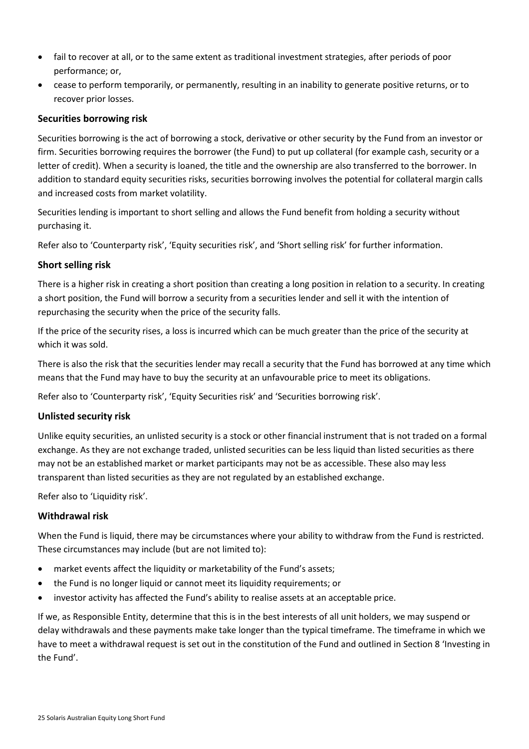- fail to recover at all, or to the same extent as traditional investment strategies, after periods of poor performance; or,
- cease to perform temporarily, or permanently, resulting in an inability to generate positive returns, or to recover prior losses.

### Securities borrowing risk

Securities borrowing is the act of borrowing a stock, derivative or other security by the Fund from an investor or firm. Securities borrowing requires the borrower (the Fund) to put up collateral (for example cash, security or a letter of credit). When a security is loaned, the title and the ownership are also transferred to the borrower. In addition to standard equity securities risks, securities borrowing involves the potential for collateral margin calls and increased costs from market volatility.

Securities lending is important to short selling and allows the Fund benefit from holding a security without purchasing it.

Refer also to 'Counterparty risk', 'Equity securities risk', and 'Short selling risk' for further information.

### Short selling risk

There is a higher risk in creating a short position than creating a long position in relation to a security. In creating a short position, the Fund will borrow a security from a securities lender and sell it with the intention of repurchasing the security when the price of the security falls.

If the price of the security rises, a loss is incurred which can be much greater than the price of the security at which it was sold.

There is also the risk that the securities lender may recall a security that the Fund has borrowed at any time which means that the Fund may have to buy the security at an unfavourable price to meet its obligations.

Refer also to 'Counterparty risk', 'Equity Securities risk' and 'Securities borrowing risk'.

### Unlisted security risk

Unlike equity securities, an unlisted security is a stock or other financial instrument that is not traded on a formal exchange. As they are not exchange traded, unlisted securities can be less liquid than listed securities as there may not be an established market or market participants may not be as accessible. These also may less transparent than listed securities as they are not regulated by an established exchange.

Refer also to 'Liquidity risk'.

### Withdrawal risk

When the Fund is liquid, there may be circumstances where your ability to withdraw from the Fund is restricted. These circumstances may include (but are not limited to):

- market events affect the liquidity or marketability of the Fund's assets;
- the Fund is no longer liquid or cannot meet its liquidity requirements; or
- investor activity has affected the Fund's ability to realise assets at an acceptable price.

If we, as Responsible Entity, determine that this is in the best interests of all unit holders, we may suspend or delay withdrawals and these payments make take longer than the typical timeframe. The timeframe in which we have to meet a withdrawal request is set out in the constitution of the Fund and outlined in Section 8 'Investing in the Fund'.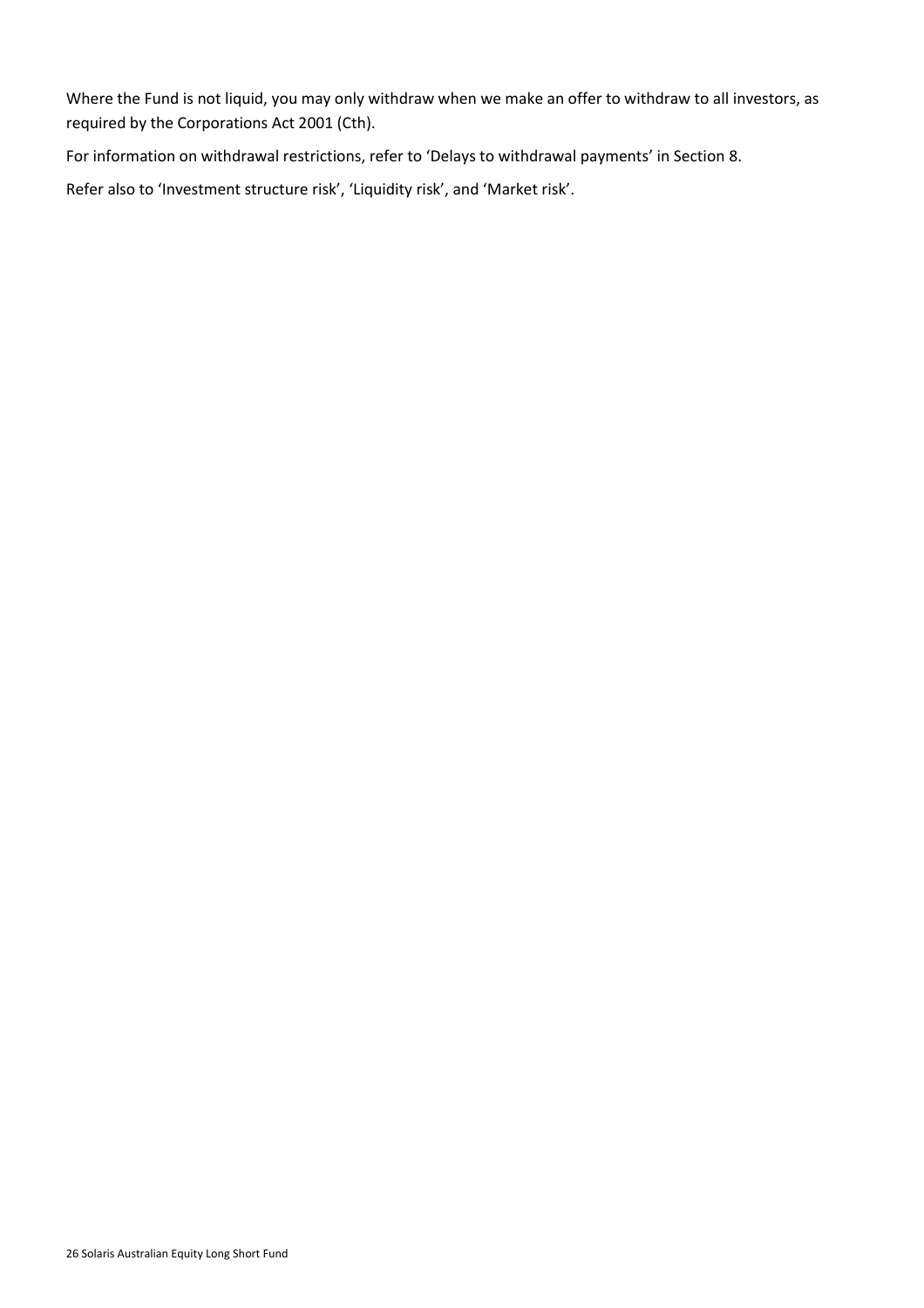Where the Fund is not liquid, you may only withdraw when we make an offer to withdraw to all investors, as required by the Corporations Act 2001 (Cth).

For information on withdrawal restrictions, refer to 'Delays to withdrawal payments' in Section 8.

Refer also to 'Investment structure risk', 'Liquidity risk', and 'Market risk'.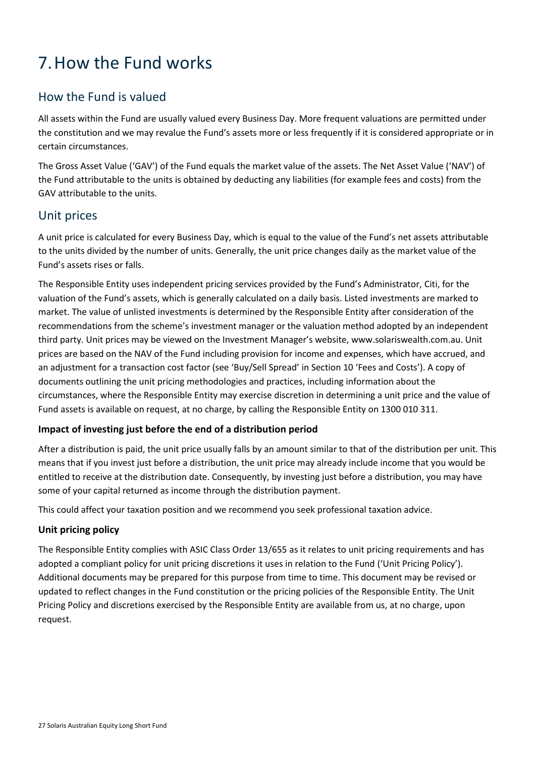# 7. How the Fund works

## How the Fund is valued

All assets within the Fund are usually valued every Business Day. More frequent valuations are permitted under the constitution and we may revalue the Fund's assets more or less frequently if it is considered appropriate or in certain circumstances.

The Gross Asset Value ('GAV') of the Fund equals the market value of the assets. The Net Asset Value ('NAV') of the Fund attributable to the units is obtained by deducting any liabilities (for example fees and costs) from the GAV attributable to the units.

## Unit prices

A unit price is calculated for every Business Day, which is equal to the value of the Fund's net assets attributable to the units divided by the number of units. Generally, the unit price changes daily as the market value of the Fund's assets rises or falls.

The Responsible Entity uses independent pricing services provided by the Fund's Administrator, Citi, for the valuation of the Fund's assets, which is generally calculated on a daily basis. Listed investments are marked to market. The value of unlisted investments is determined by the Responsible Entity after consideration of the recommendations from the scheme's investment manager or the valuation method adopted by an independent third party. Unit prices may be viewed on the Investment Manager's website, www.solariswealth.com.au. Unit prices are based on the NAV of the Fund including provision for income and expenses, which have accrued, and an adjustment for a transaction cost factor (see 'Buy/Sell Spread' in Section 10 'Fees and Costs'). A copy of documents outlining the unit pricing methodologies and practices, including information about the circumstances, where the Responsible Entity may exercise discretion in determining a unit price and the value of Fund assets is available on request, at no charge, by calling the Responsible Entity on 1300 010 311.

### Impact of investing just before the end of a distribution period

After a distribution is paid, the unit price usually falls by an amount similar to that of the distribution per unit. This means that if you invest just before a distribution, the unit price may already include income that you would be entitled to receive at the distribution date. Consequently, by investing just before a distribution, you may have some of your capital returned as income through the distribution payment.

This could affect your taxation position and we recommend you seek professional taxation advice.

### Unit pricing policy

The Responsible Entity complies with ASIC Class Order 13/655 as it relates to unit pricing requirements and has adopted a compliant policy for unit pricing discretions it uses in relation to the Fund ('Unit Pricing Policy'). Additional documents may be prepared for this purpose from time to time. This document may be revised or updated to reflect changes in the Fund constitution or the pricing policies of the Responsible Entity. The Unit Pricing Policy and discretions exercised by the Responsible Entity are available from us, at no charge, upon request.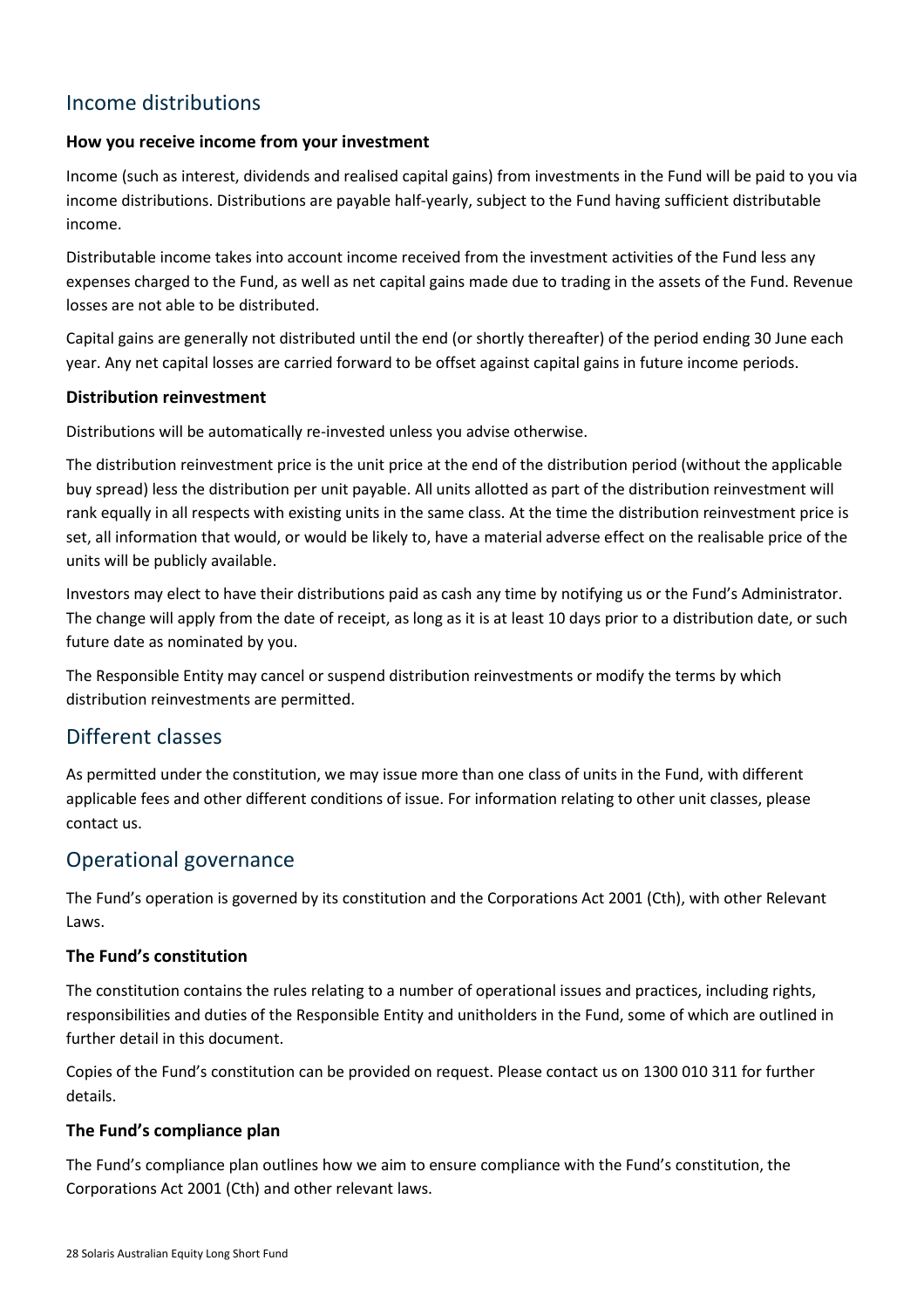## Income distributions

### How you receive income from your investment

Income (such as interest, dividends and realised capital gains) from investments in the Fund will be paid to you via income distributions. Distributions are payable half-yearly, subject to the Fund having sufficient distributable income.

Distributable income takes into account income received from the investment activities of the Fund less any expenses charged to the Fund, as well as net capital gains made due to trading in the assets of the Fund. Revenue losses are not able to be distributed.

Capital gains are generally not distributed until the end (or shortly thereafter) of the period ending 30 June each year. Any net capital losses are carried forward to be offset against capital gains in future income periods.

### Distribution reinvestment

Distributions will be automatically re-invested unless you advise otherwise.

The distribution reinvestment price is the unit price at the end of the distribution period (without the applicable buy spread) less the distribution per unit payable. All units allotted as part of the distribution reinvestment will rank equally in all respects with existing units in the same class. At the time the distribution reinvestment price is set, all information that would, or would be likely to, have a material adverse effect on the realisable price of the units will be publicly available.

Investors may elect to have their distributions paid as cash any time by notifying us or the Fund's Administrator. The change will apply from the date of receipt, as long as it is at least 10 days prior to a distribution date, or such future date as nominated by you.

The Responsible Entity may cancel or suspend distribution reinvestments or modify the terms by which distribution reinvestments are permitted.

## Different classes

As permitted under the constitution, we may issue more than one class of units in the Fund, with different applicable fees and other different conditions of issue. For information relating to other unit classes, please contact us.

## Operational governance

The Fund's operation is governed by its constitution and the Corporations Act 2001 (Cth), with other Relevant Laws.

### The Fund's constitution

The constitution contains the rules relating to a number of operational issues and practices, including rights, responsibilities and duties of the Responsible Entity and unitholders in the Fund, some of which are outlined in further detail in this document.

Copies of the Fund's constitution can be provided on request. Please contact us on 1300 010 311 for further details.

### The Fund's compliance plan

The Fund's compliance plan outlines how we aim to ensure compliance with the Fund's constitution, the Corporations Act 2001 (Cth) and other relevant laws.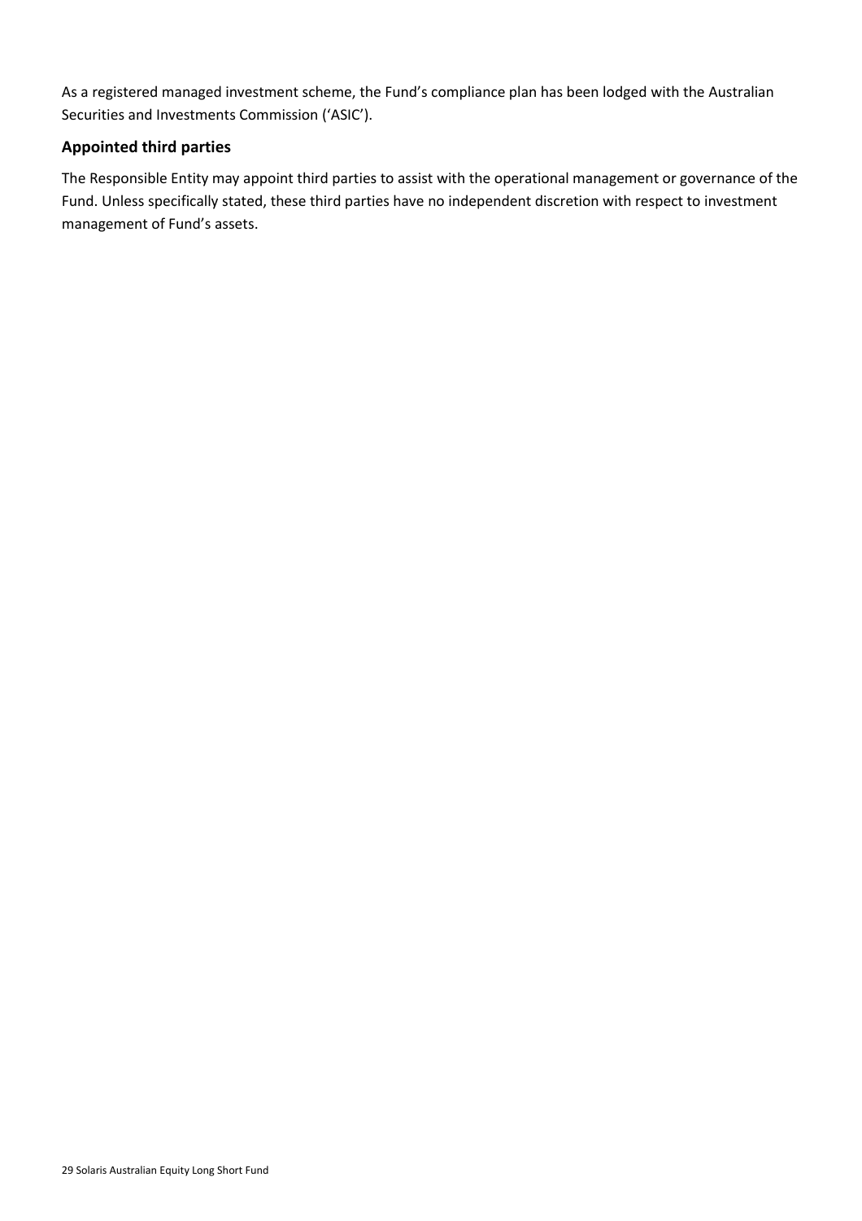As a registered managed investment scheme, the Fund's compliance plan has been lodged with the Australian Securities and Investments Commission ('ASIC').

### Appointed third parties

The Responsible Entity may appoint third parties to assist with the operational management or governance of the Fund. Unless specifically stated, these third parties have no independent discretion with respect to investment management of Fund's assets.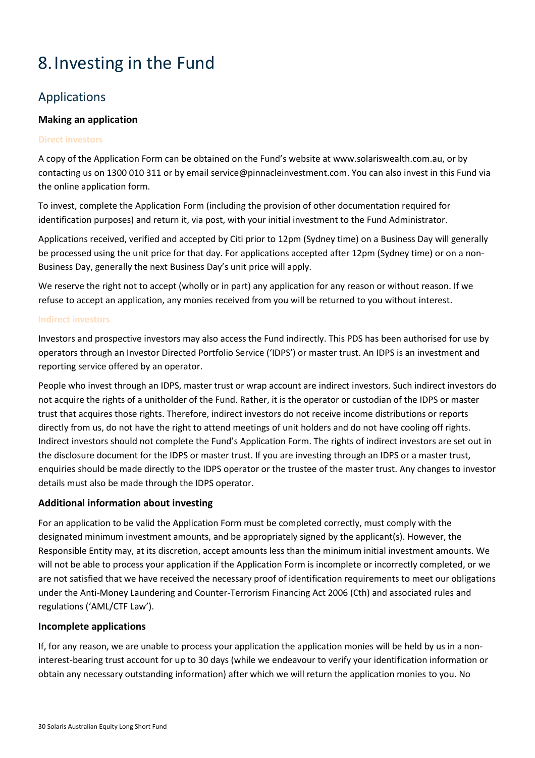# 8. Investing in the Fund

## Applications

### Making an application

#### Direct investors

A copy of the Application Form can be obtained on the Fund's website at www.solariswealth.com.au, or by contacting us on 1300 010 311 or by email service@pinnacleinvestment.com. You can also invest in this Fund via the online application form.

To invest, complete the Application Form (including the provision of other documentation required for identification purposes) and return it, via post, with your initial investment to the Fund Administrator.

Applications received, verified and accepted by Citi prior to 12pm (Sydney time) on a Business Day will generally be processed using the unit price for that day. For applications accepted after 12pm (Sydney time) or on a non-Business Day, generally the next Business Day's unit price will apply.

We reserve the right not to accept (wholly or in part) any application for any reason or without reason. If we refuse to accept an application, any monies received from you will be returned to you without interest.

#### Indirect investors

Investors and prospective investors may also access the Fund indirectly. This PDS has been authorised for use by operators through an Investor Directed Portfolio Service ('IDPS') or master trust. An IDPS is an investment and reporting service offered by an operator.

People who invest through an IDPS, master trust or wrap account are indirect investors. Such indirect investors do not acquire the rights of a unitholder of the Fund. Rather, it is the operator or custodian of the IDPS or master trust that acquires those rights. Therefore, indirect investors do not receive income distributions or reports directly from us, do not have the right to attend meetings of unit holders and do not have cooling off rights. Indirect investors should not complete the Fund's Application Form. The rights of indirect investors are set out in the disclosure document for the IDPS or master trust. If you are investing through an IDPS or a master trust, enquiries should be made directly to the IDPS operator or the trustee of the master trust. Any changes to investor details must also be made through the IDPS operator.

### Additional information about investing

For an application to be valid the Application Form must be completed correctly, must comply with the designated minimum investment amounts, and be appropriately signed by the applicant(s). However, the Responsible Entity may, at its discretion, accept amounts less than the minimum initial investment amounts. We will not be able to process your application if the Application Form is incomplete or incorrectly completed, or we are not satisfied that we have received the necessary proof of identification requirements to meet our obligations under the Anti-Money Laundering and Counter-Terrorism Financing Act 2006 (Cth) and associated rules and regulations ('AML/CTF Law').

### Incomplete applications

If, for any reason, we are unable to process your application the application monies will be held by us in a non-interest-bearing trust account for up to 30 days (while we endeavour to verify your identification information or obtain any necessary outstanding information) after which we will return the application monies to you. No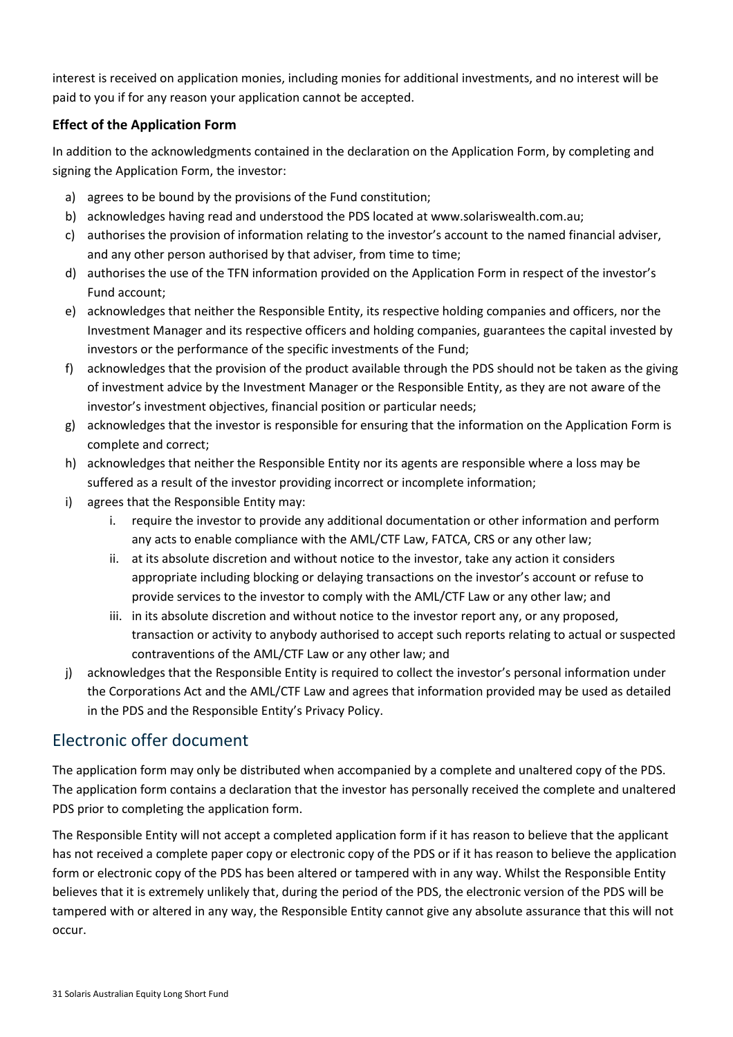interest is received on application monies, including monies for additional investments, and no interest will be paid to you if for any reason your application cannot be accepted.

**Effect of the Application Form**

In addition to the acknowledgments contained in the declaration on the Application Form, by completing and signing the Application Form, the investor:

a) agrees to be bound by the provisions of the Fund constitution;
b) acknowledges having read and understood the PDS located at www.solariswealth.com.au;
c) authorises the provision of information relating to the investor's account to the named financial adviser, and any other person authorised by that adviser, from time to time;
d) authorises the use of the TFN information provided on the Application Form in respect of the investor's Fund account;
e) acknowledges that neither the Responsible Entity, its respective holding companies and officers, nor the Investment Manager and its respective officers and holding companies, guarantees the capital invested by investors or the performance of the specific investments of the Fund;
f) acknowledges that the provision of the product available through the PDS should not be taken as the giving of investment advice by the Investment Manager or the Responsible Entity, as they are not aware of the investor's investment objectives, financial position or particular needs;
g) acknowledges that the investor is responsible for ensuring that the information on the Application Form is complete and correct;
h) acknowledges that neither the Responsible Entity nor its agents are responsible where a loss may be suffered as a result of the investor providing incorrect or incomplete information;
i) agrees that the Responsible Entity may:
    i. require the investor to provide any additional documentation or other information and perform any acts to enable compliance with the AML/CTF Law, FATCA, CRS or any other law;
    ii. at its absolute discretion and without notice to the investor, take any action it considers appropriate including blocking or delaying transactions on the investor's account or refuse to provide services to the investor to comply with the AML/CTF Law or any other law; and
    iii. in its absolute discretion and without notice to the investor report any, or any proposed, transaction or activity to anybody authorised to accept such reports relating to actual or suspected contraventions of the AML/CTF Law or any other law; and
j) acknowledges that the Responsible Entity is required to collect the investor's personal information under the Corporations Act and the AML/CTF Law and agrees that information provided may be used as detailed in the PDS and the Responsible Entity's Privacy Policy.

## Electronic offer document

The application form may only be distributed when accompanied by a complete and unaltered copy of the PDS. The application form contains a declaration that the investor has personally received the complete and unaltered PDS prior to completing the application form.

The Responsible Entity will not accept a completed application form if it has reason to believe that the applicant has not received a complete paper copy or electronic copy of the PDS or if it has reason to believe the application form or electronic copy of the PDS has been altered or tampered with in any way. Whilst the Responsible Entity believes that it is extremely unlikely that, during the period of the PDS, the electronic version of the PDS will be tampered with or altered in any way, the Responsible Entity cannot give any absolute assurance that this will not occur.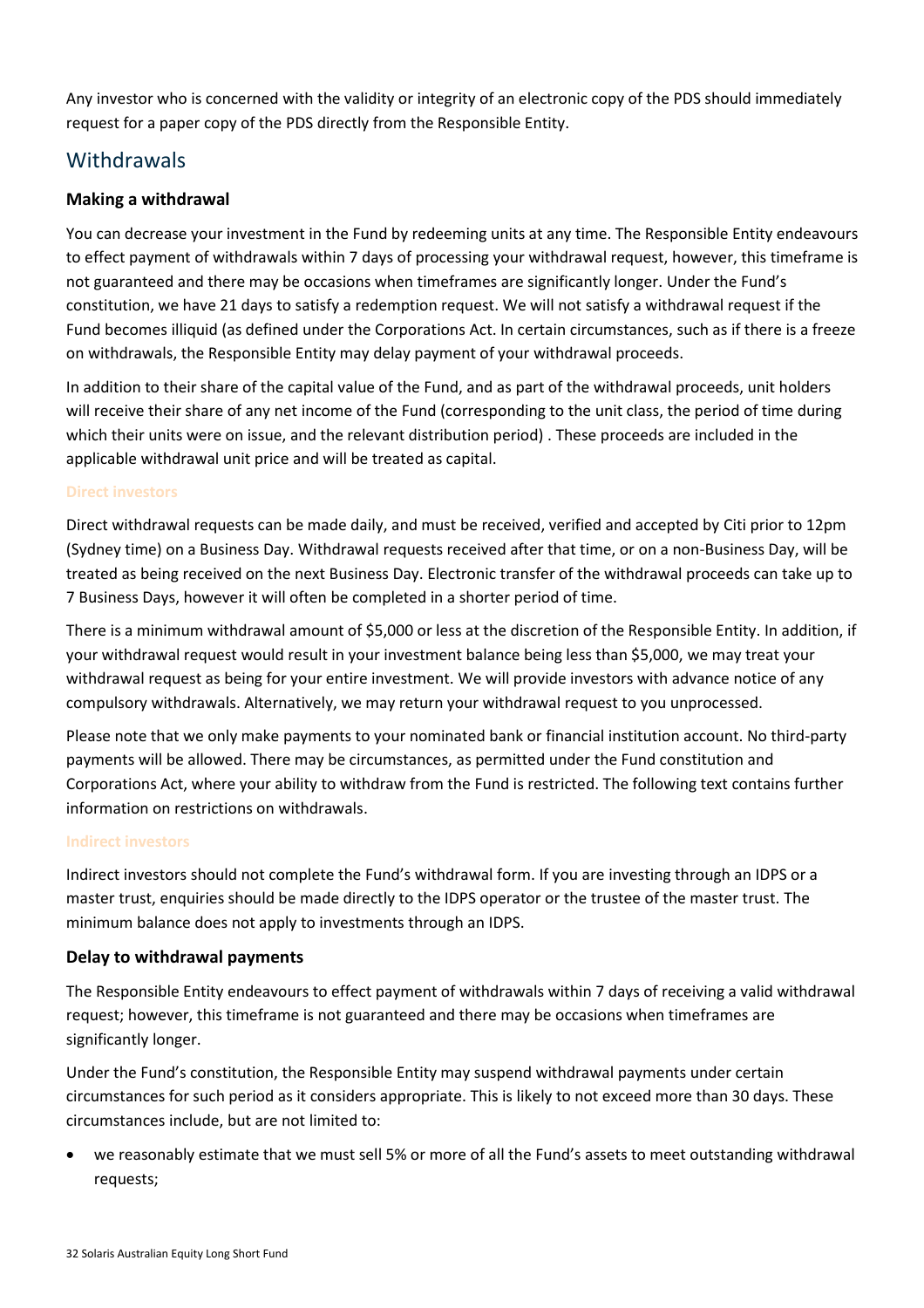Any investor who is concerned with the validity or integrity of an electronic copy of the PDS should immediately request for a paper copy of the PDS directly from the Responsible Entity.

## Withdrawals

### Making a withdrawal

You can decrease your investment in the Fund by redeeming units at any time. The Responsible Entity endeavours to effect payment of withdrawals within 7 days of processing your withdrawal request, however, this timeframe is not guaranteed and there may be occasions when timeframes are significantly longer. Under the Fund's constitution, we have 21 days to satisfy a redemption request. We will not satisfy a withdrawal request if the Fund becomes illiquid (as defined under the Corporations Act. In certain circumstances, such as if there is a freeze on withdrawals, the Responsible Entity may delay payment of your withdrawal proceeds.

In addition to their share of the capital value of the Fund, and as part of the withdrawal proceeds, unit holders will receive their share of any net income of the Fund (corresponding to the unit class, the period of time during which their units were on issue, and the relevant distribution period) . These proceeds are included in the applicable withdrawal unit price and will be treated as capital.

#### Direct investors

Direct withdrawal requests can be made daily, and must be received, verified and accepted by Citi prior to 12pm (Sydney time) on a Business Day. Withdrawal requests received after that time, or on a non-Business Day, will be treated as being received on the next Business Day. Electronic transfer of the withdrawal proceeds can take up to 7 Business Days, however it will often be completed in a shorter period of time.

There is a minimum withdrawal amount of $5,000 or less at the discretion of the Responsible Entity. In addition, if your withdrawal request would result in your investment balance being less than $5,000, we may treat your withdrawal request as being for your entire investment. We will provide investors with advance notice of any compulsory withdrawals. Alternatively, we may return your withdrawal request to you unprocessed.

Please note that we only make payments to your nominated bank or financial institution account. No third-party payments will be allowed. There may be circumstances, as permitted under the Fund constitution and Corporations Act, where your ability to withdraw from the Fund is restricted. The following text contains further information on restrictions on withdrawals.

#### Indirect investors

Indirect investors should not complete the Fund's withdrawal form. If you are investing through an IDPS or a master trust, enquiries should be made directly to the IDPS operator or the trustee of the master trust. The minimum balance does not apply to investments through an IDPS.

### Delay to withdrawal payments

The Responsible Entity endeavours to effect payment of withdrawals within 7 days of receiving a valid withdrawal request; however, this timeframe is not guaranteed and there may be occasions when timeframes are significantly longer.

Under the Fund's constitution, the Responsible Entity may suspend withdrawal payments under certain circumstances for such period as it considers appropriate. This is likely to not exceed more than 30 days. These circumstances include, but are not limited to:

- we reasonably estimate that we must sell 5% or more of all the Fund's assets to meet outstanding withdrawal requests;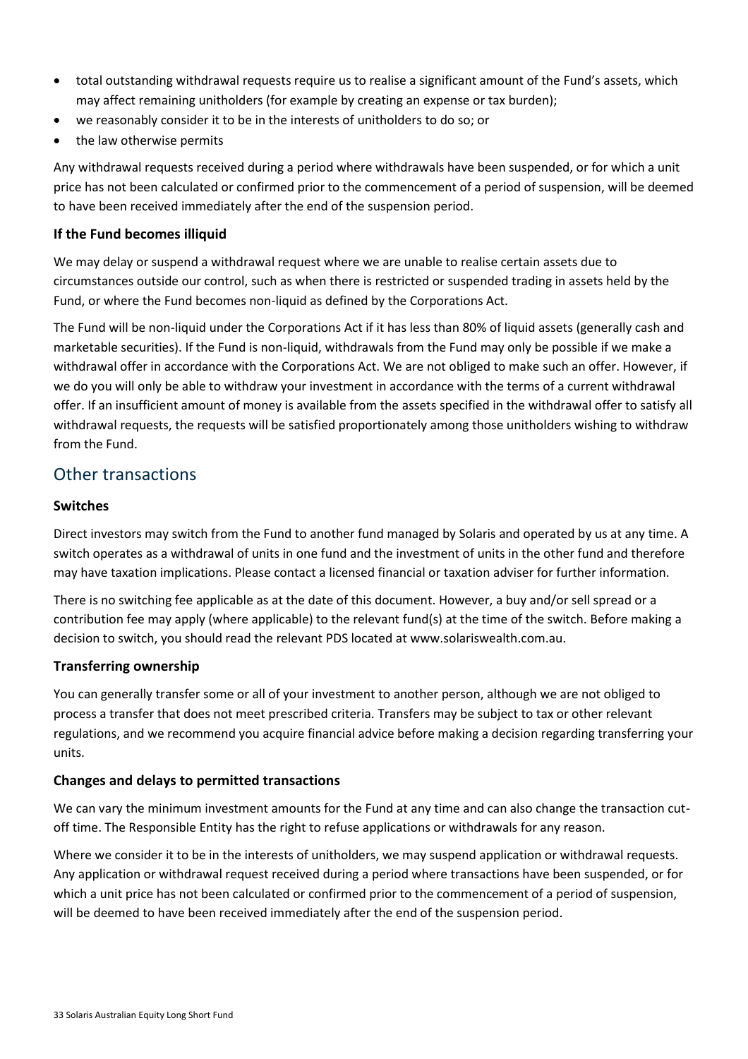- total outstanding withdrawal requests require us to realise a significant amount of the Fund's assets, which may affect remaining unitholders (for example by creating an expense or tax burden);
- we reasonably consider it to be in the interests of unitholders to do so; or
- the law otherwise permits

Any withdrawal requests received during a period where withdrawals have been suspended, or for which a unit price has not been calculated or confirmed prior to the commencement of a period of suspension, will be deemed to have been received immediately after the end of the suspension period.

**If the Fund becomes illiquid**

We may delay or suspend a withdrawal request where we are unable to realise certain assets due to circumstances outside our control, such as when there is restricted or suspended trading in assets held by the Fund, or where the Fund becomes non-liquid as defined by the Corporations Act.

The Fund will be non-liquid under the Corporations Act if it has less than 80% of liquid assets (generally cash and marketable securities). If the Fund is non-liquid, withdrawals from the Fund may only be possible if we make a withdrawal offer in accordance with the Corporations Act. We are not obliged to make such an offer. However, if we do you will only be able to withdraw your investment in accordance with the terms of a current withdrawal offer. If an insufficient amount of money is available from the assets specified in the withdrawal offer to satisfy all withdrawal requests, the requests will be satisfied proportionately among those unitholders wishing to withdraw from the Fund.

## Other transactions

**Switches**

Direct investors may switch from the Fund to another fund managed by Solaris and operated by us at any time. A switch operates as a withdrawal of units in one fund and the investment of units in the other fund and therefore may have taxation implications. Please contact a licensed financial or taxation adviser for further information.

There is no switching fee applicable as at the date of this document. However, a buy and/or sell spread or a contribution fee may apply (where applicable) to the relevant fund(s) at the time of the switch. Before making a decision to switch, you should read the relevant PDS located at www.solariswealth.com.au.

**Transferring ownership**

You can generally transfer some or all of your investment to another person, although we are not obliged to process a transfer that does not meet prescribed criteria. Transfers may be subject to tax or other relevant regulations, and we recommend you acquire financial advice before making a decision regarding transferring your units.

**Changes and delays to permitted transactions**

We can vary the minimum investment amounts for the Fund at any time and can also change the transaction cut-off time. The Responsible Entity has the right to refuse applications or withdrawals for any reason.

Where we consider it to be in the interests of unitholders, we may suspend application or withdrawal requests. Any application or withdrawal request received during a period where transactions have been suspended, or for which a unit price has not been calculated or confirmed prior to the commencement of a period of suspension, will be deemed to have been received immediately after the end of the suspension period.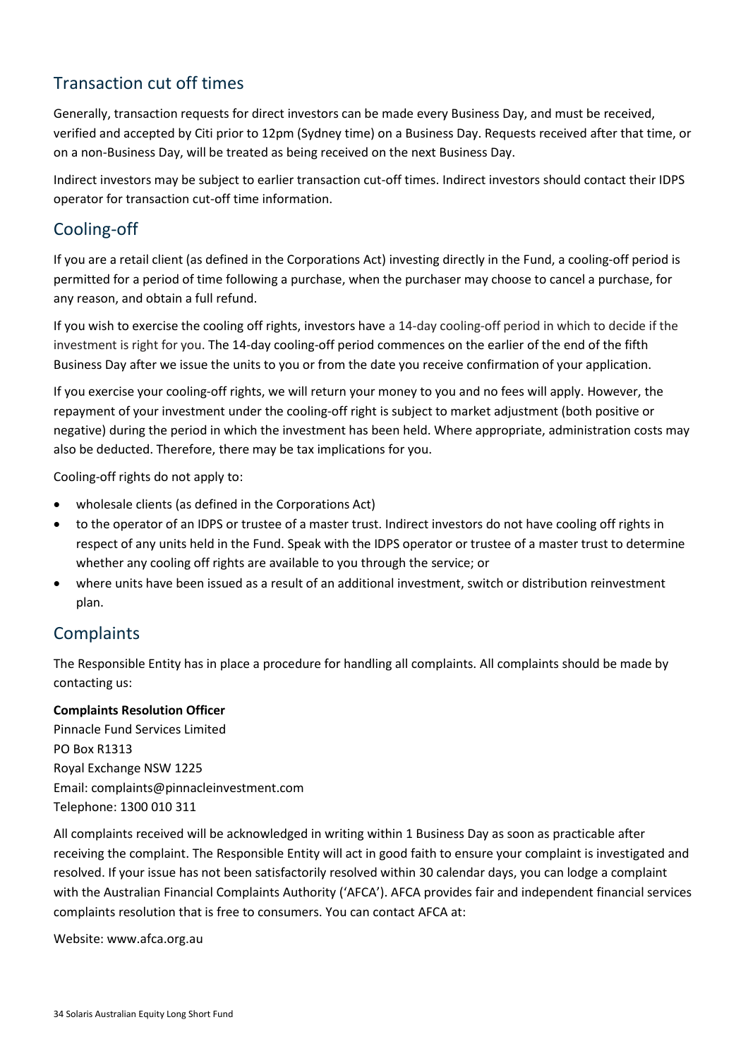## Transaction cut off times

Generally, transaction requests for direct investors can be made every Business Day, and must be received, verified and accepted by Citi prior to 12pm (Sydney time) on a Business Day. Requests received after that time, or on a non-Business Day, will be treated as being received on the next Business Day.

Indirect investors may be subject to earlier transaction cut-off times. Indirect investors should contact their IDPS operator for transaction cut-off time information.

## Cooling-off

If you are a retail client (as defined in the Corporations Act) investing directly in the Fund, a cooling-off period is permitted for a period of time following a purchase, when the purchaser may choose to cancel a purchase, for any reason, and obtain a full refund.

If you wish to exercise the cooling off rights, investors have a 14-day cooling-off period in which to decide if the investment is right for you. The 14-day cooling-off period commences on the earlier of the end of the fifth Business Day after we issue the units to you or from the date you receive confirmation of your application.

If you exercise your cooling-off rights, we will return your money to you and no fees will apply. However, the repayment of your investment under the cooling-off right is subject to market adjustment (both positive or negative) during the period in which the investment has been held. Where appropriate, administration costs may also be deducted. Therefore, there may be tax implications for you.

Cooling-off rights do not apply to:

- wholesale clients (as defined in the Corporations Act)
- to the operator of an IDPS or trustee of a master trust. Indirect investors do not have cooling off rights in respect of any units held in the Fund. Speak with the IDPS operator or trustee of a master trust to determine whether any cooling off rights are available to you through the service; or
- where units have been issued as a result of an additional investment, switch or distribution reinvestment plan.

## Complaints

The Responsible Entity has in place a procedure for handling all complaints. All complaints should be made by contacting us:

**Complaints Resolution Officer**
Pinnacle Fund Services Limited
PO Box R1313
Royal Exchange NSW 1225
Email: complaints@pinnacleinvestment.com
Telephone: 1300 010 311

All complaints received will be acknowledged in writing within 1 Business Day as soon as practicable after receiving the complaint. The Responsible Entity will act in good faith to ensure your complaint is investigated and resolved. If your issue has not been satisfactorily resolved within 30 calendar days, you can lodge a complaint with the Australian Financial Complaints Authority ('AFCA'). AFCA provides fair and independent financial services complaints resolution that is free to consumers. You can contact AFCA at:

Website: www.afca.org.au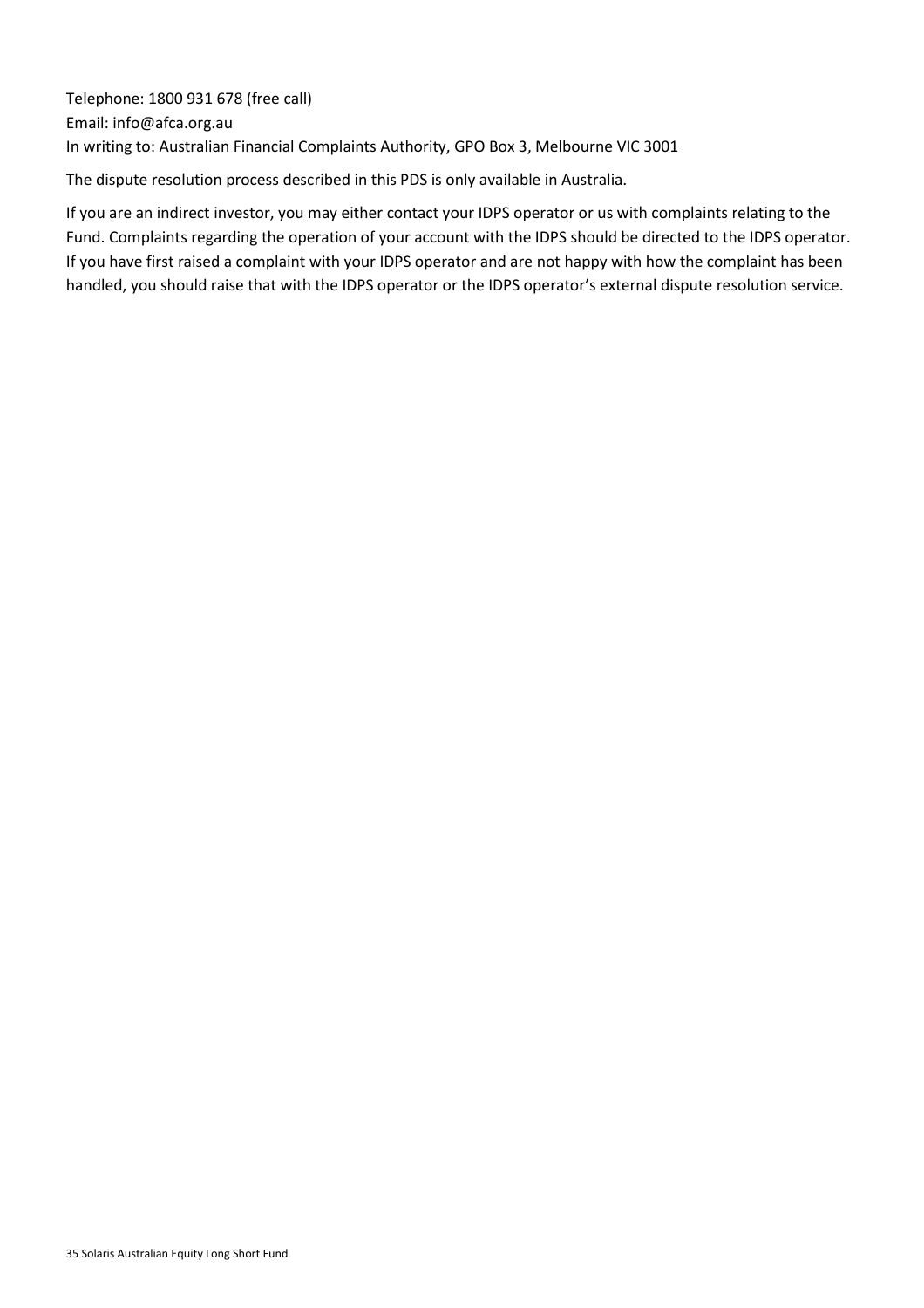Telephone: 1800 931 678 (free call)
Email: info@afca.org.au
In writing to: Australian Financial Complaints Authority, GPO Box 3, Melbourne VIC 3001

The dispute resolution process described in this PDS is only available in Australia.

If you are an indirect investor, you may either contact your IDPS operator or us with complaints relating to the Fund. Complaints regarding the operation of your account with the IDPS should be directed to the IDPS operator. If you have first raised a complaint with your IDPS operator and are not happy with how the complaint has been handled, you should raise that with the IDPS operator or the IDPS operator's external dispute resolution service.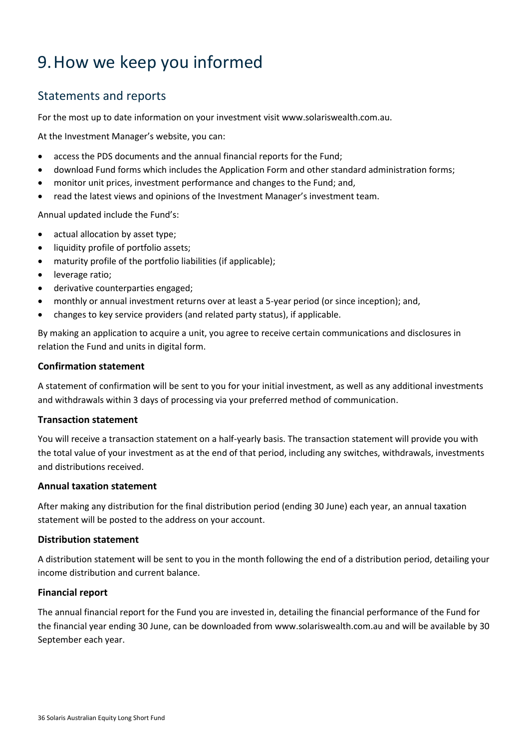# 9. How we keep you informed

## Statements and reports

For the most up to date information on your investment visit www.solariswealth.com.au.

At the Investment Manager's website, you can:

- access the PDS documents and the annual financial reports for the Fund;
- download Fund forms which includes the Application Form and other standard administration forms;
- monitor unit prices, investment performance and changes to the Fund; and,
- read the latest views and opinions of the Investment Manager's investment team.

Annual updated include the Fund's:

- actual allocation by asset type;
- liquidity profile of portfolio assets;
- maturity profile of the portfolio liabilities (if applicable);
- leverage ratio;
- derivative counterparties engaged;
- monthly or annual investment returns over at least a 5-year period (or since inception); and,
- changes to key service providers (and related party status), if applicable.

By making an application to acquire a unit, you agree to receive certain communications and disclosures in relation the Fund and units in digital form.

### Confirmation statement

A statement of confirmation will be sent to you for your initial investment, as well as any additional investments and withdrawals within 3 days of processing via your preferred method of communication.

### Transaction statement

You will receive a transaction statement on a half-yearly basis. The transaction statement will provide you with the total value of your investment as at the end of that period, including any switches, withdrawals, investments and distributions received.

### Annual taxation statement

After making any distribution for the final distribution period (ending 30 June) each year, an annual taxation statement will be posted to the address on your account.

### Distribution statement

A distribution statement will be sent to you in the month following the end of a distribution period, detailing your income distribution and current balance.

### Financial report

The annual financial report for the Fund you are invested in, detailing the financial performance of the Fund for the financial year ending 30 June, can be downloaded from www.solariswealth.com.au and will be available by 30 September each year.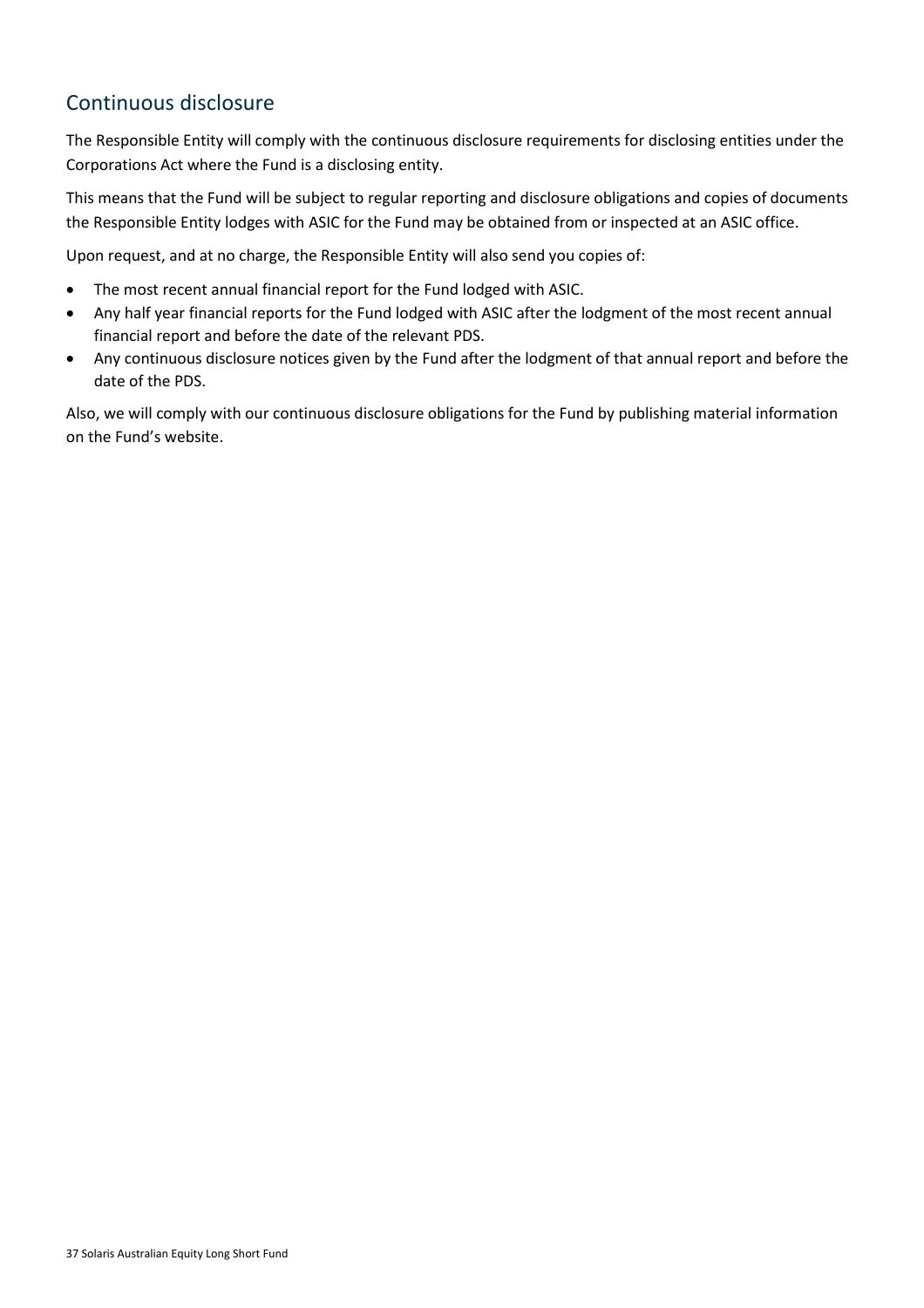## Continuous disclosure

The Responsible Entity will comply with the continuous disclosure requirements for disclosing entities under the Corporations Act where the Fund is a disclosing entity.

This means that the Fund will be subject to regular reporting and disclosure obligations and copies of documents the Responsible Entity lodges with ASIC for the Fund may be obtained from or inspected at an ASIC office.

Upon request, and at no charge, the Responsible Entity will also send you copies of:

- The most recent annual financial report for the Fund lodged with ASIC.
- Any half year financial reports for the Fund lodged with ASIC after the lodgment of the most recent annual financial report and before the date of the relevant PDS.
- Any continuous disclosure notices given by the Fund after the lodgment of that annual report and before the date of the PDS.

Also, we will comply with our continuous disclosure obligations for the Fund by publishing material information on the Fund's website.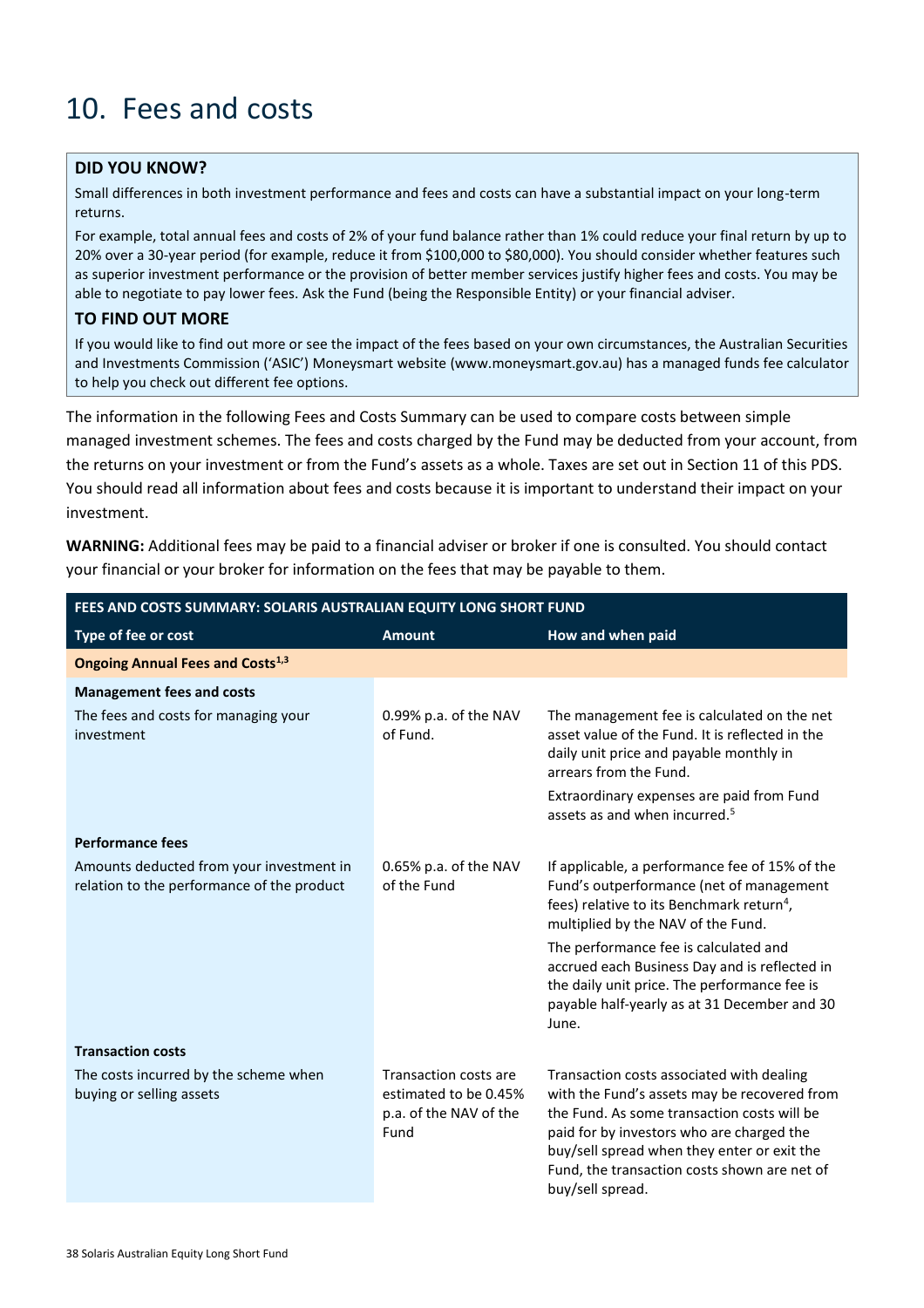# 10. Fees and costs

**DID YOU KNOW?**

Small differences in both investment performance and fees and costs can have a substantial impact on your long-term returns.

For example, total annual fees and costs of 2% of your fund balance rather than 1% could reduce your final return by up to 20% over a 30-year period (for example, reduce it from $100,000 to $80,000). You should consider whether features such as superior investment performance or the provision of better member services justify higher fees and costs. You may be able to negotiate to pay lower fees. Ask the Fund (being the Responsible Entity) or your financial adviser.

**TO FIND OUT MORE**

If you would like to find out more or see the impact of the fees based on your own circumstances, the Australian Securities and Investments Commission ('ASIC') Moneysmart website (www.moneysmart.gov.au) has a managed funds fee calculator to help you check out different fee options.

The information in the following Fees and Costs Summary can be used to compare costs between simple managed investment schemes. The fees and costs charged by the Fund may be deducted from your account, from the returns on your investment or from the Fund's assets as a whole. Taxes are set out in Section 11 of this PDS. You should read all information about fees and costs because it is important to understand their impact on your investment.

**WARNING:** Additional fees may be paid to a financial adviser or broker if one is consulted. You should contact your financial or your broker for information on the fees that may be payable to them.

| FEES AND COSTS SUMMARY: SOLARIS AUSTRALIAN EQUITY LONG SHORT FUND | | |
|---|---|---|
| **Type of fee or cost** | **Amount** | **How and when paid** |
| **Ongoing Annual Fees and Costs[1,3]** | | |
| **Management fees and costs**<br>The fees and costs for managing your investment | 0.99% p.a. of the NAV of Fund. | The management fee is calculated on the net asset value of the Fund. It is reflected in the daily unit price and payable monthly in arrears from the Fund.<br>Extraordinary expenses are paid from Fund assets as and when incurred.[5] |
| **Performance fees**<br>Amounts deducted from your investment in relation to the performance of the product | 0.65% p.a. of the NAV of the Fund | If applicable, a performance fee of 15% of the Fund's outperformance (net of management fees) relative to its Benchmark return[4], multiplied by the NAV of the Fund.<br>The performance fee is calculated and accrued each Business Day and is reflected in the daily unit price. The performance fee is payable half-yearly as at 31 December and 30 June. |
| **Transaction costs**<br>The costs incurred by the scheme when buying or selling assets | Transaction costs are estimated to be 0.45% p.a. of the NAV of the Fund | Transaction costs associated with dealing with the Fund's assets may be recovered from the Fund. As some transaction costs will be paid for by investors who are charged the buy/sell spread when they enter or exit the Fund, the transaction costs shown are net of buy/sell spread. |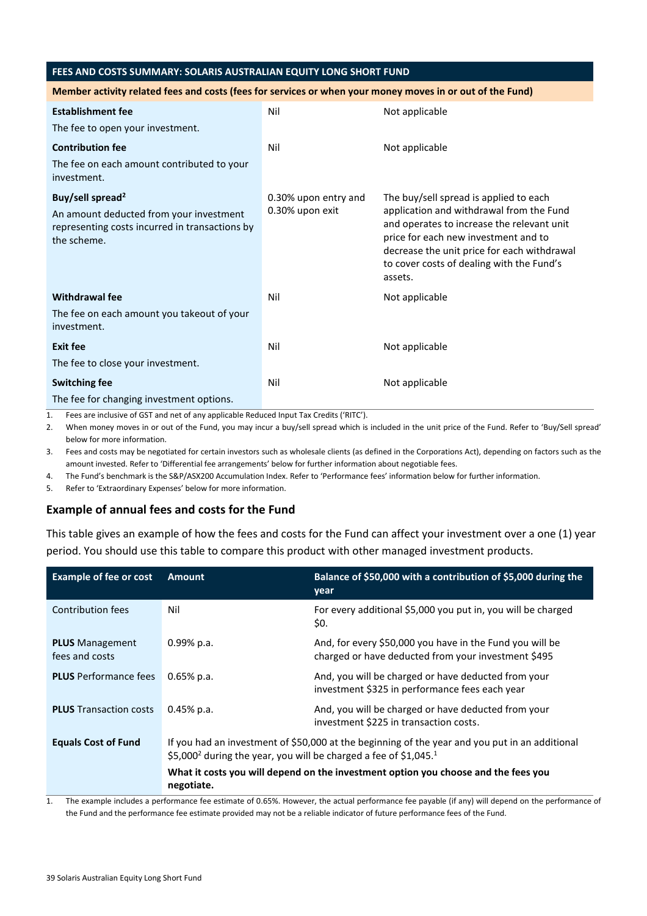| FEES AND COSTS SUMMARY: SOLARIS AUSTRALIAN EQUITY LONG SHORT FUND | | |
|---|---|---|
| **Member activity related fees and costs (fees for services or when your money moves in or out of the Fund)** | | |
| **Establishment fee**<br>The fee to open your investment. | Nil | Not applicable |
| **Contribution fee**<br>The fee on each amount contributed to your investment. | Nil | Not applicable |
| **Buy/sell spread[2]**<br>An amount deducted from your investment representing costs incurred in transactions by the scheme. | 0.30% upon entry and 0.30% upon exit | The buy/sell spread is applied to each application and withdrawal from the Fund and operates to increase the relevant unit price for each new investment and to decrease the unit price for each withdrawal to cover costs of dealing with the Fund's assets. |
| **Withdrawal fee**<br>The fee on each amount you takeout of your investment. | Nil | Not applicable |
| **Exit fee**<br>The fee to close your investment. | Nil | Not applicable |
| **Switching fee**<br>The fee for changing investment options. | Nil | Not applicable |

1. Fees are inclusive of GST and net of any applicable Reduced Input Tax Credits ('RITC').
2. When money moves in or out of the Fund, you may incur a buy/sell spread which is included in the unit price of the Fund. Refer to 'Buy/Sell spread' below for more information.
3. Fees and costs may be negotiated for certain investors such as wholesale clients (as defined in the Corporations Act), depending on factors such as the amount invested. Refer to 'Differential fee arrangements' below for further information about negotiable fees.
4. The Fund's benchmark is the S&P/ASX200 Accumulation Index. Refer to 'Performance fees' information below for further information.
5. Refer to 'Extraordinary Expenses' below for more information.

### Example of annual fees and costs for the Fund

This table gives an example of how the fees and costs for the Fund can affect your investment over a one (1) year period. You should use this table to compare this product with other managed investment products.

| Example of fee or cost | Amount | Balance of $50,000 with a contribution of $5,000 during the year |
|---|---|---|
| Contribution fees | Nil | For every additional $5,000 you put in, you will be charged $0. |
| **PLUS** Management fees and costs | 0.99% p.a. | And, for every $50,000 you have in the Fund you will be charged or have deducted from your investment $495 |
| **PLUS** Performance fees | 0.65% p.a. | And, you will be charged or have deducted from your investment $325 in performance fees each year |
| **PLUS** Transaction costs | 0.45% p.a. | And, you will be charged or have deducted from your investment $225 in transaction costs. |
| **Equals Cost of Fund** | If you had an investment of $50,000 at the beginning of the year and you put in an additional $5,000[2] during the year, you will be charged a fee of $1,045.[1]<br>**What it costs you will depend on the investment option you choose and the fees you negotiate.** | |

1. The example includes a performance fee estimate of 0.65%. However, the actual performance fee payable (if any) will depend on the performance of the Fund and the performance fee estimate provided may not be a reliable indicator of future performance fees of the Fund.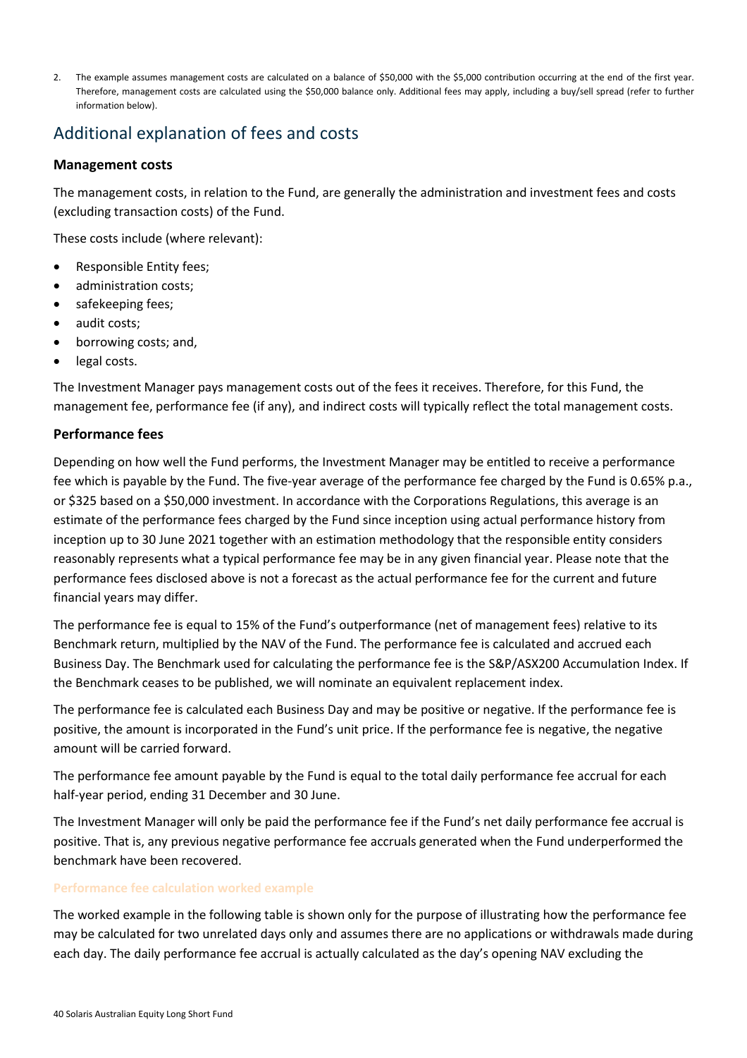2. The example assumes management costs are calculated on a balance of $50,000 with the $5,000 contribution occurring at the end of the first year. Therefore, management costs are calculated using the $50,000 balance only. Additional fees may apply, including a buy/sell spread (refer to further information below).

## Additional explanation of fees and costs

### Management costs

The management costs, in relation to the Fund, are generally the administration and investment fees and costs (excluding transaction costs) of the Fund.

These costs include (where relevant):

- Responsible Entity fees;
- administration costs;
- safekeeping fees;
- audit costs;
- borrowing costs; and,
- legal costs.

The Investment Manager pays management costs out of the fees it receives. Therefore, for this Fund, the management fee, performance fee (if any), and indirect costs will typically reflect the total management costs.

### Performance fees

Depending on how well the Fund performs, the Investment Manager may be entitled to receive a performance fee which is payable by the Fund. The five-year average of the performance fee charged by the Fund is 0.65% p.a., or $325 based on a $50,000 investment. In accordance with the Corporations Regulations, this average is an estimate of the performance fees charged by the Fund since inception using actual performance history from inception up to 30 June 2021 together with an estimation methodology that the responsible entity considers reasonably represents what a typical performance fee may be in any given financial year. Please note that the performance fees disclosed above is not a forecast as the actual performance fee for the current and future financial years may differ.

The performance fee is equal to 15% of the Fund's outperformance (net of management fees) relative to its Benchmark return, multiplied by the NAV of the Fund. The performance fee is calculated and accrued each Business Day. The Benchmark used for calculating the performance fee is the S&P/ASX200 Accumulation Index. If the Benchmark ceases to be published, we will nominate an equivalent replacement index.

The performance fee is calculated each Business Day and may be positive or negative. If the performance fee is positive, the amount is incorporated in the Fund's unit price. If the performance fee is negative, the negative amount will be carried forward.

The performance fee amount payable by the Fund is equal to the total daily performance fee accrual for each half-year period, ending 31 December and 30 June.

The Investment Manager will only be paid the performance fee if the Fund's net daily performance fee accrual is positive. That is, any previous negative performance fee accruals generated when the Fund underperformed the benchmark have been recovered.

#### Performance fee calculation worked example

The worked example in the following table is shown only for the purpose of illustrating how the performance fee may be calculated for two unrelated days only and assumes there are no applications or withdrawals made during each day. The daily performance fee accrual is actually calculated as the day's opening NAV excluding the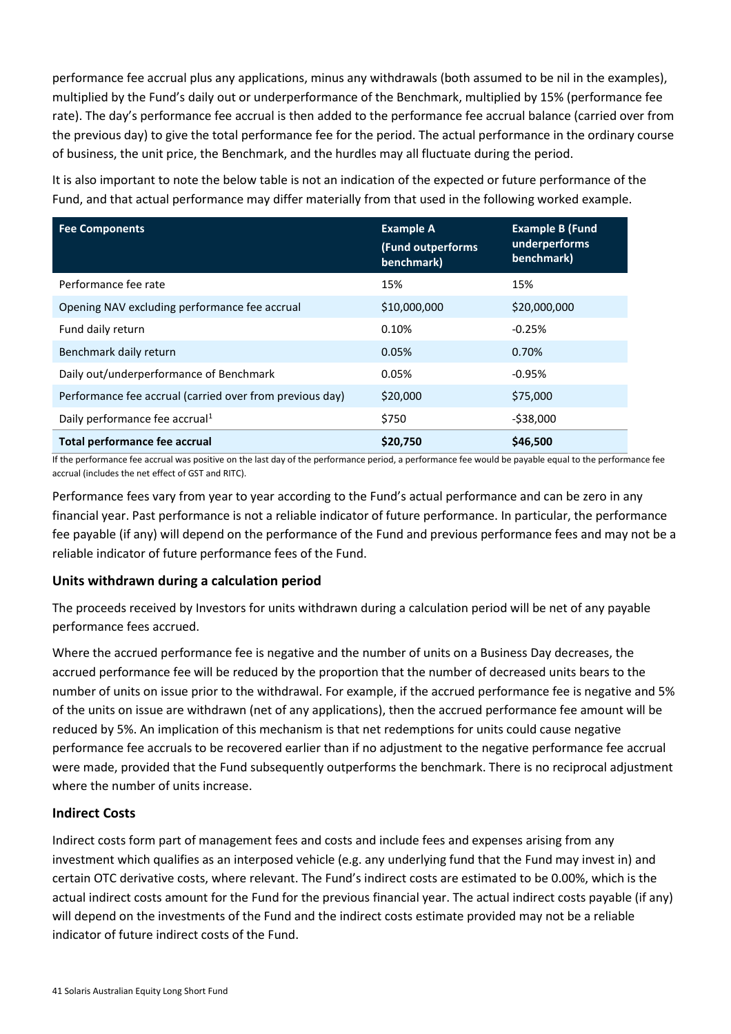performance fee accrual plus any applications, minus any withdrawals (both assumed to be nil in the examples), multiplied by the Fund's daily out or underperformance of the Benchmark, multiplied by 15% (performance fee rate). The day's performance fee accrual is then added to the performance fee accrual balance (carried over from the previous day) to give the total performance fee for the period. The actual performance in the ordinary course of business, the unit price, the Benchmark, and the hurdles may all fluctuate during the period.

It is also important to note the below table is not an indication of the expected or future performance of the Fund, and that actual performance may differ materially from that used in the following worked example.

| Fee Components | Example A (Fund outperforms benchmark) | Example B (Fund underperforms benchmark) |
|---|---|---|
| Performance fee rate | 15% | 15% |
| Opening NAV excluding performance fee accrual | $10,000,000 | $20,000,000 |
| Fund daily return | 0.10% | -0.25% |
| Benchmark daily return | 0.05% | 0.70% |
| Daily out/underperformance of Benchmark | 0.05% | -0.95% |
| Performance fee accrual (carried over from previous day) | $20,000 | $75,000 |
| Daily performance fee accrual[1] | $750 | -$38,000 |
| **Total performance fee accrual** | **$20,750** | **$46,500** |

If the performance fee accrual was positive on the last day of the performance period, a performance fee would be payable equal to the performance fee accrual (includes the net effect of GST and RITC).

Performance fees vary from year to year according to the Fund's actual performance and can be zero in any financial year. Past performance is not a reliable indicator of future performance. In particular, the performance fee payable (if any) will depend on the performance of the Fund and previous performance fees and may not be a reliable indicator of future performance fees of the Fund.

### Units withdrawn during a calculation period

The proceeds received by Investors for units withdrawn during a calculation period will be net of any payable performance fees accrued.

Where the accrued performance fee is negative and the number of units on a Business Day decreases, the accrued performance fee will be reduced by the proportion that the number of decreased units bears to the number of units on issue prior to the withdrawal. For example, if the accrued performance fee is negative and 5% of the units on issue are withdrawn (net of any applications), then the accrued performance fee amount will be reduced by 5%. An implication of this mechanism is that net redemptions for units could cause negative performance fee accruals to be recovered earlier than if no adjustment to the negative performance fee accrual were made, provided that the Fund subsequently outperforms the benchmark. There is no reciprocal adjustment where the number of units increase.

### Indirect Costs

Indirect costs form part of management fees and costs and include fees and expenses arising from any investment which qualifies as an interposed vehicle (e.g. any underlying fund that the Fund may invest in) and certain OTC derivative costs, where relevant. The Fund's indirect costs are estimated to be 0.00%, which is the actual indirect costs amount for the Fund for the previous financial year. The actual indirect costs payable (if any) will depend on the investments of the Fund and the indirect costs estimate provided may not be a reliable indicator of future indirect costs of the Fund.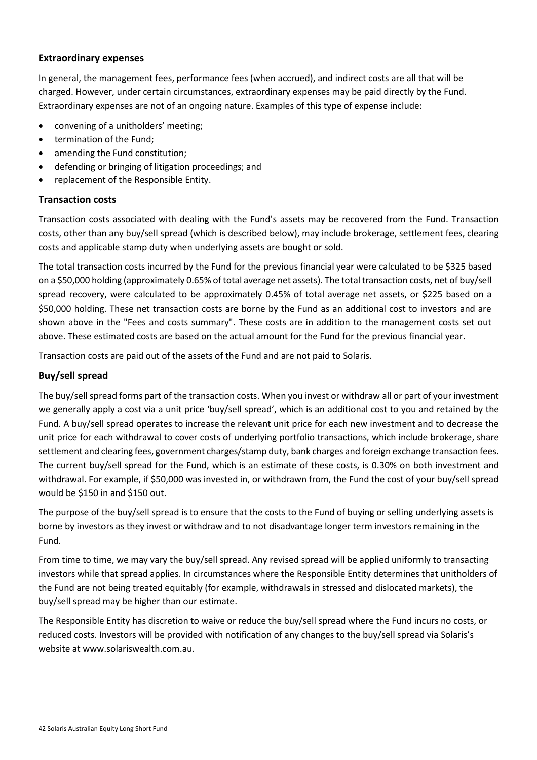### Extraordinary expenses

In general, the management fees, performance fees (when accrued), and indirect costs are all that will be charged. However, under certain circumstances, extraordinary expenses may be paid directly by the Fund. Extraordinary expenses are not of an ongoing nature. Examples of this type of expense include:

- convening of a unitholders' meeting;
- termination of the Fund;
- amending the Fund constitution;
- defending or bringing of litigation proceedings; and
- replacement of the Responsible Entity.

### Transaction costs

Transaction costs associated with dealing with the Fund's assets may be recovered from the Fund. Transaction costs, other than any buy/sell spread (which is described below), may include brokerage, settlement fees, clearing costs and applicable stamp duty when underlying assets are bought or sold.

The total transaction costs incurred by the Fund for the previous financial year were calculated to be $325 based on a $50,000 holding (approximately 0.65% of total average net assets). The total transaction costs, net of buy/sell spread recovery, were calculated to be approximately 0.45% of total average net assets, or $225 based on a $50,000 holding. These net transaction costs are borne by the Fund as an additional cost to investors and are shown above in the "Fees and costs summary". These costs are in addition to the management costs set out above. These estimated costs are based on the actual amount for the Fund for the previous financial year.

Transaction costs are paid out of the assets of the Fund and are not paid to Solaris.

### Buy/sell spread

The buy/sell spread forms part of the transaction costs. When you invest or withdraw all or part of your investment we generally apply a cost via a unit price 'buy/sell spread', which is an additional cost to you and retained by the Fund. A buy/sell spread operates to increase the relevant unit price for each new investment and to decrease the unit price for each withdrawal to cover costs of underlying portfolio transactions, which include brokerage, share settlement and clearing fees, government charges/stamp duty, bank charges and foreign exchange transaction fees. The current buy/sell spread for the Fund, which is an estimate of these costs, is 0.30% on both investment and withdrawal. For example, if $50,000 was invested in, or withdrawn from, the Fund the cost of your buy/sell spread would be $150 in and $150 out.

The purpose of the buy/sell spread is to ensure that the costs to the Fund of buying or selling underlying assets is borne by investors as they invest or withdraw and to not disadvantage longer term investors remaining in the Fund.

From time to time, we may vary the buy/sell spread. Any revised spread will be applied uniformly to transacting investors while that spread applies. In circumstances where the Responsible Entity determines that unitholders of the Fund are not being treated equitably (for example, withdrawals in stressed and dislocated markets), the buy/sell spread may be higher than our estimate.

The Responsible Entity has discretion to waive or reduce the buy/sell spread where the Fund incurs no costs, or reduced costs. Investors will be provided with notification of any changes to the buy/sell spread via Solaris's website at www.solariswealth.com.au.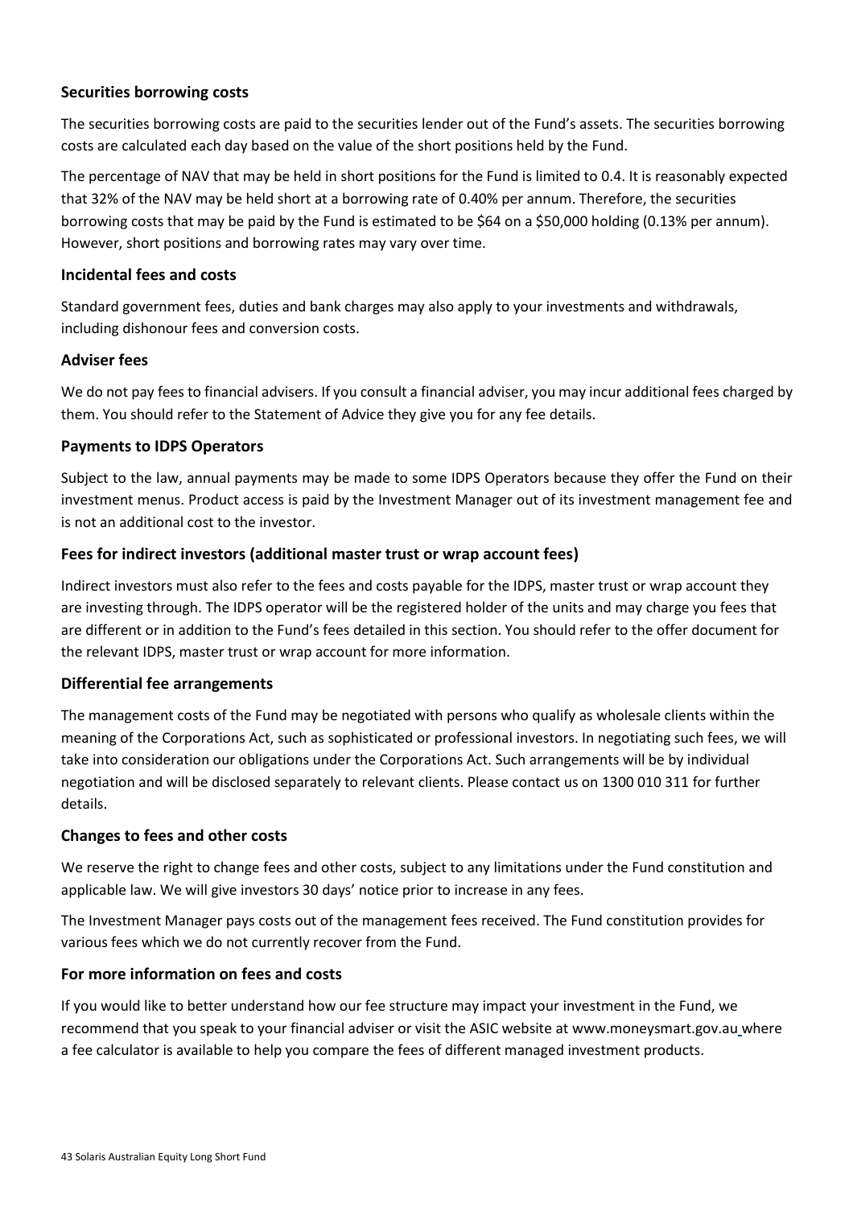### Securities borrowing costs

The securities borrowing costs are paid to the securities lender out of the Fund's assets. The securities borrowing costs are calculated each day based on the value of the short positions held by the Fund.

The percentage of NAV that may be held in short positions for the Fund is limited to 0.4. It is reasonably expected that 32% of the NAV may be held short at a borrowing rate of 0.40% per annum. Therefore, the securities borrowing costs that may be paid by the Fund is estimated to be $64 on a $50,000 holding (0.13% per annum). However, short positions and borrowing rates may vary over time.

### Incidental fees and costs

Standard government fees, duties and bank charges may also apply to your investments and withdrawals, including dishonour fees and conversion costs.

### Adviser fees

We do not pay fees to financial advisers. If you consult a financial adviser, you may incur additional fees charged by them. You should refer to the Statement of Advice they give you for any fee details.

### Payments to IDPS Operators

Subject to the law, annual payments may be made to some IDPS Operators because they offer the Fund on their investment menus. Product access is paid by the Investment Manager out of its investment management fee and is not an additional cost to the investor.

### Fees for indirect investors (additional master trust or wrap account fees)

Indirect investors must also refer to the fees and costs payable for the IDPS, master trust or wrap account they are investing through. The IDPS operator will be the registered holder of the units and may charge you fees that are different or in addition to the Fund's fees detailed in this section. You should refer to the offer document for the relevant IDPS, master trust or wrap account for more information.

### Differential fee arrangements

The management costs of the Fund may be negotiated with persons who qualify as wholesale clients within the meaning of the Corporations Act, such as sophisticated or professional investors. In negotiating such fees, we will take into consideration our obligations under the Corporations Act. Such arrangements will be by individual negotiation and will be disclosed separately to relevant clients. Please contact us on 1300 010 311 for further details.

### Changes to fees and other costs

We reserve the right to change fees and other costs, subject to any limitations under the Fund constitution and applicable law. We will give investors 30 days' notice prior to increase in any fees.

The Investment Manager pays costs out of the management fees received. The Fund constitution provides for various fees which we do not currently recover from the Fund.

### For more information on fees and costs

If you would like to better understand how our fee structure may impact your investment in the Fund, we recommend that you speak to your financial adviser or visit the ASIC website at www.moneysmart.gov.au where a fee calculator is available to help you compare the fees of different managed investment products.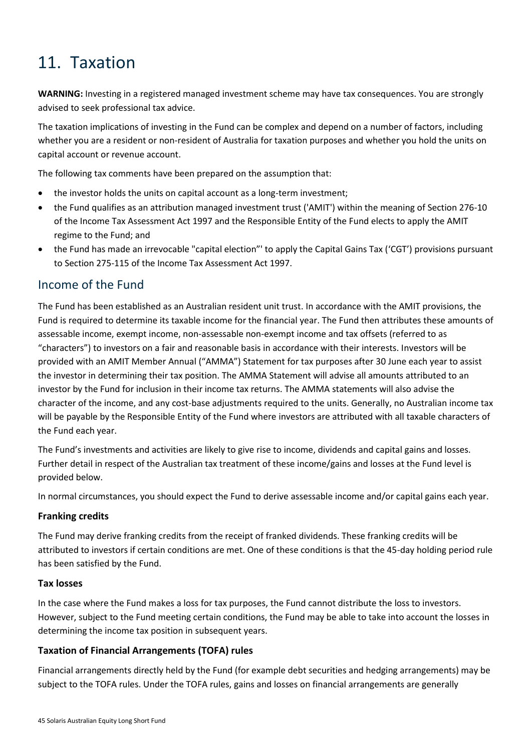# 11. Taxation

**WARNING:** Investing in a registered managed investment scheme may have tax consequences. You are strongly advised to seek professional tax advice.

The taxation implications of investing in the Fund can be complex and depend on a number of factors, including whether you are a resident or non-resident of Australia for taxation purposes and whether you hold the units on capital account or revenue account.

The following tax comments have been prepared on the assumption that:

- the investor holds the units on capital account as a long-term investment;
- the Fund qualifies as an attribution managed investment trust ('AMIT') within the meaning of Section 276-10 of the Income Tax Assessment Act 1997 and the Responsible Entity of the Fund elects to apply the AMIT regime to the Fund; and
- the Fund has made an irrevocable "capital election"' to apply the Capital Gains Tax ('CGT') provisions pursuant to Section 275-115 of the Income Tax Assessment Act 1997.

## Income of the Fund

The Fund has been established as an Australian resident unit trust. In accordance with the AMIT provisions, the Fund is required to determine its taxable income for the financial year. The Fund then attributes these amounts of assessable income, exempt income, non-assessable non-exempt income and tax offsets (referred to as "characters") to investors on a fair and reasonable basis in accordance with their interests. Investors will be provided with an AMIT Member Annual ("AMMA") Statement for tax purposes after 30 June each year to assist the investor in determining their tax position. The AMMA Statement will advise all amounts attributed to an investor by the Fund for inclusion in their income tax returns. The AMMA statements will also advise the character of the income, and any cost-base adjustments required to the units. Generally, no Australian income tax will be payable by the Responsible Entity of the Fund where investors are attributed with all taxable characters of the Fund each year.

The Fund's investments and activities are likely to give rise to income, dividends and capital gains and losses. Further detail in respect of the Australian tax treatment of these income/gains and losses at the Fund level is provided below.

In normal circumstances, you should expect the Fund to derive assessable income and/or capital gains each year.

### Franking credits

The Fund may derive franking credits from the receipt of franked dividends. These franking credits will be attributed to investors if certain conditions are met. One of these conditions is that the 45-day holding period rule has been satisfied by the Fund.

### Tax losses

In the case where the Fund makes a loss for tax purposes, the Fund cannot distribute the loss to investors. However, subject to the Fund meeting certain conditions, the Fund may be able to take into account the losses in determining the income tax position in subsequent years.

### Taxation of Financial Arrangements (TOFA) rules

Financial arrangements directly held by the Fund (for example debt securities and hedging arrangements) may be subject to the TOFA rules. Under the TOFA rules, gains and losses on financial arrangements are generally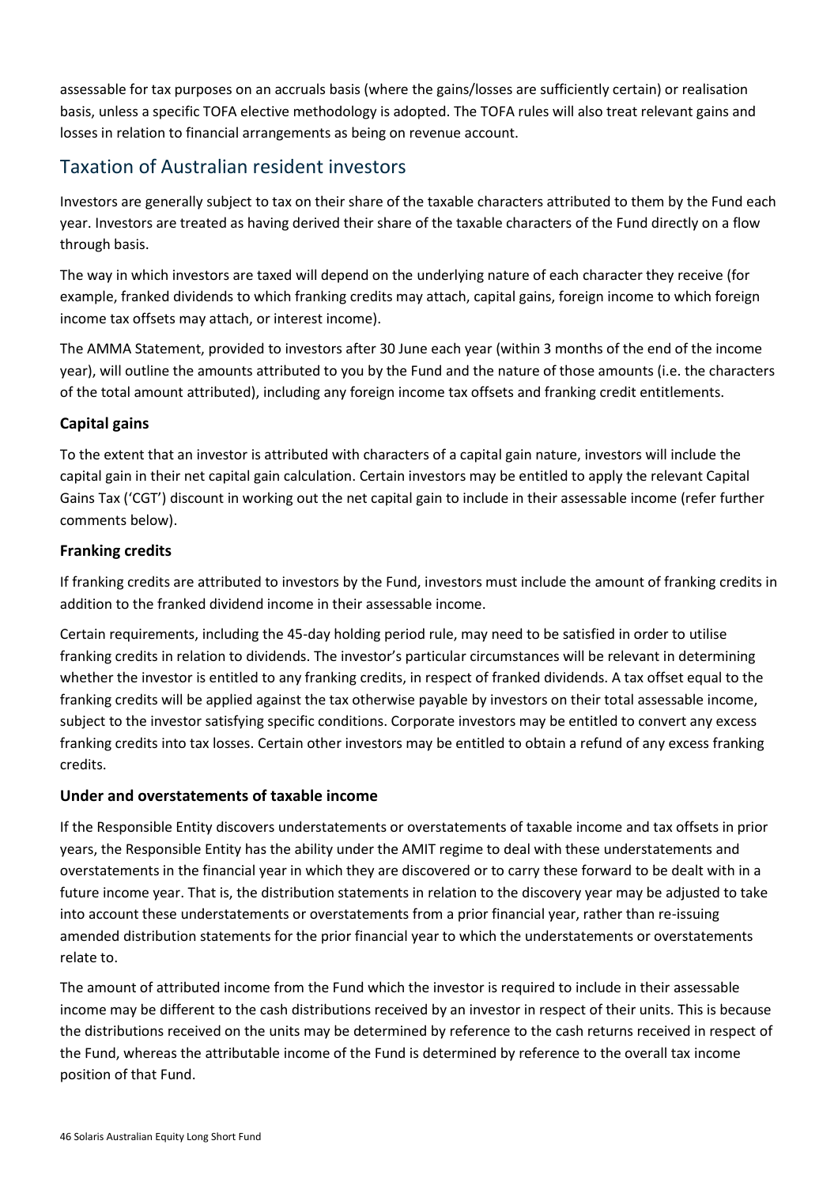assessable for tax purposes on an accruals basis (where the gains/losses are sufficiently certain) or realisation basis, unless a specific TOFA elective methodology is adopted. The TOFA rules will also treat relevant gains and losses in relation to financial arrangements as being on revenue account.

## Taxation of Australian resident investors

Investors are generally subject to tax on their share of the taxable characters attributed to them by the Fund each year. Investors are treated as having derived their share of the taxable characters of the Fund directly on a flow through basis.

The way in which investors are taxed will depend on the underlying nature of each character they receive (for example, franked dividends to which franking credits may attach, capital gains, foreign income to which foreign income tax offsets may attach, or interest income).

The AMMA Statement, provided to investors after 30 June each year (within 3 months of the end of the income year), will outline the amounts attributed to you by the Fund and the nature of those amounts (i.e. the characters of the total amount attributed), including any foreign income tax offsets and franking credit entitlements.

### Capital gains

To the extent that an investor is attributed with characters of a capital gain nature, investors will include the capital gain in their net capital gain calculation. Certain investors may be entitled to apply the relevant Capital Gains Tax ('CGT') discount in working out the net capital gain to include in their assessable income (refer further comments below).

### Franking credits

If franking credits are attributed to investors by the Fund, investors must include the amount of franking credits in addition to the franked dividend income in their assessable income.

Certain requirements, including the 45-day holding period rule, may need to be satisfied in order to utilise franking credits in relation to dividends. The investor's particular circumstances will be relevant in determining whether the investor is entitled to any franking credits, in respect of franked dividends. A tax offset equal to the franking credits will be applied against the tax otherwise payable by investors on their total assessable income, subject to the investor satisfying specific conditions. Corporate investors may be entitled to convert any excess franking credits into tax losses. Certain other investors may be entitled to obtain a refund of any excess franking credits.

### Under and overstatements of taxable income

If the Responsible Entity discovers understatements or overstatements of taxable income and tax offsets in prior years, the Responsible Entity has the ability under the AMIT regime to deal with these understatements and overstatements in the financial year in which they are discovered or to carry these forward to be dealt with in a future income year. That is, the distribution statements in relation to the discovery year may be adjusted to take into account these understatements or overstatements from a prior financial year, rather than re-issuing amended distribution statements for the prior financial year to which the understatements or overstatements relate to.

The amount of attributed income from the Fund which the investor is required to include in their assessable income may be different to the cash distributions received by an investor in respect of their units. This is because the distributions received on the units may be determined by reference to the cash returns received in respect of the Fund, whereas the attributable income of the Fund is determined by reference to the overall tax income position of that Fund.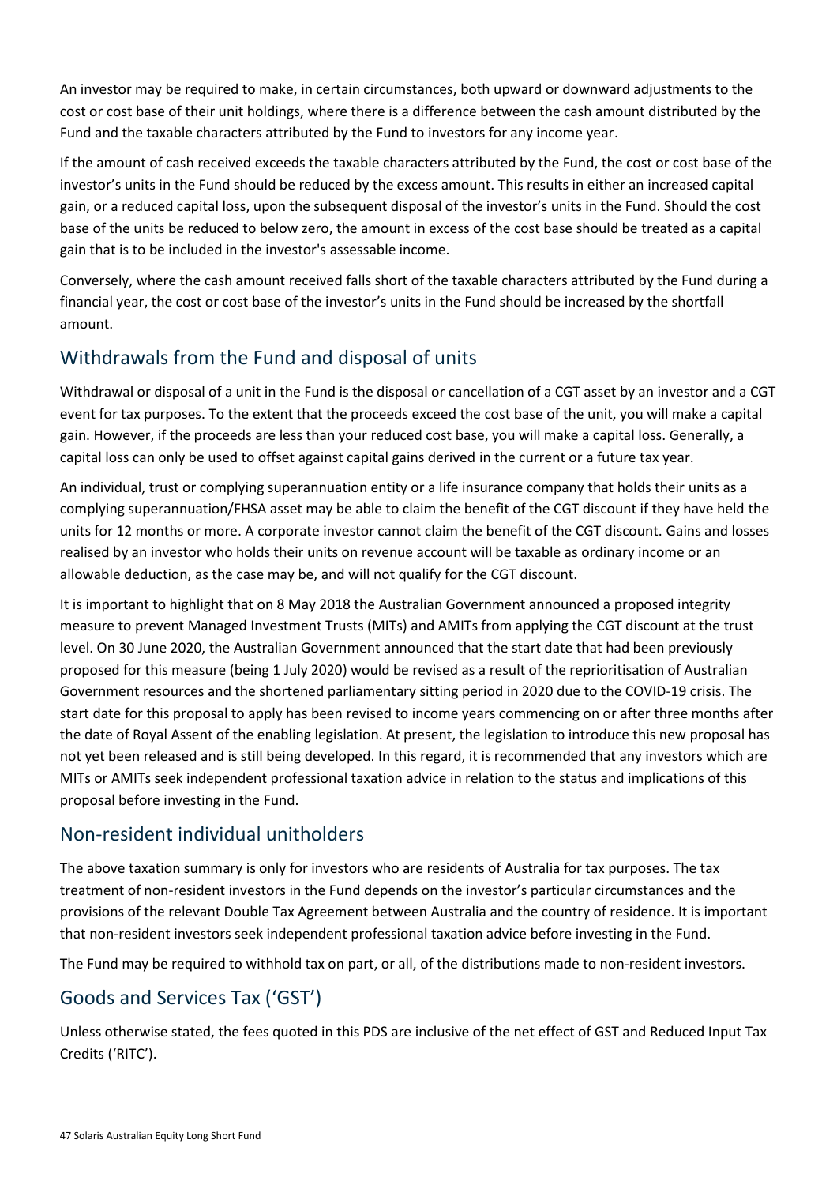An investor may be required to make, in certain circumstances, both upward or downward adjustments to the cost or cost base of their unit holdings, where there is a difference between the cash amount distributed by the Fund and the taxable characters attributed by the Fund to investors for any income year.

If the amount of cash received exceeds the taxable characters attributed by the Fund, the cost or cost base of the investor's units in the Fund should be reduced by the excess amount. This results in either an increased capital gain, or a reduced capital loss, upon the subsequent disposal of the investor's units in the Fund. Should the cost base of the units be reduced to below zero, the amount in excess of the cost base should be treated as a capital gain that is to be included in the investor's assessable income.

Conversely, where the cash amount received falls short of the taxable characters attributed by the Fund during a financial year, the cost or cost base of the investor's units in the Fund should be increased by the shortfall amount.

## Withdrawals from the Fund and disposal of units

Withdrawal or disposal of a unit in the Fund is the disposal or cancellation of a CGT asset by an investor and a CGT event for tax purposes. To the extent that the proceeds exceed the cost base of the unit, you will make a capital gain. However, if the proceeds are less than your reduced cost base, you will make a capital loss. Generally, a capital loss can only be used to offset against capital gains derived in the current or a future tax year.

An individual, trust or complying superannuation entity or a life insurance company that holds their units as a complying superannuation/FHSA asset may be able to claim the benefit of the CGT discount if they have held the units for 12 months or more. A corporate investor cannot claim the benefit of the CGT discount. Gains and losses realised by an investor who holds their units on revenue account will be taxable as ordinary income or an allowable deduction, as the case may be, and will not qualify for the CGT discount.

It is important to highlight that on 8 May 2018 the Australian Government announced a proposed integrity measure to prevent Managed Investment Trusts (MITs) and AMITs from applying the CGT discount at the trust level. On 30 June 2020, the Australian Government announced that the start date that had been previously proposed for this measure (being 1 July 2020) would be revised as a result of the reprioritisation of Australian Government resources and the shortened parliamentary sitting period in 2020 due to the COVID-19 crisis. The start date for this proposal to apply has been revised to income years commencing on or after three months after the date of Royal Assent of the enabling legislation. At present, the legislation to introduce this new proposal has not yet been released and is still being developed. In this regard, it is recommended that any investors which are MITs or AMITs seek independent professional taxation advice in relation to the status and implications of this proposal before investing in the Fund.

## Non-resident individual unitholders

The above taxation summary is only for investors who are residents of Australia for tax purposes. The tax treatment of non-resident investors in the Fund depends on the investor's particular circumstances and the provisions of the relevant Double Tax Agreement between Australia and the country of residence. It is important that non-resident investors seek independent professional taxation advice before investing in the Fund.

The Fund may be required to withhold tax on part, or all, of the distributions made to non-resident investors.

## Goods and Services Tax ('GST')

Unless otherwise stated, the fees quoted in this PDS are inclusive of the net effect of GST and Reduced Input Tax Credits ('RITC').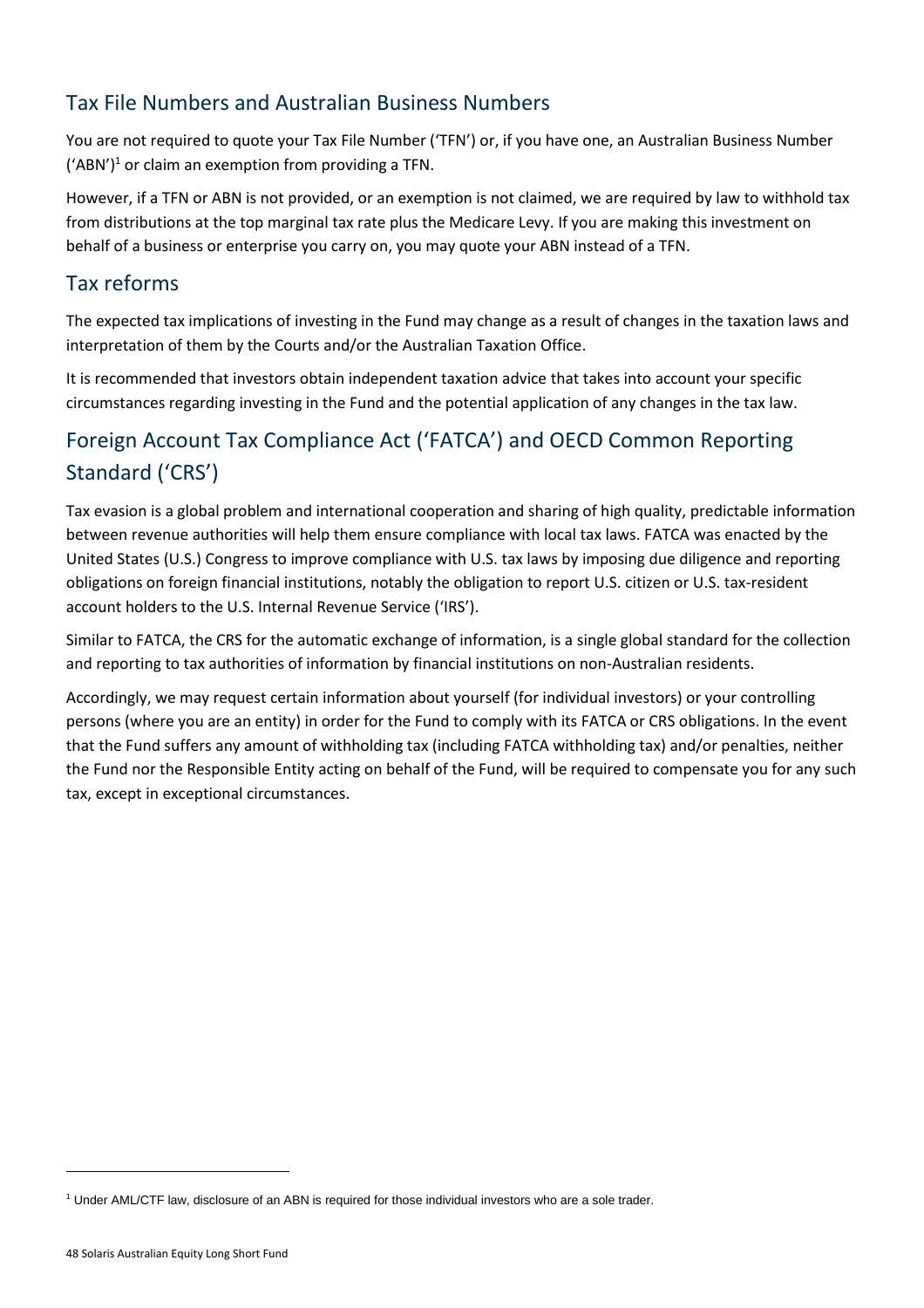## Tax File Numbers and Australian Business Numbers

You are not required to quote your Tax File Number ('TFN') or, if you have one, an Australian Business Number ('ABN')[1] or claim an exemption from providing a TFN.

However, if a TFN or ABN is not provided, or an exemption is not claimed, we are required by law to withhold tax from distributions at the top marginal tax rate plus the Medicare Levy. If you are making this investment on behalf of a business or enterprise you carry on, you may quote your ABN instead of a TFN.

## Tax reforms

The expected tax implications of investing in the Fund may change as a result of changes in the taxation laws and interpretation of them by the Courts and/or the Australian Taxation Office.

It is recommended that investors obtain independent taxation advice that takes into account your specific circumstances regarding investing in the Fund and the potential application of any changes in the tax law.

## Foreign Account Tax Compliance Act ('FATCA') and OECD Common Reporting Standard ('CRS')

Tax evasion is a global problem and international cooperation and sharing of high quality, predictable information between revenue authorities will help them ensure compliance with local tax laws. FATCA was enacted by the United States (U.S.) Congress to improve compliance with U.S. tax laws by imposing due diligence and reporting obligations on foreign financial institutions, notably the obligation to report U.S. citizen or U.S. tax-resident account holders to the U.S. Internal Revenue Service ('IRS').

Similar to FATCA, the CRS for the automatic exchange of information, is a single global standard for the collection and reporting to tax authorities of information by financial institutions on non-Australian residents.

Accordingly, we may request certain information about yourself (for individual investors) or your controlling persons (where you are an entity) in order for the Fund to comply with its FATCA or CRS obligations. In the event that the Fund suffers any amount of withholding tax (including FATCA withholding tax) and/or penalties, neither the Fund nor the Responsible Entity acting on behalf of the Fund, will be required to compensate you for any such tax, except in exceptional circumstances.

---

[1] Under AML/CTF law, disclosure of an ABN is required for those individual investors who are a sole trader.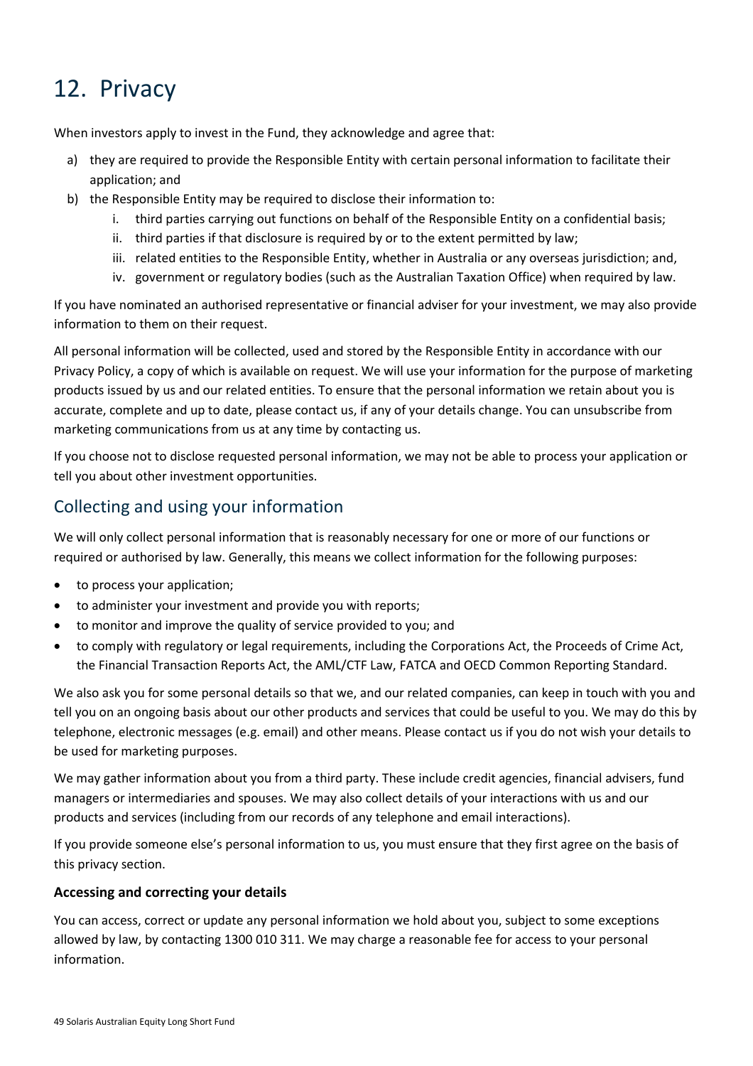# 12. Privacy

When investors apply to invest in the Fund, they acknowledge and agree that:

a) they are required to provide the Responsible Entity with certain personal information to facilitate their application; and
b) the Responsible Entity may be required to disclose their information to:
   i. third parties carrying out functions on behalf of the Responsible Entity on a confidential basis;
   ii. third parties if that disclosure is required by or to the extent permitted by law;
   iii. related entities to the Responsible Entity, whether in Australia or any overseas jurisdiction; and,
   iv. government or regulatory bodies (such as the Australian Taxation Office) when required by law.

If you have nominated an authorised representative or financial adviser for your investment, we may also provide information to them on their request.

All personal information will be collected, used and stored by the Responsible Entity in accordance with our Privacy Policy, a copy of which is available on request. We will use your information for the purpose of marketing products issued by us and our related entities. To ensure that the personal information we retain about you is accurate, complete and up to date, please contact us, if any of your details change. You can unsubscribe from marketing communications from us at any time by contacting us.

If you choose not to disclose requested personal information, we may not be able to process your application or tell you about other investment opportunities.

## Collecting and using your information

We will only collect personal information that is reasonably necessary for one or more of our functions or required or authorised by law. Generally, this means we collect information for the following purposes:

- to process your application;
- to administer your investment and provide you with reports;
- to monitor and improve the quality of service provided to you; and
- to comply with regulatory or legal requirements, including the Corporations Act, the Proceeds of Crime Act, the Financial Transaction Reports Act, the AML/CTF Law, FATCA and OECD Common Reporting Standard.

We also ask you for some personal details so that we, and our related companies, can keep in touch with you and tell you on an ongoing basis about our other products and services that could be useful to you. We may do this by telephone, electronic messages (e.g. email) and other means. Please contact us if you do not wish your details to be used for marketing purposes.

We may gather information about you from a third party. These include credit agencies, financial advisers, fund managers or intermediaries and spouses. We may also collect details of your interactions with us and our products and services (including from our records of any telephone and email interactions).

If you provide someone else's personal information to us, you must ensure that they first agree on the basis of this privacy section.

**Accessing and correcting your details**

You can access, correct or update any personal information we hold about you, subject to some exceptions allowed by law, by contacting 1300 010 311. We may charge a reasonable fee for access to your personal information.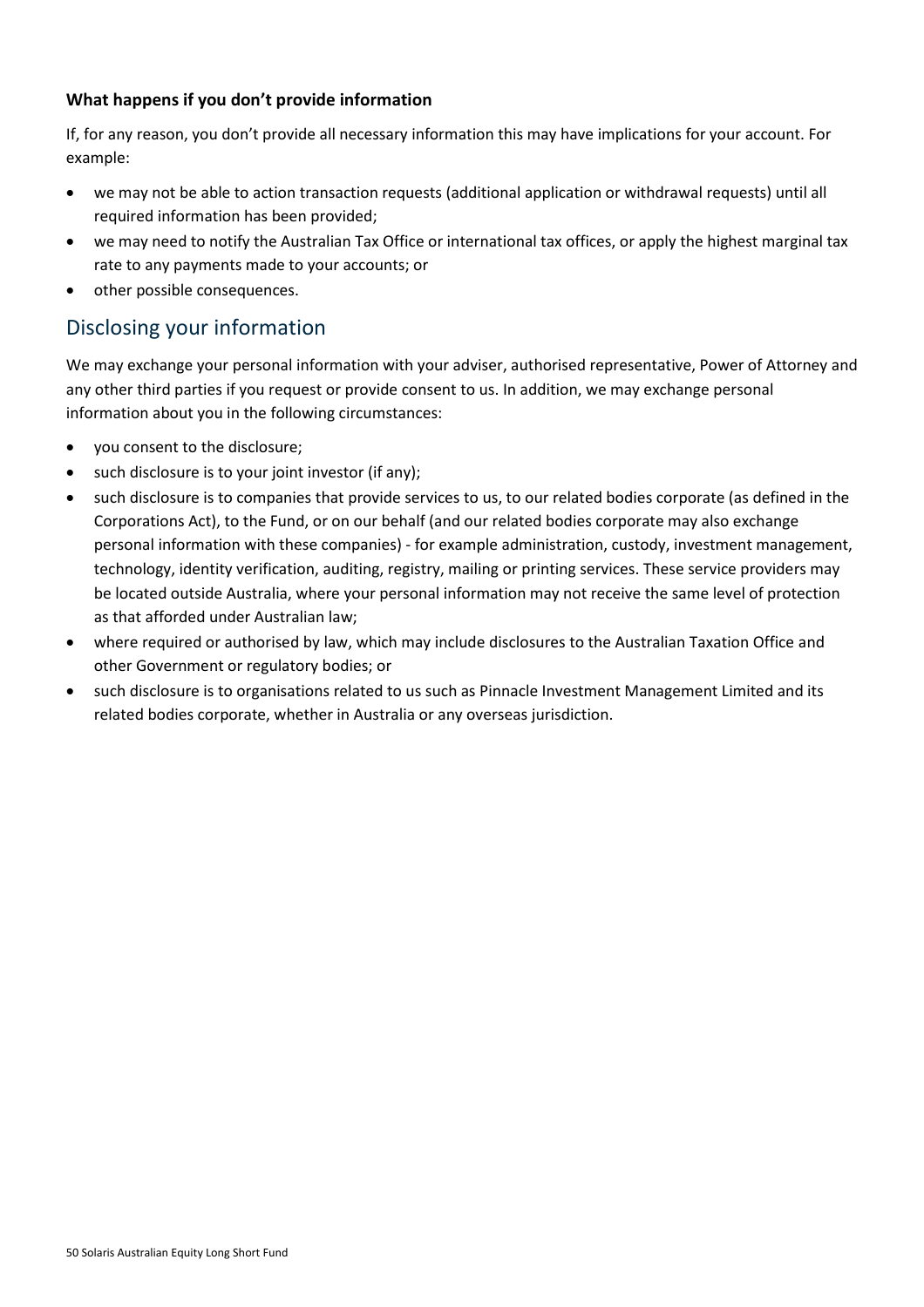**What happens if you don't provide information**

If, for any reason, you don't provide all necessary information this may have implications for your account. For example:

- we may not be able to action transaction requests (additional application or withdrawal requests) until all required information has been provided;
- we may need to notify the Australian Tax Office or international tax offices, or apply the highest marginal tax rate to any payments made to your accounts; or
- other possible consequences.

## Disclosing your information

We may exchange your personal information with your adviser, authorised representative, Power of Attorney and any other third parties if you request or provide consent to us. In addition, we may exchange personal information about you in the following circumstances:

- you consent to the disclosure;
- such disclosure is to your joint investor (if any);
- such disclosure is to companies that provide services to us, to our related bodies corporate (as defined in the Corporations Act), to the Fund, or on our behalf (and our related bodies corporate may also exchange personal information with these companies) - for example administration, custody, investment management, technology, identity verification, auditing, registry, mailing or printing services. These service providers may be located outside Australia, where your personal information may not receive the same level of protection as that afforded under Australian law;
- where required or authorised by law, which may include disclosures to the Australian Taxation Office and other Government or regulatory bodies; or
- such disclosure is to organisations related to us such as Pinnacle Investment Management Limited and its related bodies corporate, whether in Australia or any overseas jurisdiction.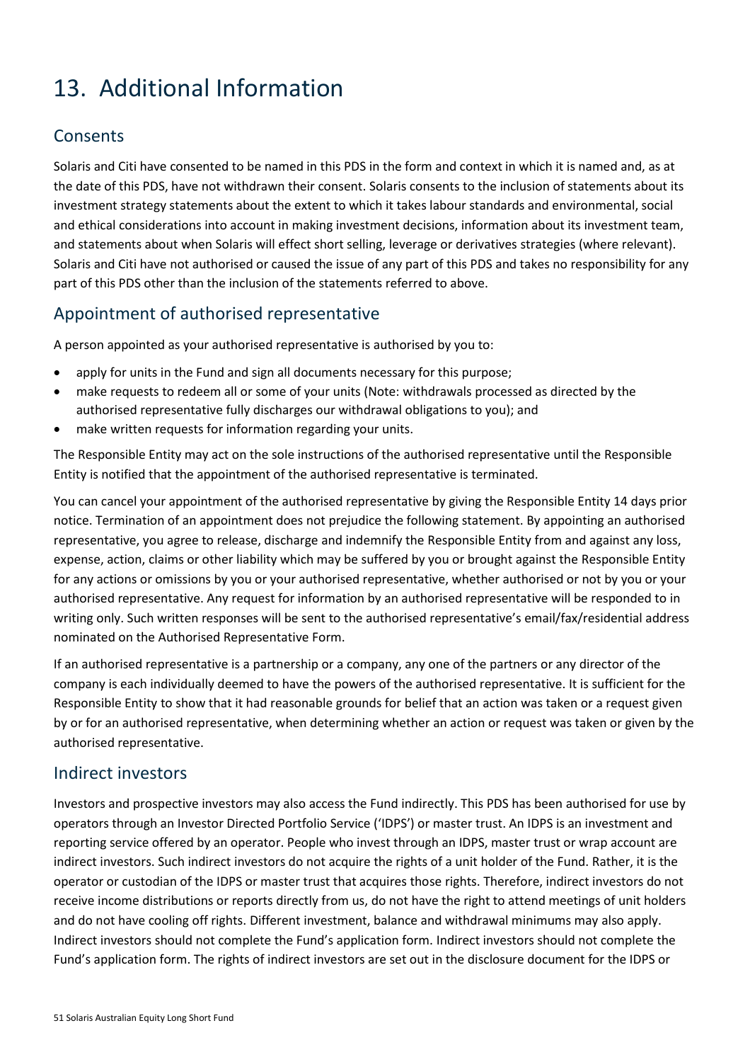# 13. Additional Information

## Consents

Solaris and Citi have consented to be named in this PDS in the form and context in which it is named and, as at the date of this PDS, have not withdrawn their consent. Solaris consents to the inclusion of statements about its investment strategy statements about the extent to which it takes labour standards and environmental, social and ethical considerations into account in making investment decisions, information about its investment team, and statements about when Solaris will effect short selling, leverage or derivatives strategies (where relevant). Solaris and Citi have not authorised or caused the issue of any part of this PDS and takes no responsibility for any part of this PDS other than the inclusion of the statements referred to above.

## Appointment of authorised representative

A person appointed as your authorised representative is authorised by you to:

- apply for units in the Fund and sign all documents necessary for this purpose;
- make requests to redeem all or some of your units (Note: withdrawals processed as directed by the authorised representative fully discharges our withdrawal obligations to you); and
- make written requests for information regarding your units.

The Responsible Entity may act on the sole instructions of the authorised representative until the Responsible Entity is notified that the appointment of the authorised representative is terminated.

You can cancel your appointment of the authorised representative by giving the Responsible Entity 14 days prior notice. Termination of an appointment does not prejudice the following statement. By appointing an authorised representative, you agree to release, discharge and indemnify the Responsible Entity from and against any loss, expense, action, claims or other liability which may be suffered by you or brought against the Responsible Entity for any actions or omissions by you or your authorised representative, whether authorised or not by you or your authorised representative. Any request for information by an authorised representative will be responded to in writing only. Such written responses will be sent to the authorised representative's email/fax/residential address nominated on the Authorised Representative Form.

If an authorised representative is a partnership or a company, any one of the partners or any director of the company is each individually deemed to have the powers of the authorised representative. It is sufficient for the Responsible Entity to show that it had reasonable grounds for belief that an action was taken or a request given by or for an authorised representative, when determining whether an action or request was taken or given by the authorised representative.

## Indirect investors

Investors and prospective investors may also access the Fund indirectly. This PDS has been authorised for use by operators through an Investor Directed Portfolio Service ('IDPS') or master trust. An IDPS is an investment and reporting service offered by an operator. People who invest through an IDPS, master trust or wrap account are indirect investors. Such indirect investors do not acquire the rights of a unit holder of the Fund. Rather, it is the operator or custodian of the IDPS or master trust that acquires those rights. Therefore, indirect investors do not receive income distributions or reports directly from us, do not have the right to attend meetings of unit holders and do not have cooling off rights. Different investment, balance and withdrawal minimums may also apply. Indirect investors should not complete the Fund's application form. Indirect investors should not complete the Fund's application form. The rights of indirect investors are set out in the disclosure document for the IDPS or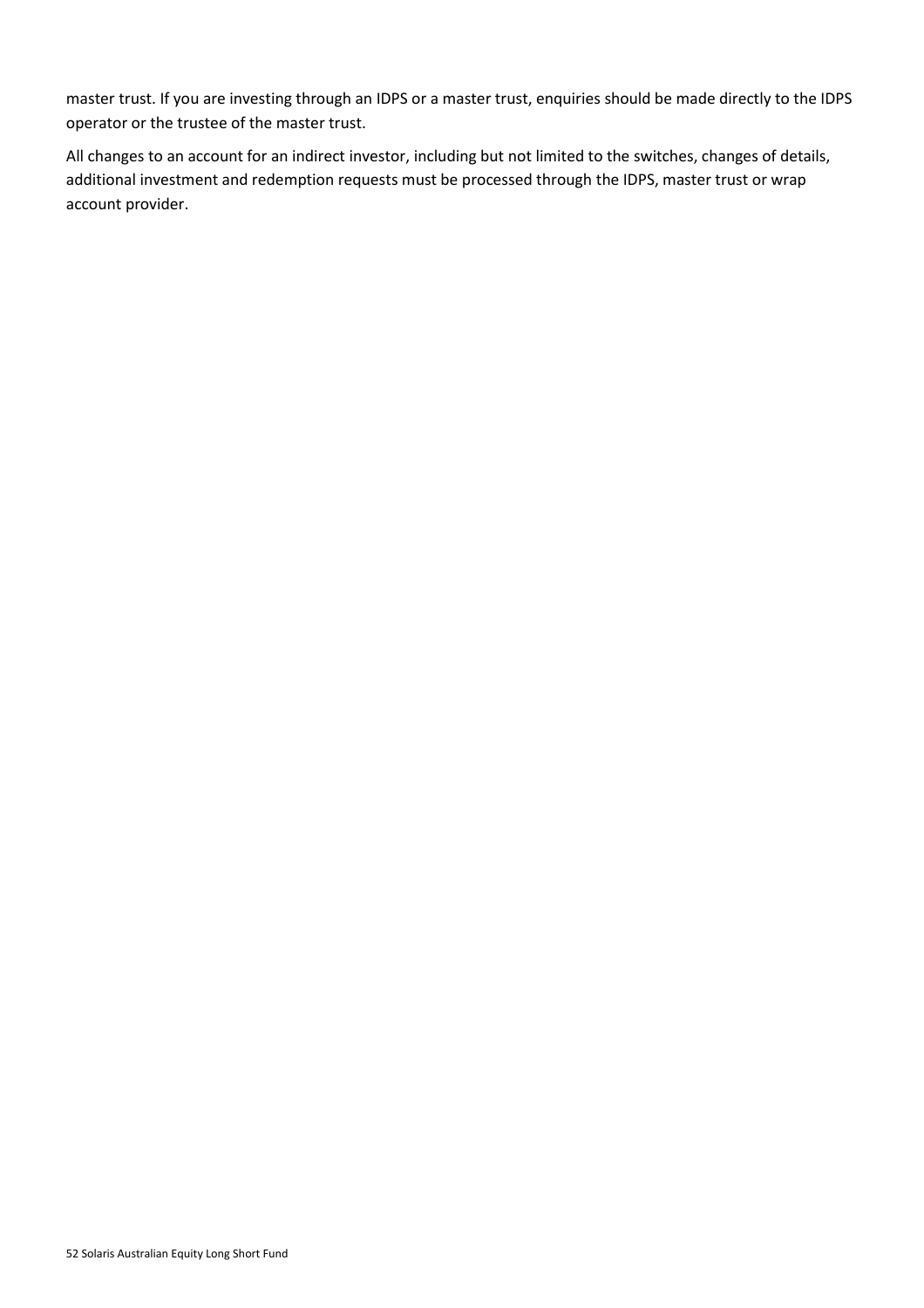master trust. If you are investing through an IDPS or a master trust, enquiries should be made directly to the IDPS operator or the trustee of the master trust.

All changes to an account for an indirect investor, including but not limited to the switches, changes of details, additional investment and redemption requests must be processed through the IDPS, master trust or wrap account provider.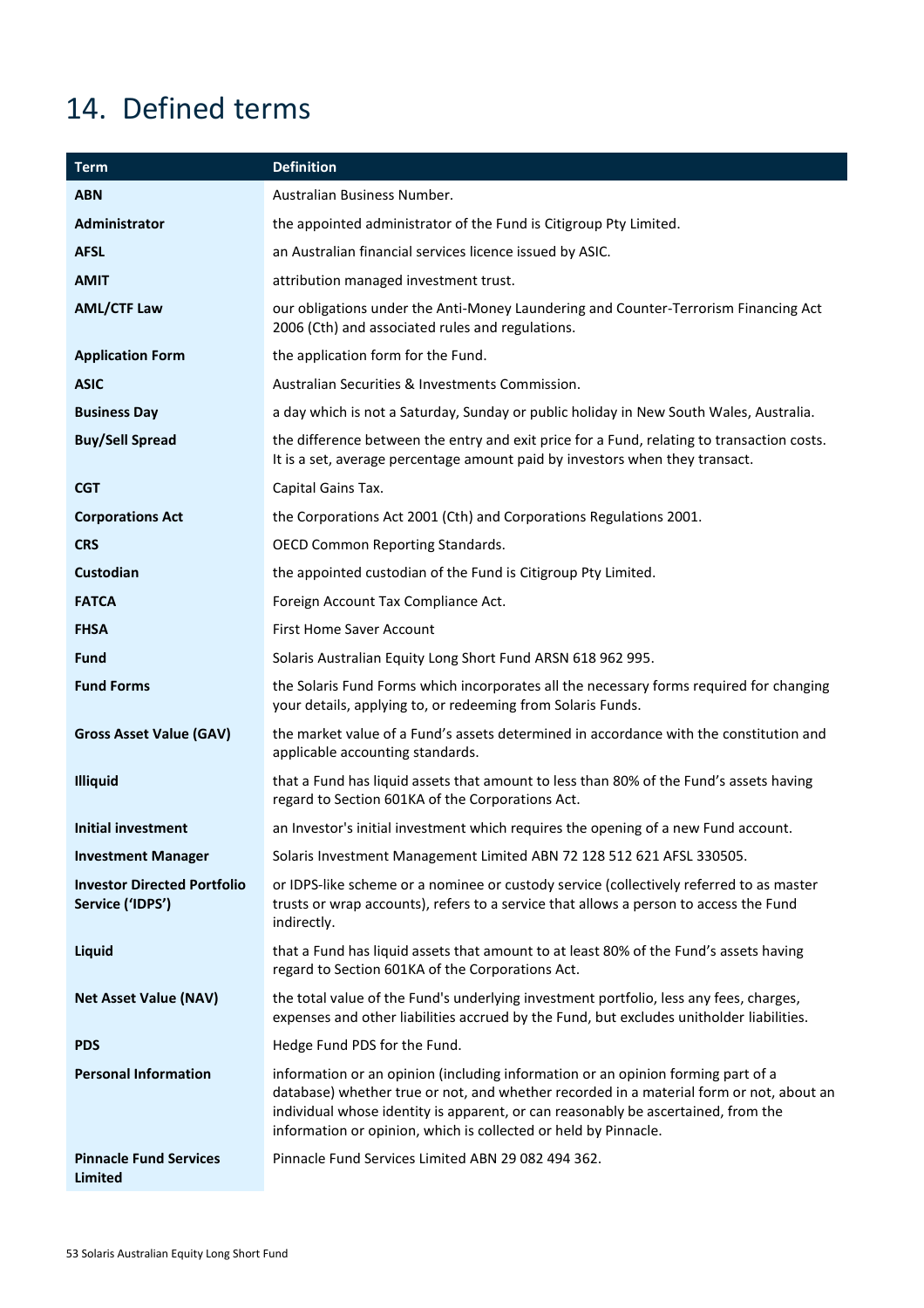# 14. Defined terms

| Term | Definition |
| --- | --- |
| **ABN** | Australian Business Number. |
| **Administrator** | the appointed administrator of the Fund is Citigroup Pty Limited. |
| **AFSL** | an Australian financial services licence issued by ASIC. |
| **AMIT** | attribution managed investment trust. |
| **AML/CTF Law** | our obligations under the Anti-Money Laundering and Counter-Terrorism Financing Act 2006 (Cth) and associated rules and regulations. |
| **Application Form** | the application form for the Fund. |
| **ASIC** | Australian Securities & Investments Commission. |
| **Business Day** | a day which is not a Saturday, Sunday or public holiday in New South Wales, Australia. |
| **Buy/Sell Spread** | the difference between the entry and exit price for a Fund, relating to transaction costs. It is a set, average percentage amount paid by investors when they transact. |
| **CGT** | Capital Gains Tax. |
| **Corporations Act** | the Corporations Act 2001 (Cth) and Corporations Regulations 2001. |
| **CRS** | OECD Common Reporting Standards. |
| **Custodian** | the appointed custodian of the Fund is Citigroup Pty Limited. |
| **FATCA** | Foreign Account Tax Compliance Act. |
| **FHSA** | First Home Saver Account |
| **Fund** | Solaris Australian Equity Long Short Fund ARSN 618 962 995. |
| **Fund Forms** | the Solaris Fund Forms which incorporates all the necessary forms required for changing your details, applying to, or redeeming from Solaris Funds. |
| **Gross Asset Value (GAV)** | the market value of a Fund's assets determined in accordance with the constitution and applicable accounting standards. |
| **Illiquid** | that a Fund has liquid assets that amount to less than 80% of the Fund's assets having regard to Section 601KA of the Corporations Act. |
| **Initial investment** | an Investor's initial investment which requires the opening of a new Fund account. |
| **Investment Manager** | Solaris Investment Management Limited ABN 72 128 512 621 AFSL 330505. |
| **Investor Directed Portfolio Service ('IDPS')** | or IDPS-like scheme or a nominee or custody service (collectively referred to as master trusts or wrap accounts), refers to a service that allows a person to access the Fund indirectly. |
| **Liquid** | that a Fund has liquid assets that amount to at least 80% of the Fund's assets having regard to Section 601KA of the Corporations Act. |
| **Net Asset Value (NAV)** | the total value of the Fund's underlying investment portfolio, less any fees, charges, expenses and other liabilities accrued by the Fund, but excludes unitholder liabilities. |
| **PDS** | Hedge Fund PDS for the Fund. |
| **Personal Information** | information or an opinion (including information or an opinion forming part of a database) whether true or not, and whether recorded in a material form or not, about an individual whose identity is apparent, or can reasonably be ascertained, from the information or opinion, which is collected or held by Pinnacle. |
| **Pinnacle Fund Services Limited** | Pinnacle Fund Services Limited ABN 29 082 494 362. |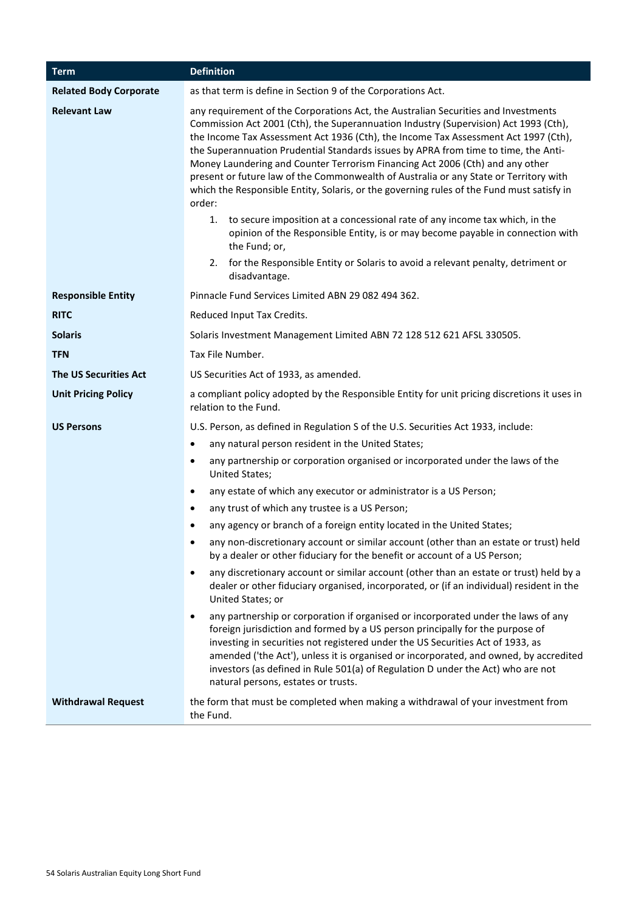| Term | Definition |
| --- | --- |
| **Related Body Corporate** | as that term is define in Section 9 of the Corporations Act. |
| **Relevant Law** | any requirement of the Corporations Act, the Australian Securities and Investments Commission Act 2001 (Cth), the Superannuation Industry (Supervision) Act 1993 (Cth), the Income Tax Assessment Act 1936 (Cth), the Income Tax Assessment Act 1997 (Cth), the Superannuation Prudential Standards issues by APRA from time to time, the Anti-Money Laundering and Counter Terrorism Financing Act 2006 (Cth) and any other present or future law of the Commonwealth of Australia or any State or Territory with which the Responsible Entity, Solaris, or the governing rules of the Fund must satisfy in order:<br>1. to secure imposition at a concessional rate of any income tax which, in the opinion of the Responsible Entity, is or may become payable in connection with the Fund; or,<br>2. for the Responsible Entity or Solaris to avoid a relevant penalty, detriment or disadvantage. |
| **Responsible Entity** | Pinnacle Fund Services Limited ABN 29 082 494 362. |
| **RITC** | Reduced Input Tax Credits. |
| **Solaris** | Solaris Investment Management Limited ABN 72 128 512 621 AFSL 330505. |
| **TFN** | Tax File Number. |
| **The US Securities Act** | US Securities Act of 1933, as amended. |
| **Unit Pricing Policy** | a compliant policy adopted by the Responsible Entity for unit pricing discretions it uses in relation to the Fund. |
| **US Persons** | U.S. Person, as defined in Regulation S of the U.S. Securities Act 1933, include:<br>• any natural person resident in the United States;<br>• any partnership or corporation organised or incorporated under the laws of the United States;<br>• any estate of which any executor or administrator is a US Person;<br>• any trust of which any trustee is a US Person;<br>• any agency or branch of a foreign entity located in the United States;<br>• any non-discretionary account or similar account (other than an estate or trust) held by a dealer or other fiduciary for the benefit or account of a US Person;<br>• any discretionary account or similar account (other than an estate or trust) held by a dealer or other fiduciary organised, incorporated, or (if an individual) resident in the United States; or<br>• any partnership or corporation if organised or incorporated under the laws of any foreign jurisdiction and formed by a US person principally for the purpose of investing in securities not registered under the US Securities Act of 1933, as amended ('the Act'), unless it is organised or incorporated, and owned, by accredited investors (as defined in Rule 501(a) of Regulation D under the Act) who are not natural persons, estates or trusts. |
| **Withdrawal Request** | the form that must be completed when making a withdrawal of your investment from the Fund. |